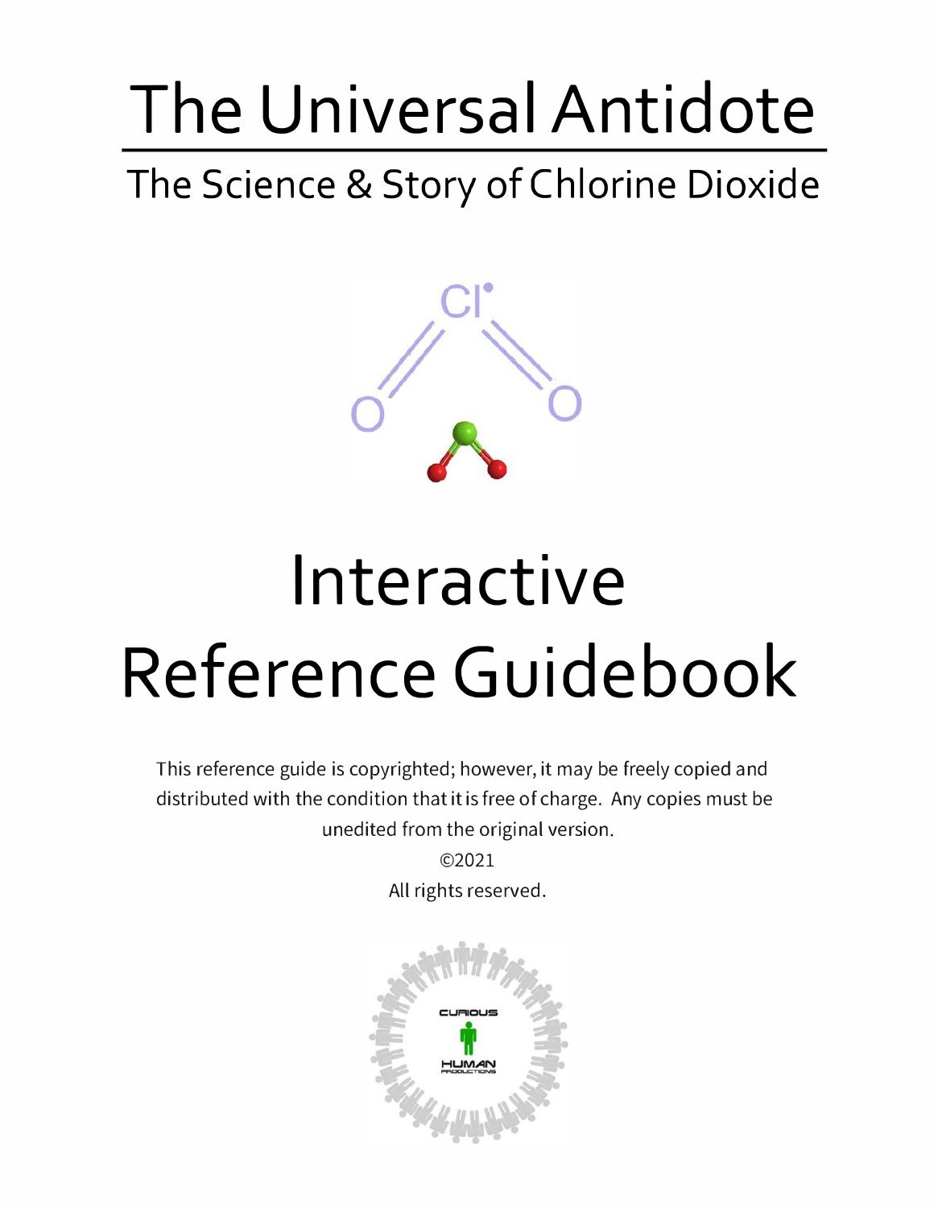# The Universal Antidote

## The Science & Story of Chlorine Dioxide

# Interactive Reference Guidebook

This reference guide is copyrighted; however, it may be freely copied and distributed with the condition that it is free of charge. Any copies must be unedited from the original version.

©2021

All rights reserved.

CURIOUS HUMAN PRODUCTIONS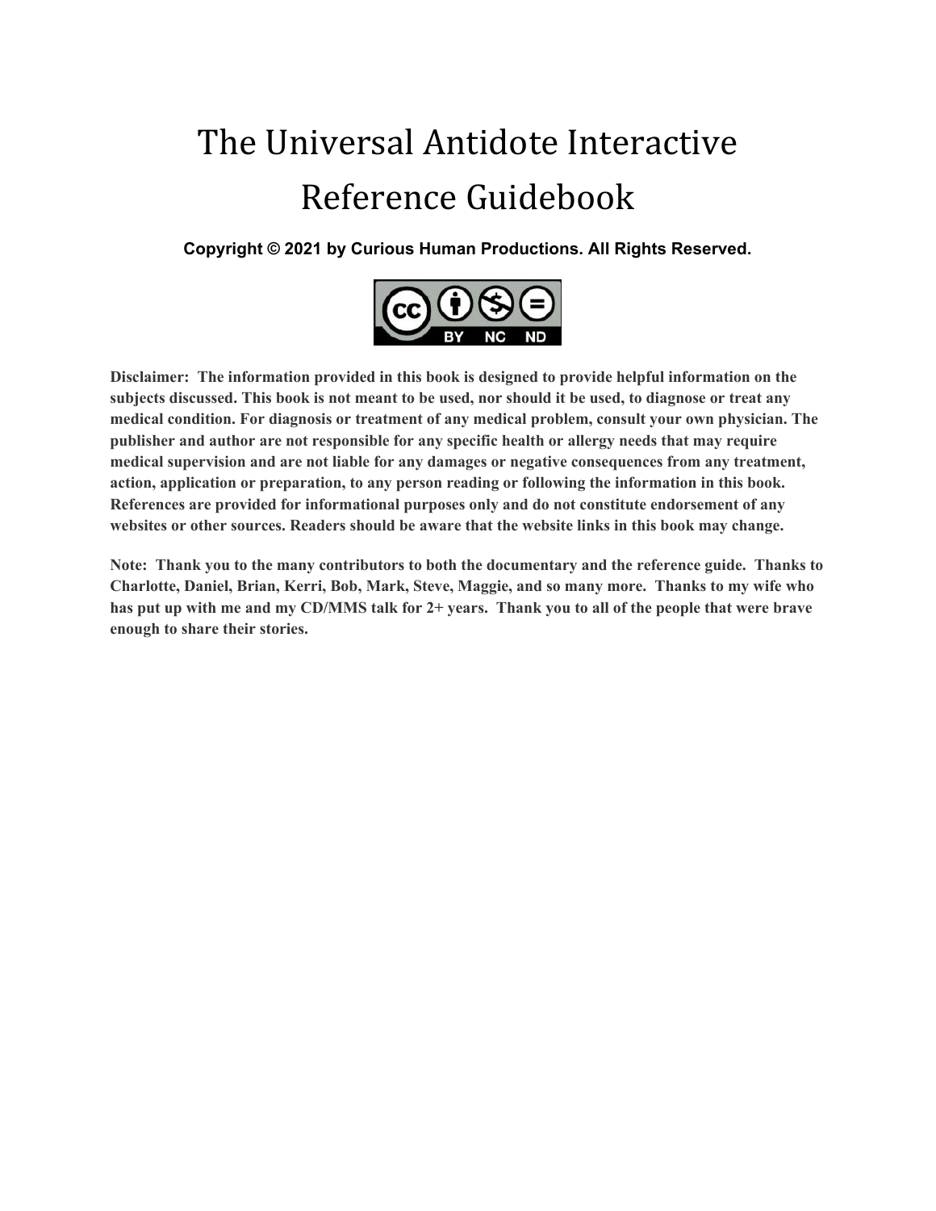# The Universal Antidote Interactive Reference Guidebook

**Copyright © 2021 by Curious Human Productions. All Rights Reserved.**

**Disclaimer: The information provided in this book is designed to provide helpful information on the subjects discussed. This book is not meant to be used, nor should it be used, to diagnose or treat any medical condition. For diagnosis or treatment of any medical problem, consult your own physician. The publisher and author are not responsible for any specific health or allergy needs that may require medical supervision and are not liable for any damages or negative consequences from any treatment, action, application or preparation, to any person reading or following the information in this book. References are provided for informational purposes only and do not constitute endorsement of any websites or other sources. Readers should be aware that the website links in this book may change.**

**Note: Thank you to the many contributors to both the documentary and the reference guide. Thanks to Charlotte, Daniel, Brian, Kerri, Bob, Mark, Steve, Maggie, and so many more. Thanks to my wife who has put up with me and my CD/MMS talk for 2+ years. Thank you to all of the people that were brave enough to share their stories.**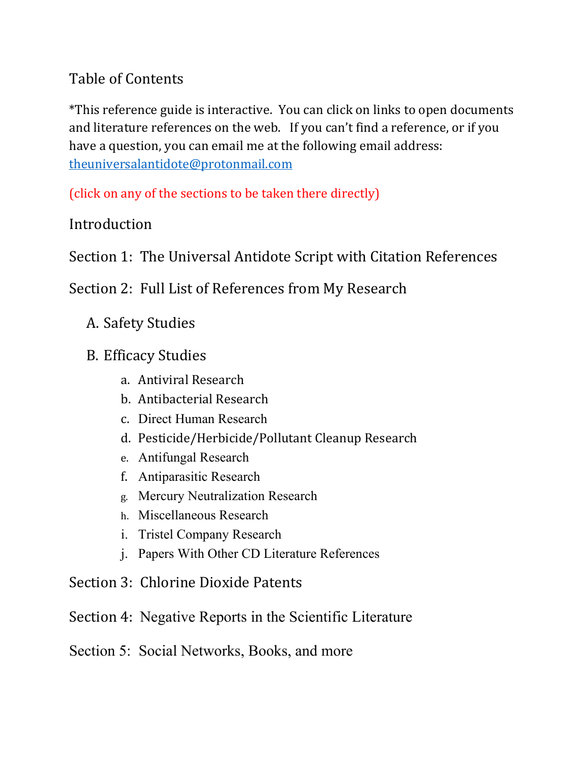# Table of Contents

*This reference guide is interactive. You can click on links to open documents and literature references on the web. If you can't find a reference, or if you have a question, you can email me at the following email address: theuniversalantidote@protonmail.com

(click on any of the sections to be taken there directly)

Introduction

Section 1: The Universal Antidote Script with Citation References

Section 2: Full List of References from My Research

A. Safety Studies

B. Efficacy Studies

a. Antiviral Research
b. Antibacterial Research
c. Direct Human Research
d. Pesticide/Herbicide/Pollutant Cleanup Research
e. Antifungal Research
f. Antiparasitic Research
g. Mercury Neutralization Research
h. Miscellaneous Research
i. Tristel Company Research
j. Papers With Other CD Literature References

Section 3: Chlorine Dioxide Patents

Section 4: Negative Reports in the Scientific Literature

Section 5: Social Networks, Books, and more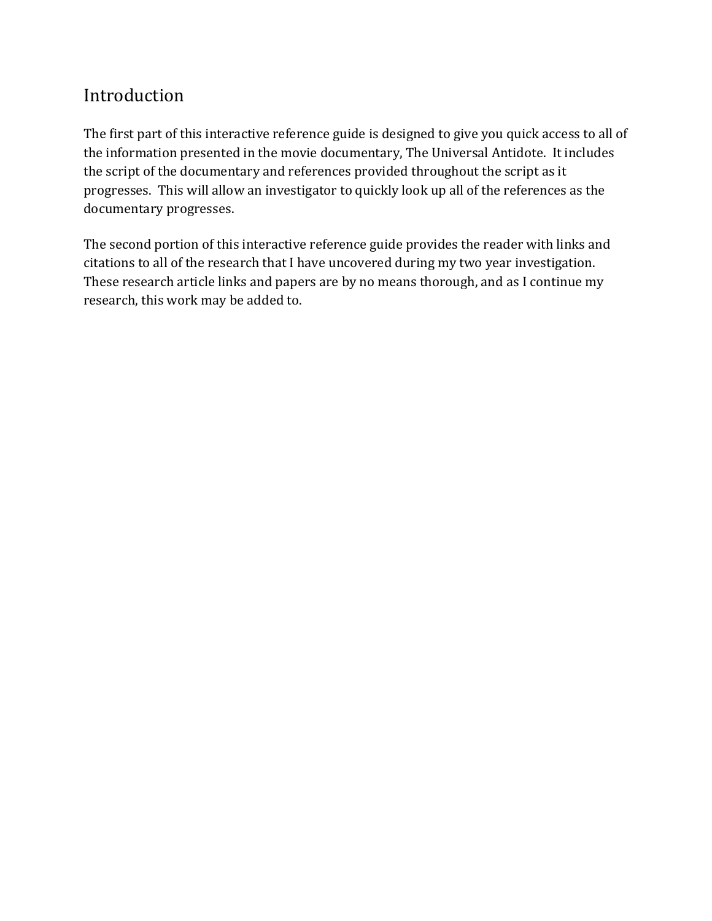# Introduction

The first part of this interactive reference guide is designed to give you quick access to all of the information presented in the movie documentary, The Universal Antidote. It includes the script of the documentary and references provided throughout the script as it progresses. This will allow an investigator to quickly look up all of the references as the documentary progresses.

The second portion of this interactive reference guide provides the reader with links and citations to all of the research that I have uncovered during my two year investigation. These research article links and papers are by no means thorough, and as I continue my research, this work may be added to.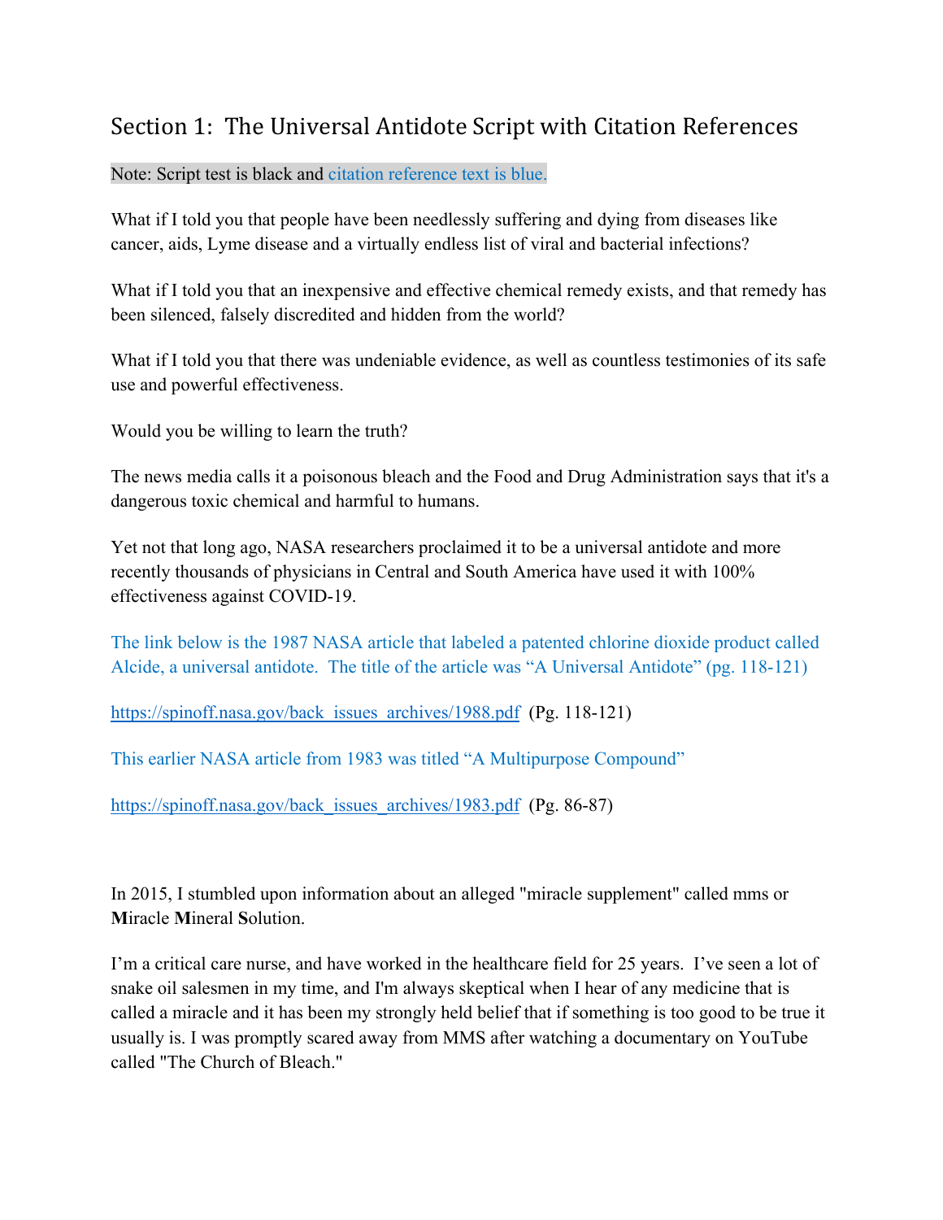## Section 1: The Universal Antidote Script with Citation References

Note: Script test is black and citation reference text is blue.

What if I told you that people have been needlessly suffering and dying from diseases like cancer, aids, Lyme disease and a virtually endless list of viral and bacterial infections?

What if I told you that an inexpensive and effective chemical remedy exists, and that remedy has been silenced, falsely discredited and hidden from the world?

What if I told you that there was undeniable evidence, as well as countless testimonies of its safe use and powerful effectiveness.

Would you be willing to learn the truth?

The news media calls it a poisonous bleach and the Food and Drug Administration says that it's a dangerous toxic chemical and harmful to humans.

Yet not that long ago, NASA researchers proclaimed it to be a universal antidote and more recently thousands of physicians in Central and South America have used it with 100% effectiveness against COVID-19.

The link below is the 1987 NASA article that labeled a patented chlorine dioxide product called Alcide, a universal antidote. The title of the article was "A Universal Antidote" (pg. 118-121)

https://spinoff.nasa.gov/back_issues_archives/1988.pdf (Pg. 118-121)

This earlier NASA article from 1983 was titled "A Multipurpose Compound"

https://spinoff.nasa.gov/back_issues_archives/1983.pdf (Pg. 86-87)

In 2015, I stumbled upon information about an alleged "miracle supplement" called mms or **M**iracle **M**ineral **S**olution.

I'm a critical care nurse, and have worked in the healthcare field for 25 years. I've seen a lot of snake oil salesmen in my time, and I'm always skeptical when I hear of any medicine that is called a miracle and it has been my strongly held belief that if something is too good to be true it usually is. I was promptly scared away from MMS after watching a documentary on YouTube called "The Church of Bleach."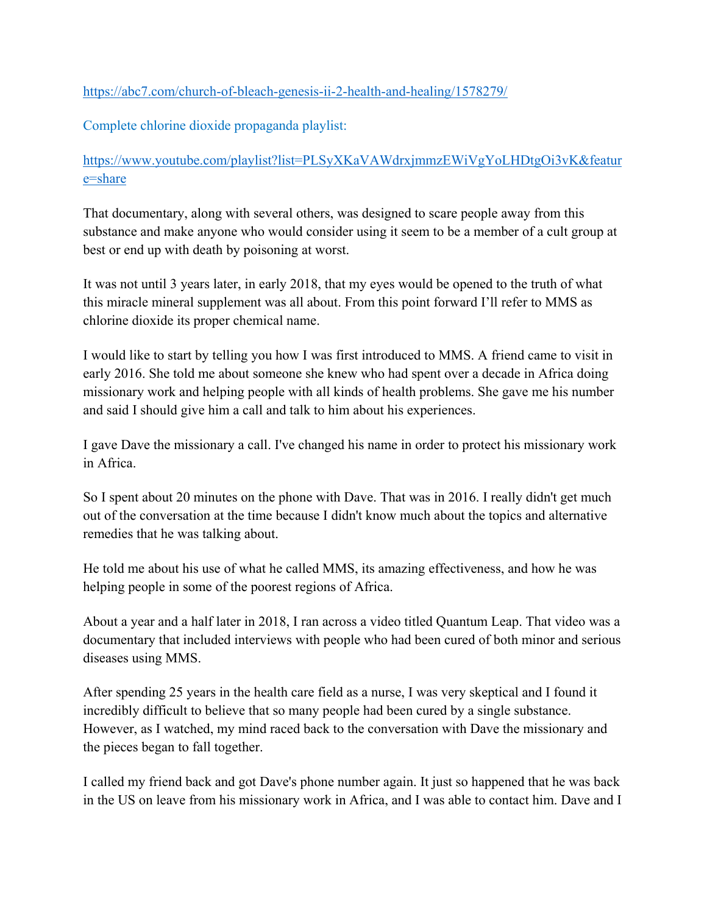https://abc7.com/church-of-bleach-genesis-ii-2-health-and-healing/1578279/

Complete chlorine dioxide propaganda playlist:

https://www.youtube.com/playlist?list=PLSyXKaVAWdrxjmmzEWiVgYoLHDtgOi3vK&feature=share

That documentary, along with several others, was designed to scare people away from this substance and make anyone who would consider using it seem to be a member of a cult group at best or end up with death by poisoning at worst.

It was not until 3 years later, in early 2018, that my eyes would be opened to the truth of what this miracle mineral supplement was all about. From this point forward I'll refer to MMS as chlorine dioxide its proper chemical name.

I would like to start by telling you how I was first introduced to MMS. A friend came to visit in early 2016. She told me about someone she knew who had spent over a decade in Africa doing missionary work and helping people with all kinds of health problems. She gave me his number and said I should give him a call and talk to him about his experiences.

I gave Dave the missionary a call. I've changed his name in order to protect his missionary work in Africa.

So I spent about 20 minutes on the phone with Dave. That was in 2016. I really didn't get much out of the conversation at the time because I didn't know much about the topics and alternative remedies that he was talking about.

He told me about his use of what he called MMS, its amazing effectiveness, and how he was helping people in some of the poorest regions of Africa.

About a year and a half later in 2018, I ran across a video titled Quantum Leap. That video was a documentary that included interviews with people who had been cured of both minor and serious diseases using MMS.

After spending 25 years in the health care field as a nurse, I was very skeptical and I found it incredibly difficult to believe that so many people had been cured by a single substance. However, as I watched, my mind raced back to the conversation with Dave the missionary and the pieces began to fall together.

I called my friend back and got Dave's phone number again. It just so happened that he was back in the US on leave from his missionary work in Africa, and I was able to contact him. Dave and I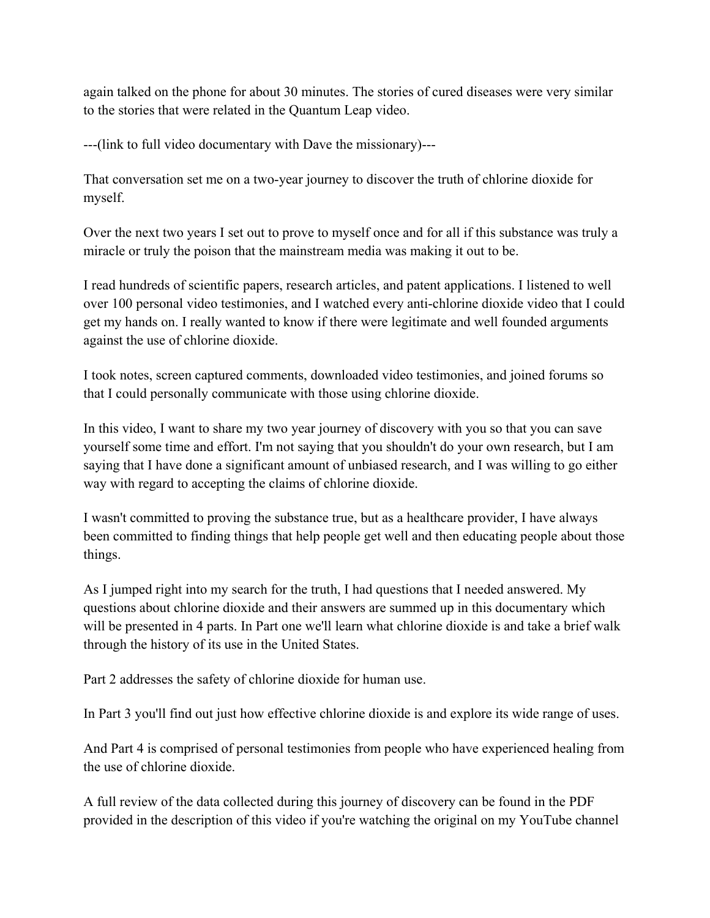again talked on the phone for about 30 minutes. The stories of cured diseases were very similar to the stories that were related in the Quantum Leap video.

---(link to full video documentary with Dave the missionary)---

That conversation set me on a two-year journey to discover the truth of chlorine dioxide for myself.

Over the next two years I set out to prove to myself once and for all if this substance was truly a miracle or truly the poison that the mainstream media was making it out to be.

I read hundreds of scientific papers, research articles, and patent applications. I listened to well over 100 personal video testimonies, and I watched every anti-chlorine dioxide video that I could get my hands on. I really wanted to know if there were legitimate and well founded arguments against the use of chlorine dioxide.

I took notes, screen captured comments, downloaded video testimonies, and joined forums so that I could personally communicate with those using chlorine dioxide.

In this video, I want to share my two year journey of discovery with you so that you can save yourself some time and effort. I'm not saying that you shouldn't do your own research, but I am saying that I have done a significant amount of unbiased research, and I was willing to go either way with regard to accepting the claims of chlorine dioxide.

I wasn't committed to proving the substance true, but as a healthcare provider, I have always been committed to finding things that help people get well and then educating people about those things.

As I jumped right into my search for the truth, I had questions that I needed answered. My questions about chlorine dioxide and their answers are summed up in this documentary which will be presented in 4 parts. In Part one we'll learn what chlorine dioxide is and take a brief walk through the history of its use in the United States.

Part 2 addresses the safety of chlorine dioxide for human use.

In Part 3 you'll find out just how effective chlorine dioxide is and explore its wide range of uses.

And Part 4 is comprised of personal testimonies from people who have experienced healing from the use of chlorine dioxide.

A full review of the data collected during this journey of discovery can be found in the PDF provided in the description of this video if you're watching the original on my YouTube channel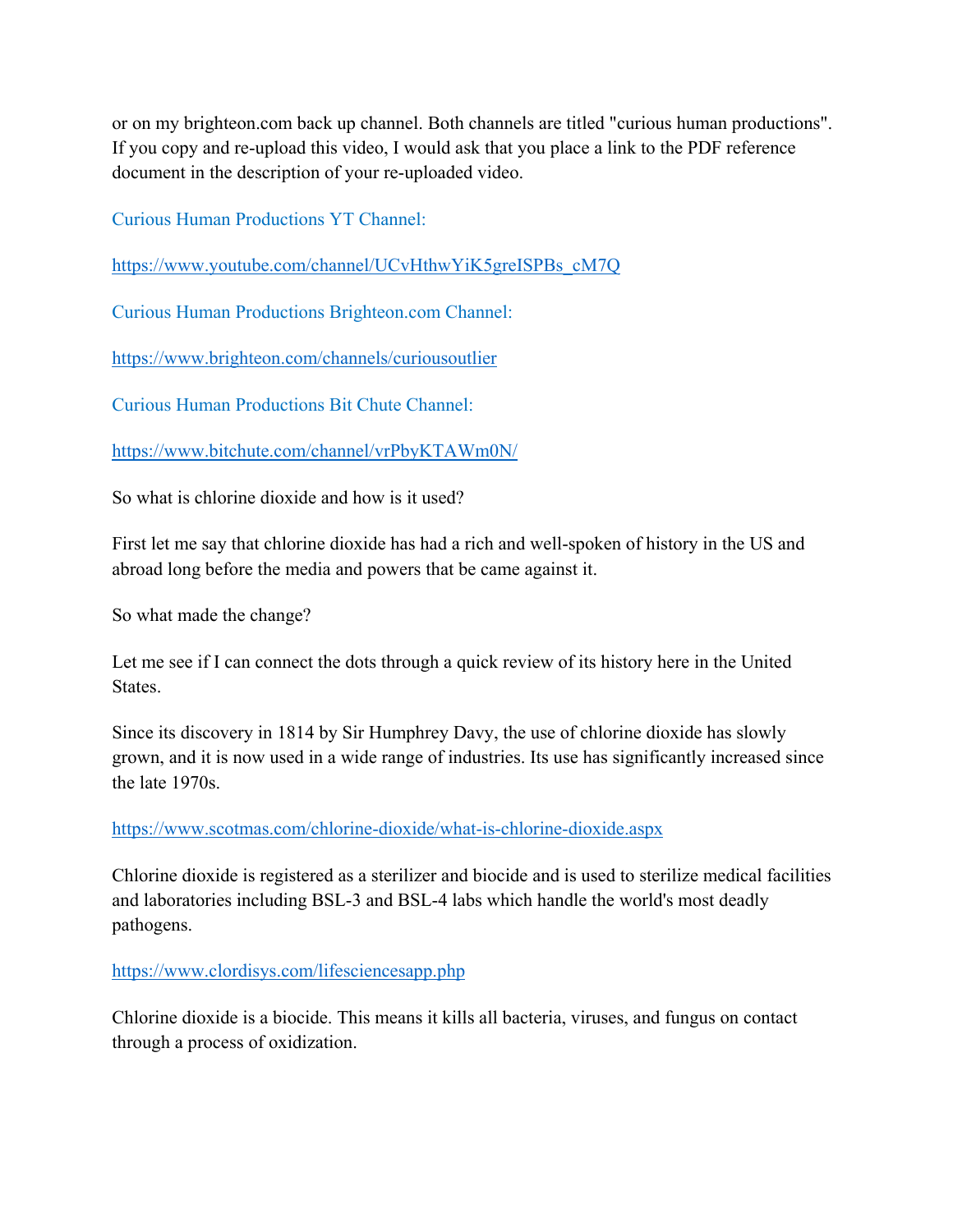or on my brighteon.com back up channel. Both channels are titled "curious human productions". If you copy and re-upload this video, I would ask that you place a link to the PDF reference document in the description of your re-uploaded video.

Curious Human Productions YT Channel:

https://www.youtube.com/channel/UCvHthwYiK5greISPBs_cM7Q

Curious Human Productions Brighteon.com Channel:

https://www.brighteon.com/channels/curiousoutlier

Curious Human Productions Bit Chute Channel:

https://www.bitchute.com/channel/vrPbyKTAWm0N/

So what is chlorine dioxide and how is it used?

First let me say that chlorine dioxide has had a rich and well-spoken of history in the US and abroad long before the media and powers that be came against it.

So what made the change?

Let me see if I can connect the dots through a quick review of its history here in the United States.

Since its discovery in 1814 by Sir Humphrey Davy, the use of chlorine dioxide has slowly grown, and it is now used in a wide range of industries. Its use has significantly increased since the late 1970s.

https://www.scotmas.com/chlorine-dioxide/what-is-chlorine-dioxide.aspx

Chlorine dioxide is registered as a sterilizer and biocide and is used to sterilize medical facilities and laboratories including BSL-3 and BSL-4 labs which handle the world's most deadly pathogens.

https://www.clordisys.com/lifesciencesapp.php

Chlorine dioxide is a biocide. This means it kills all bacteria, viruses, and fungus on contact through a process of oxidization.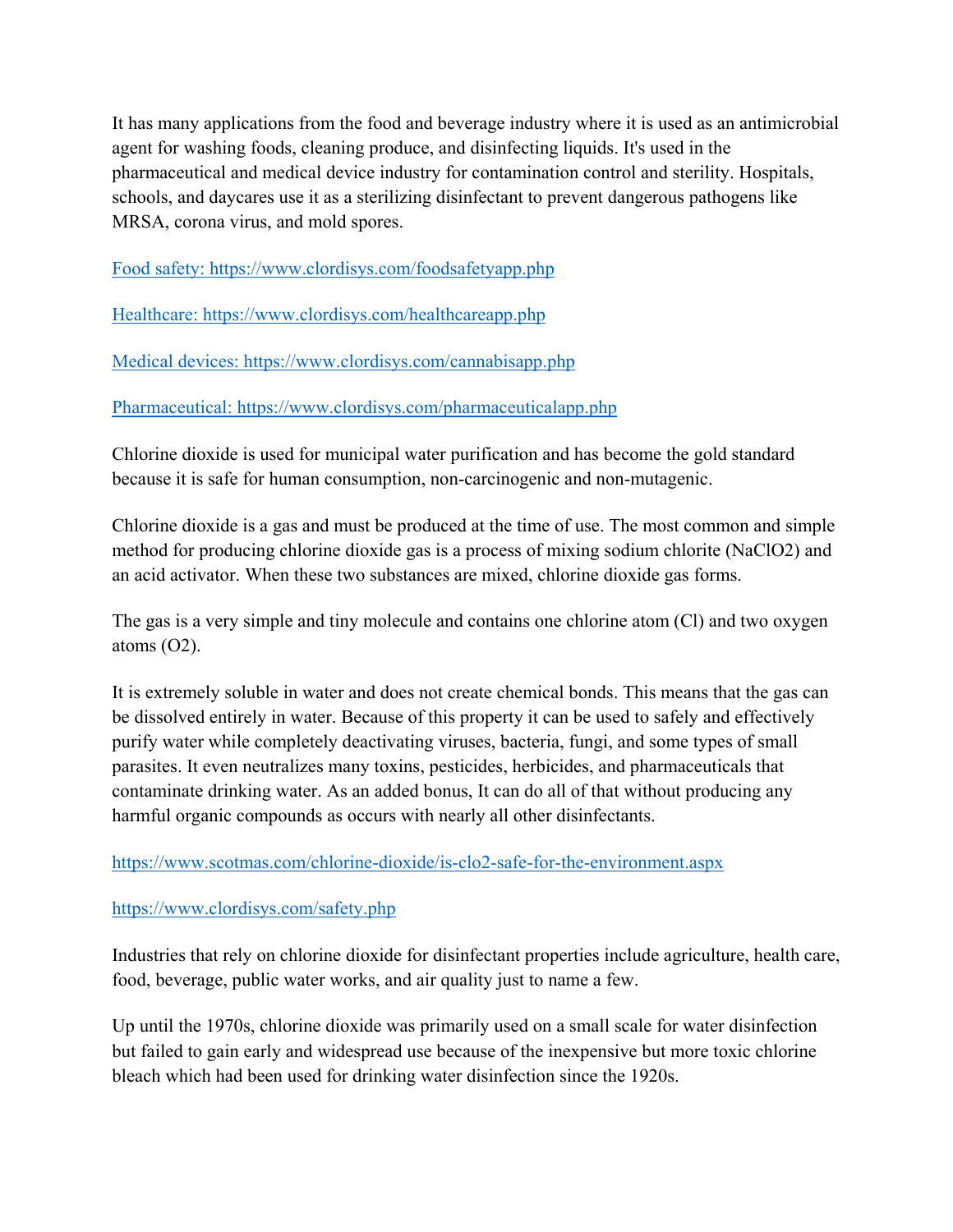It has many applications from the food and beverage industry where it is used as an antimicrobial agent for washing foods, cleaning produce, and disinfecting liquids. It's used in the pharmaceutical and medical device industry for contamination control and sterility. Hospitals, schools, and daycares use it as a sterilizing disinfectant to prevent dangerous pathogens like MRSA, corona virus, and mold spores.

[Food safety: https://www.clordisys.com/foodsafetyapp.php](https://www.clordisys.com/foodsafetyapp.php)

[Healthcare: https://www.clordisys.com/healthcareapp.php](https://www.clordisys.com/healthcareapp.php)

[Medical devices: https://www.clordisys.com/cannabisapp.php](https://www.clordisys.com/cannabisapp.php)

[Pharmaceutical: https://www.clordisys.com/pharmaceuticalapp.php](https://www.clordisys.com/pharmaceuticalapp.php)

Chlorine dioxide is used for municipal water purification and has become the gold standard because it is safe for human consumption, non-carcinogenic and non-mutagenic.

Chlorine dioxide is a gas and must be produced at the time of use. The most common and simple method for producing chlorine dioxide gas is a process of mixing sodium chlorite ($NaClO_2$) and an acid activator. When these two substances are mixed, chlorine dioxide gas forms.

The gas is a very simple and tiny molecule and contains one chlorine atom (Cl) and two oxygen atoms ($O_2$).

It is extremely soluble in water and does not create chemical bonds. This means that the gas can be dissolved entirely in water. Because of this property it can be used to safely and effectively purify water while completely deactivating viruses, bacteria, fungi, and some types of small parasites. It even neutralizes many toxins, pesticides, herbicides, and pharmaceuticals that contaminate drinking water. As an added bonus, It can do all of that without producing any harmful organic compounds as occurs with nearly all other disinfectants.

[https://www.scotmas.com/chlorine-dioxide/is-clo2-safe-for-the-environment.aspx](https://www.scotmas.com/chlorine-dioxide/is-clo2-safe-for-the-environment.aspx)

[https://www.clordisys.com/safety.php](https://www.clordisys.com/safety.php)

Industries that rely on chlorine dioxide for disinfectant properties include agriculture, health care, food, beverage, public water works, and air quality just to name a few.

Up until the 1970s, chlorine dioxide was primarily used on a small scale for water disinfection but failed to gain early and widespread use because of the inexpensive but more toxic chlorine bleach which had been used for drinking water disinfection since the 1920s.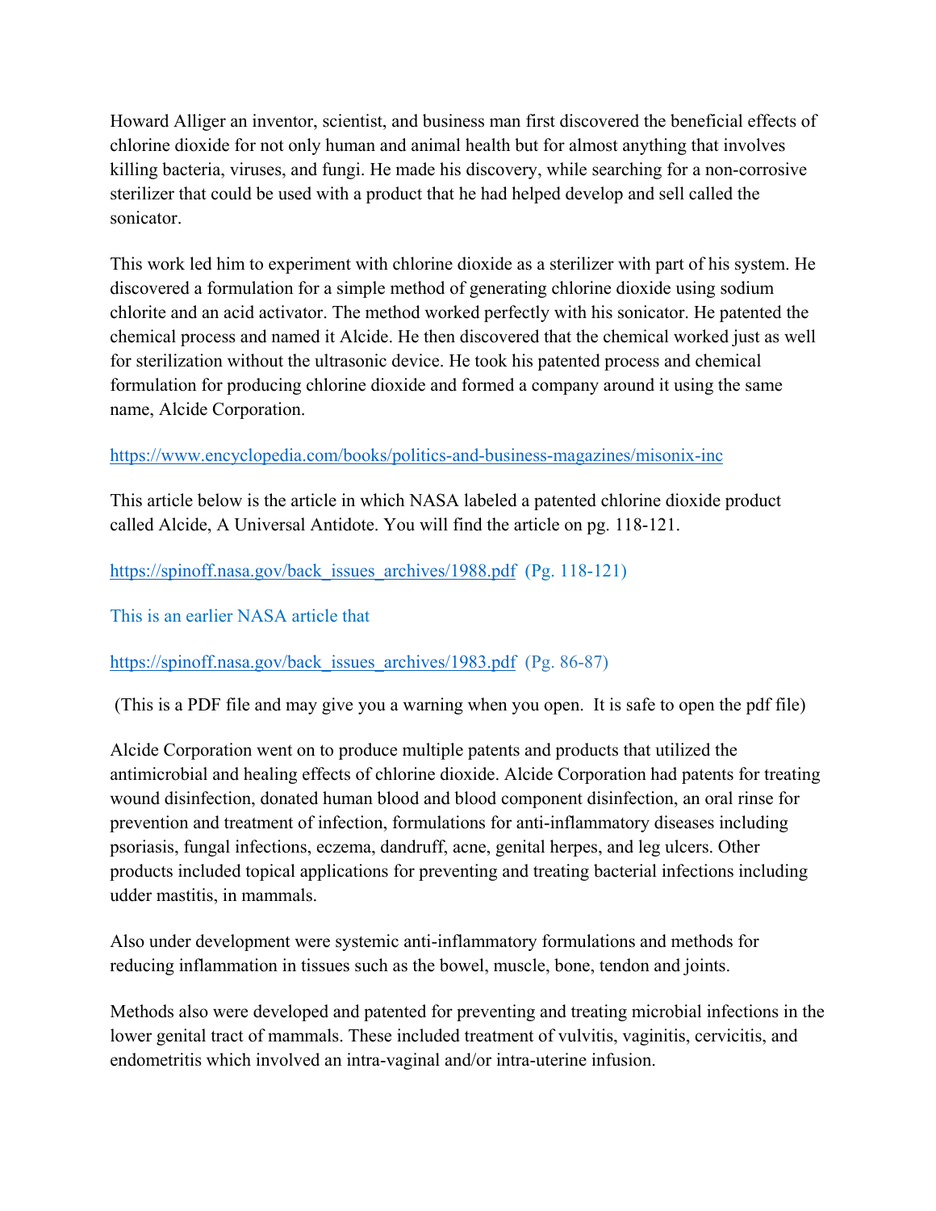Howard Alliger an inventor, scientist, and business man first discovered the beneficial effects of chlorine dioxide for not only human and animal health but for almost anything that involves killing bacteria, viruses, and fungi. He made his discovery, while searching for a non-corrosive sterilizer that could be used with a product that he had helped develop and sell called the sonicator.

This work led him to experiment with chlorine dioxide as a sterilizer with part of his system. He discovered a formulation for a simple method of generating chlorine dioxide using sodium chlorite and an acid activator. The method worked perfectly with his sonicator. He patented the chemical process and named it Alcide. He then discovered that the chemical worked just as well for sterilization without the ultrasonic device. He took his patented process and chemical formulation for producing chlorine dioxide and formed a company around it using the same name, Alcide Corporation.

https://www.encyclopedia.com/books/politics-and-business-magazines/misonix-inc

This article below is the article in which NASA labeled a patented chlorine dioxide product called Alcide, A Universal Antidote. You will find the article on pg. 118-121.

https://spinoff.nasa.gov/back_issues_archives/1988.pdf (Pg. 118-121)

This is an earlier NASA article that

https://spinoff.nasa.gov/back_issues_archives/1983.pdf (Pg. 86-87)

(This is a PDF file and may give you a warning when you open. It is safe to open the pdf file)

Alcide Corporation went on to produce multiple patents and products that utilized the antimicrobial and healing effects of chlorine dioxide. Alcide Corporation had patents for treating wound disinfection, donated human blood and blood component disinfection, an oral rinse for prevention and treatment of infection, formulations for anti-inflammatory diseases including psoriasis, fungal infections, eczema, dandruff, acne, genital herpes, and leg ulcers. Other products included topical applications for preventing and treating bacterial infections including udder mastitis, in mammals.

Also under development were systemic anti-inflammatory formulations and methods for reducing inflammation in tissues such as the bowel, muscle, bone, tendon and joints.

Methods also were developed and patented for preventing and treating microbial infections in the lower genital tract of mammals. These included treatment of vulvitis, vaginitis, cervicitis, and endometritis which involved an intra-vaginal and/or intra-uterine infusion.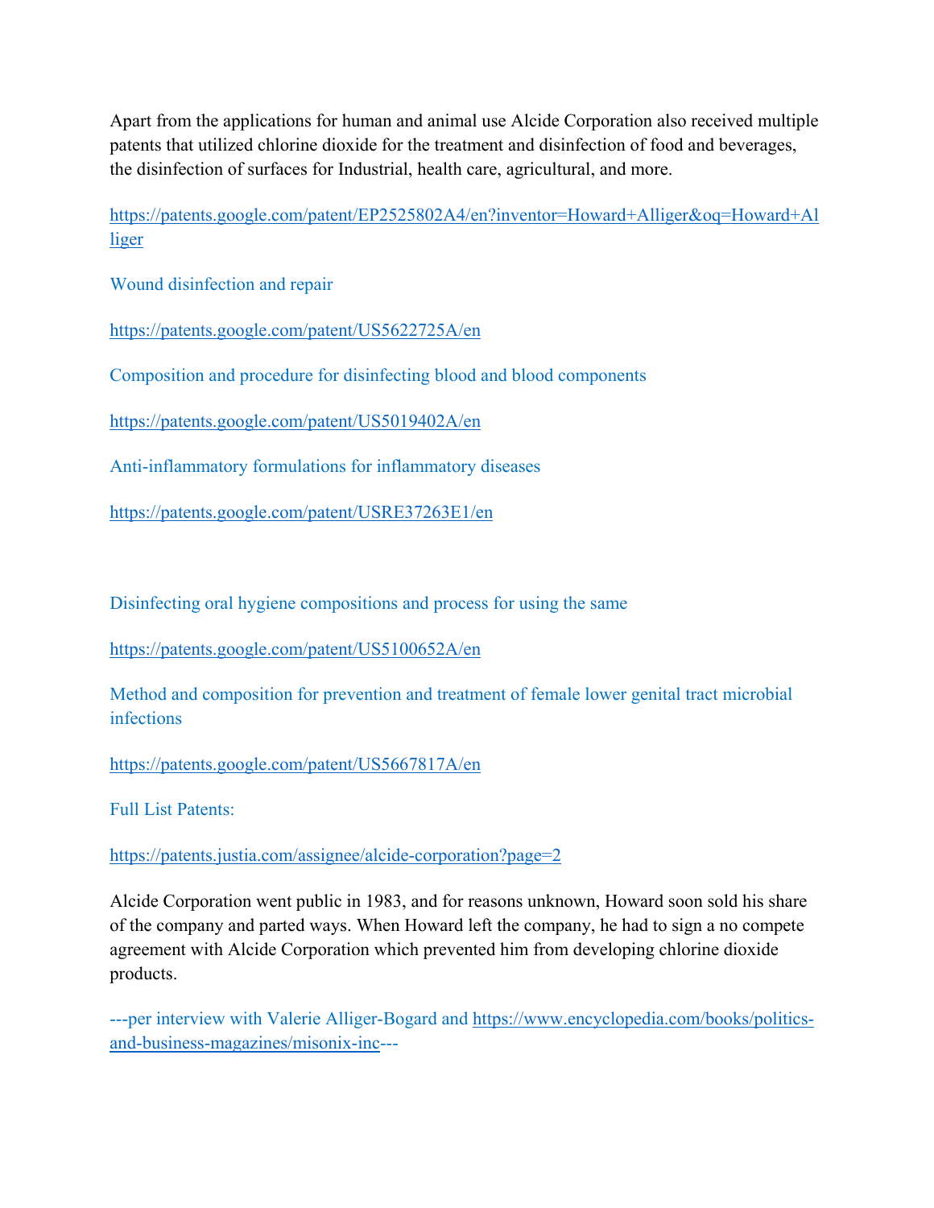Apart from the applications for human and animal use Alcide Corporation also received multiple patents that utilized chlorine dioxide for the treatment and disinfection of food and beverages, the disinfection of surfaces for Industrial, health care, agricultural, and more.

https://patents.google.com/patent/EP2525802A4/en?inventor=Howard+Alliger&oq=Howard+Alliger

Wound disinfection and repair

https://patents.google.com/patent/US5622725A/en

Composition and procedure for disinfecting blood and blood components

https://patents.google.com/patent/US5019402A/en

Anti-inflammatory formulations for inflammatory diseases

https://patents.google.com/patent/USRE37263E1/en

Disinfecting oral hygiene compositions and process for using the same

https://patents.google.com/patent/US5100652A/en

Method and composition for prevention and treatment of female lower genital tract microbial infections

https://patents.google.com/patent/US5667817A/en

Full List Patents:

https://patents.justia.com/assignee/alcide-corporation?page=2

Alcide Corporation went public in 1983, and for reasons unknown, Howard soon sold his share of the company and parted ways. When Howard left the company, he had to sign a no compete agreement with Alcide Corporation which prevented him from developing chlorine dioxide products.

---per interview with Valerie Alliger-Bogard and https://www.encyclopedia.com/books/politics-and-business-magazines/misonix-inc---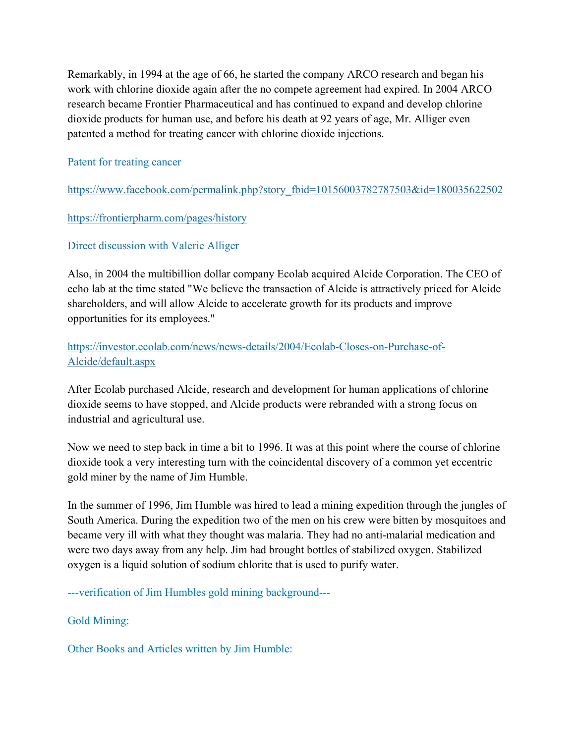Remarkably, in 1994 at the age of 66, he started the company ARCO research and began his work with chlorine dioxide again after the no compete agreement had expired. In 2004 ARCO research became Frontier Pharmaceutical and has continued to expand and develop chlorine dioxide products for human use, and before his death at 92 years of age, Mr. Alliger even patented a method for treating cancer with chlorine dioxide injections.

Patent for treating cancer

https://www.facebook.com/permalink.php?story_fbid=10156003782787503&id=180035622502

https://frontierpharm.com/pages/history

Direct discussion with Valerie Alliger

Also, in 2004 the multibillion dollar company Ecolab acquired Alcide Corporation. The CEO of echo lab at the time stated "We believe the transaction of Alcide is attractively priced for Alcide shareholders, and will allow Alcide to accelerate growth for its products and improve opportunities for its employees."

https://investor.ecolab.com/news/news-details/2004/Ecolab-Closes-on-Purchase-of-Alcide/default.aspx

After Ecolab purchased Alcide, research and development for human applications of chlorine dioxide seems to have stopped, and Alcide products were rebranded with a strong focus on industrial and agricultural use.

Now we need to step back in time a bit to 1996. It was at this point where the course of chlorine dioxide took a very interesting turn with the coincidental discovery of a common yet eccentric gold miner by the name of Jim Humble.

In the summer of 1996, Jim Humble was hired to lead a mining expedition through the jungles of South America. During the expedition two of the men on his crew were bitten by mosquitoes and became very ill with what they thought was malaria. They had no anti-malarial medication and were two days away from any help. Jim had brought bottles of stabilized oxygen. Stabilized oxygen is a liquid solution of sodium chlorite that is used to purify water.

---verification of Jim Humbles gold mining background---

Gold Mining:

Other Books and Articles written by Jim Humble: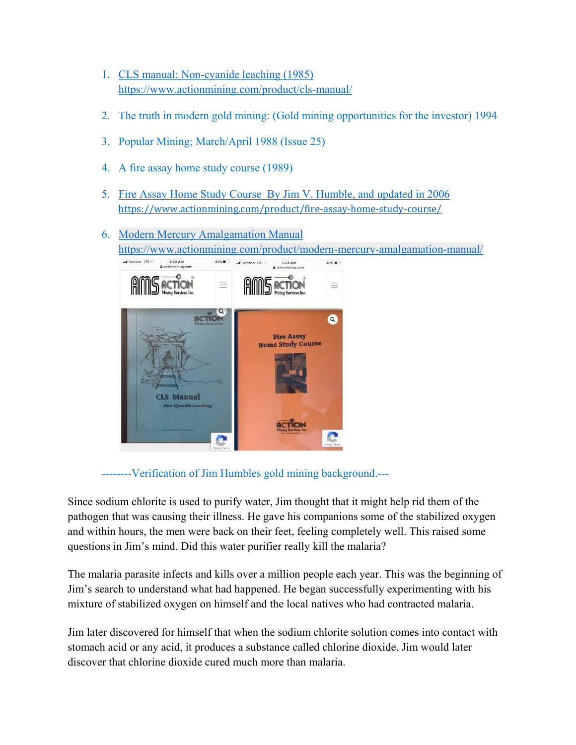1. [CLS manual: Non-cyanide leaching (1985)](https://www.actionmining.com/product/cls-manual/)
   https://www.actionmining.com/product/cls-manual/

2. The truth in modern gold mining: (Gold mining opportunities for the investor) 1994

3. Popular Mining; March/April 1988 (Issue 25)

4. A fire assay home study course (1989)

5. [Fire Assay Home Study Course By Jim V. Humble, and updated in 2006](https://www.actionmining.com/product/fire-assay-home-study-course/)
   https://www.actionmining.com/product/fire-assay-home-study-course/

6. [Modern Mercury Amalgamation Manual](https://www.actionmining.com/product/modern-mercury-amalgamation-manual/)
   https://www.actionmining.com/product/modern-mercury-amalgamation-manual/

--------Verification of Jim Humbles gold mining background.---

Since sodium chlorite is used to purify water, Jim thought that it might help rid them of the pathogen that was causing their illness. He gave his companions some of the stabilized oxygen and within hours, the men were back on their feet, feeling completely well. This raised some questions in Jim's mind. Did this water purifier really kill the malaria?

The malaria parasite infects and kills over a million people each year. This was the beginning of Jim's search to understand what had happened. He began successfully experimenting with his mixture of stabilized oxygen on himself and the local natives who had contracted malaria.

Jim later discovered for himself that when the sodium chlorite solution comes into contact with stomach acid or any acid, it produces a substance called chlorine dioxide. Jim would later discover that chlorine dioxide cured much more than malaria.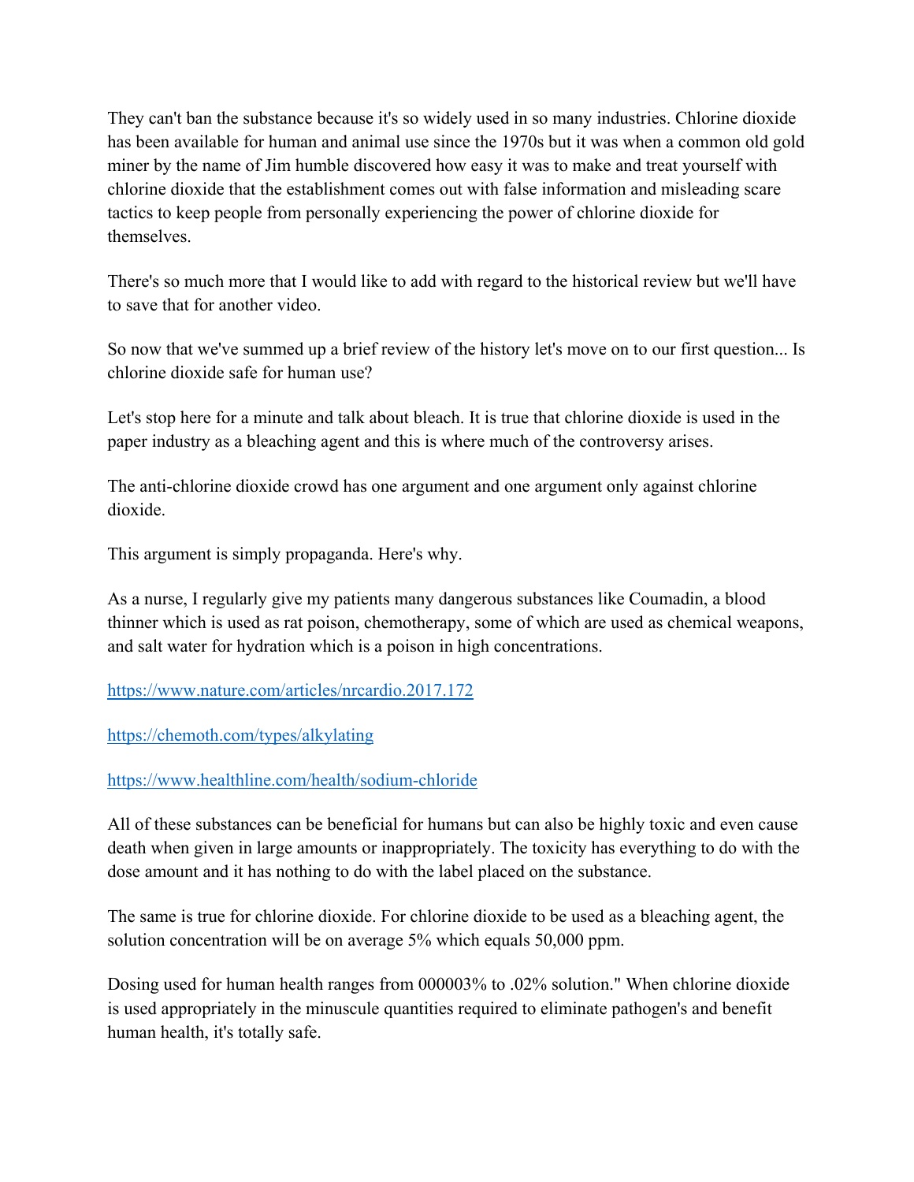They can't ban the substance because it's so widely used in so many industries. Chlorine dioxide has been available for human and animal use since the 1970s but it was when a common old gold miner by the name of Jim humble discovered how easy it was to make and treat yourself with chlorine dioxide that the establishment comes out with false information and misleading scare tactics to keep people from personally experiencing the power of chlorine dioxide for themselves.

There's so much more that I would like to add with regard to the historical review but we'll have to save that for another video.

So now that we've summed up a brief review of the history let's move on to our first question... Is chlorine dioxide safe for human use?

Let's stop here for a minute and talk about bleach. It is true that chlorine dioxide is used in the paper industry as a bleaching agent and this is where much of the controversy arises.

The anti-chlorine dioxide crowd has one argument and one argument only against chlorine dioxide.

This argument is simply propaganda. Here's why.

As a nurse, I regularly give my patients many dangerous substances like Coumadin, a blood thinner which is used as rat poison, chemotherapy, some of which are used as chemical weapons, and salt water for hydration which is a poison in high concentrations.

https://www.nature.com/articles/nrcardio.2017.172

https://chemoth.com/types/alkylating

https://www.healthline.com/health/sodium-chloride

All of these substances can be beneficial for humans but can also be highly toxic and even cause death when given in large amounts or inappropriately. The toxicity has everything to do with the dose amount and it has nothing to do with the label placed on the substance.

The same is true for chlorine dioxide. For chlorine dioxide to be used as a bleaching agent, the solution concentration will be on average 5% which equals 50,000 ppm.

Dosing used for human health ranges from 000003% to .02% solution." When chlorine dioxide is used appropriately in the minuscule quantities required to eliminate pathogen's and benefit human health, it's totally safe.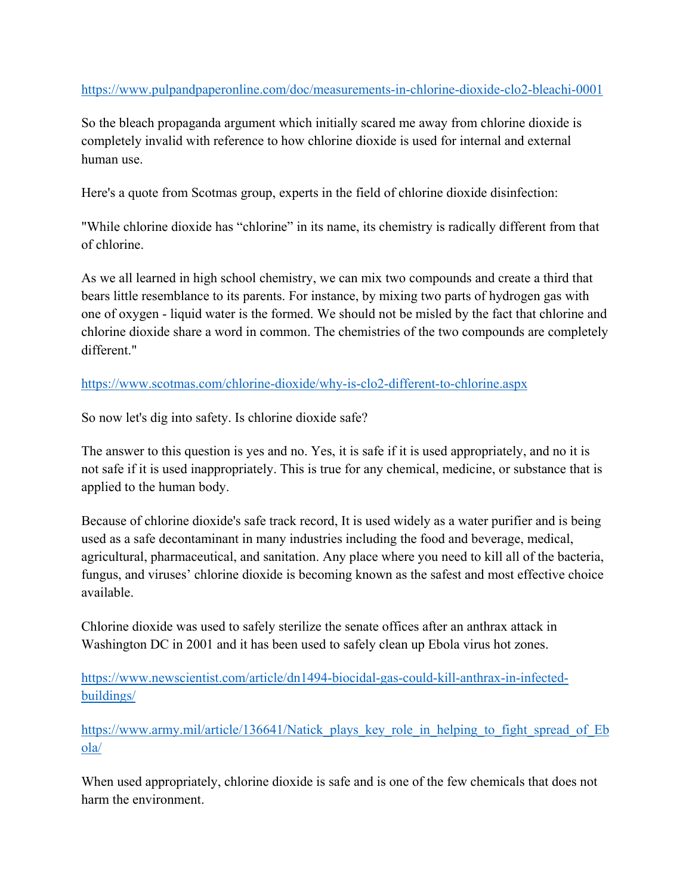https://www.pulpandpaperonline.com/doc/measurements-in-chlorine-dioxide-clo2-bleachi-0001

So the bleach propaganda argument which initially scared me away from chlorine dioxide is completely invalid with reference to how chlorine dioxide is used for internal and external human use.

Here's a quote from Scotmas group, experts in the field of chlorine dioxide disinfection:

"While chlorine dioxide has "chlorine" in its name, its chemistry is radically different from that of chlorine.

As we all learned in high school chemistry, we can mix two compounds and create a third that bears little resemblance to its parents. For instance, by mixing two parts of hydrogen gas with one of oxygen - liquid water is the formed. We should not be misled by the fact that chlorine and chlorine dioxide share a word in common. The chemistries of the two compounds are completely different."

https://www.scotmas.com/chlorine-dioxide/why-is-clo2-different-to-chlorine.aspx

So now let's dig into safety. Is chlorine dioxide safe?

The answer to this question is yes and no. Yes, it is safe if it is used appropriately, and no it is not safe if it is used inappropriately. This is true for any chemical, medicine, or substance that is applied to the human body.

Because of chlorine dioxide's safe track record, It is used widely as a water purifier and is being used as a safe decontaminant in many industries including the food and beverage, medical, agricultural, pharmaceutical, and sanitation. Any place where you need to kill all of the bacteria, fungus, and viruses' chlorine dioxide is becoming known as the safest and most effective choice available.

Chlorine dioxide was used to safely sterilize the senate offices after an anthrax attack in Washington DC in 2001 and it has been used to safely clean up Ebola virus hot zones.

https://www.newscientist.com/article/dn1494-biocidal-gas-could-kill-anthrax-in-infected-buildings/

https://www.army.mil/article/136641/Natick_plays_key_role_in_helping_to_fight_spread_of_Ebola/

When used appropriately, chlorine dioxide is safe and is one of the few chemicals that does not harm the environment.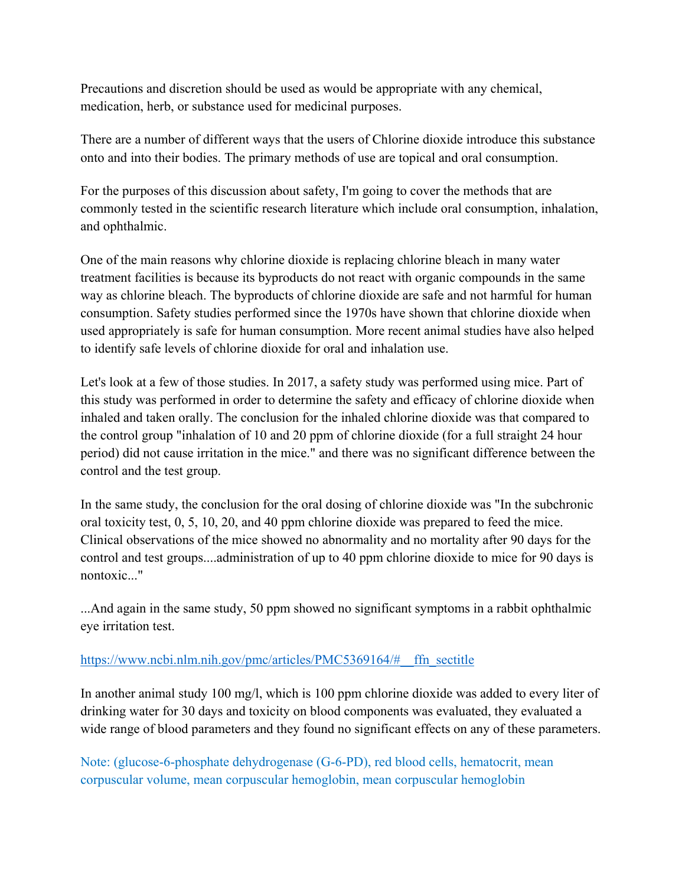Precautions and discretion should be used as would be appropriate with any chemical, medication, herb, or substance used for medicinal purposes.

There are a number of different ways that the users of Chlorine dioxide introduce this substance onto and into their bodies. The primary methods of use are topical and oral consumption.

For the purposes of this discussion about safety, I'm going to cover the methods that are commonly tested in the scientific research literature which include oral consumption, inhalation, and ophthalmic.

One of the main reasons why chlorine dioxide is replacing chlorine bleach in many water treatment facilities is because its byproducts do not react with organic compounds in the same way as chlorine bleach. The byproducts of chlorine dioxide are safe and not harmful for human consumption. Safety studies performed since the 1970s have shown that chlorine dioxide when used appropriately is safe for human consumption. More recent animal studies have also helped to identify safe levels of chlorine dioxide for oral and inhalation use.

Let's look at a few of those studies. In 2017, a safety study was performed using mice. Part of this study was performed in order to determine the safety and efficacy of chlorine dioxide when inhaled and taken orally. The conclusion for the inhaled chlorine dioxide was that compared to the control group "inhalation of 10 and 20 ppm of chlorine dioxide (for a full straight 24 hour period) did not cause irritation in the mice." and there was no significant difference between the control and the test group.

In the same study, the conclusion for the oral dosing of chlorine dioxide was "In the subchronic oral toxicity test, 0, 5, 10, 20, and 40 ppm chlorine dioxide was prepared to feed the mice. Clinical observations of the mice showed no abnormality and no mortality after 90 days for the control and test groups....administration of up to 40 ppm chlorine dioxide to mice for 90 days is nontoxic..."

...And again in the same study, 50 ppm showed no significant symptoms in a rabbit ophthalmic eye irritation test.

https://www.ncbi.nlm.nih.gov/pmc/articles/PMC5369164/#__ffn_sectitle

In another animal study 100 mg/l, which is 100 ppm chlorine dioxide was added to every liter of drinking water for 30 days and toxicity on blood components was evaluated, they evaluated a wide range of blood parameters and they found no significant effects on any of these parameters.

Note: (glucose-6-phosphate dehydrogenase (G-6-PD), red blood cells, hematocrit, mean corpuscular volume, mean corpuscular hemoglobin, mean corpuscular hemoglobin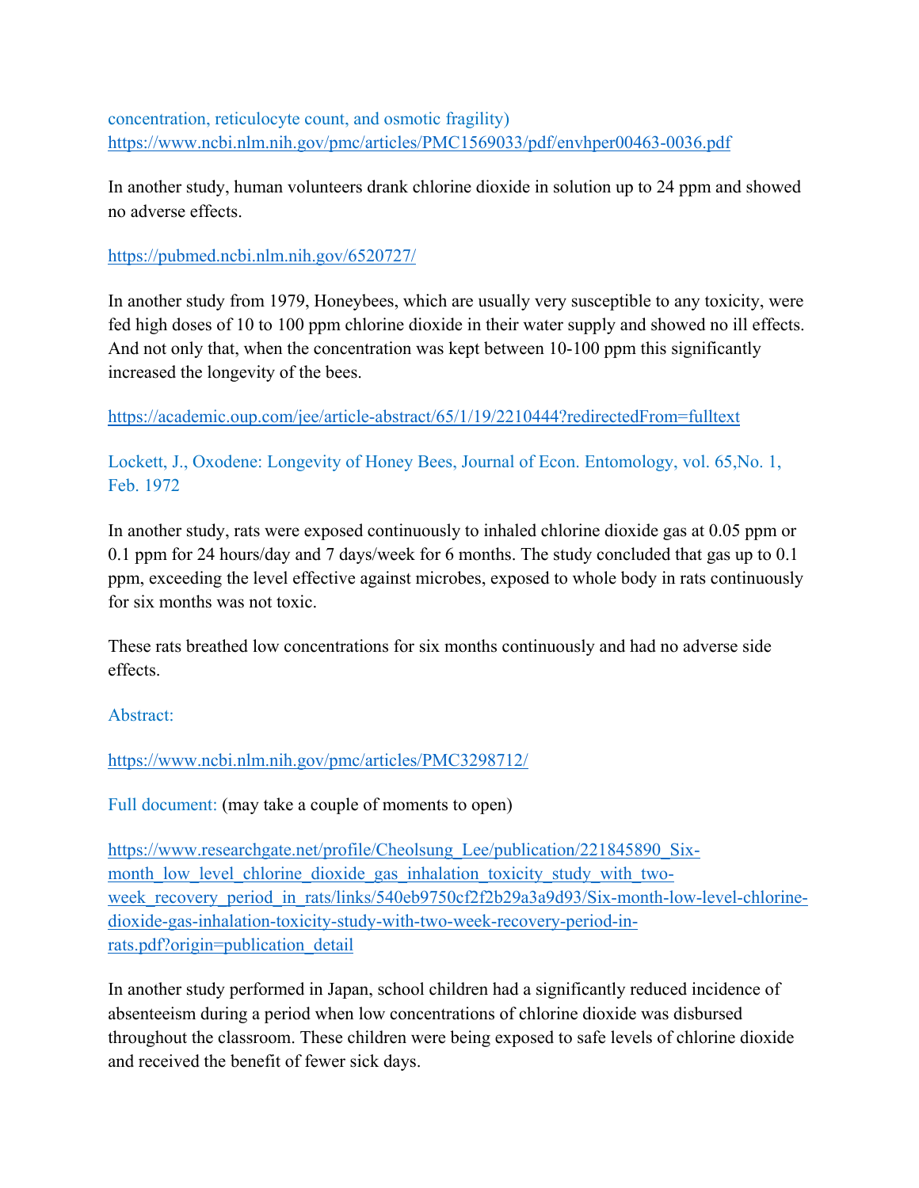concentration, reticulocyte count, and osmotic fragility) https://www.ncbi.nlm.nih.gov/pmc/articles/PMC1569033/pdf/envhper00463-0036.pdf

In another study, human volunteers drank chlorine dioxide in solution up to 24 ppm and showed no adverse effects.

https://pubmed.ncbi.nlm.nih.gov/6520727/

In another study from 1979, Honeybees, which are usually very susceptible to any toxicity, were fed high doses of 10 to 100 ppm chlorine dioxide in their water supply and showed no ill effects. And not only that, when the concentration was kept between 10-100 ppm this significantly increased the longevity of the bees.

https://academic.oup.com/jee/article-abstract/65/1/19/2210444?redirectedFrom=fulltext

Lockett, J., Oxodene: Longevity of Honey Bees, Journal of Econ. Entomology, vol. 65,No. 1, Feb. 1972

In another study, rats were exposed continuously to inhaled chlorine dioxide gas at 0.05 ppm or 0.1 ppm for 24 hours/day and 7 days/week for 6 months. The study concluded that gas up to 0.1 ppm, exceeding the level effective against microbes, exposed to whole body in rats continuously for six months was not toxic.

These rats breathed low concentrations for six months continuously and had no adverse side effects.

Abstract:

https://www.ncbi.nlm.nih.gov/pmc/articles/PMC3298712/

Full document: (may take a couple of moments to open)

https://www.researchgate.net/profile/Cheolsung_Lee/publication/221845890_Six-month_low_level_chlorine_dioxide_gas_inhalation_toxicity_study_with_two-week_recovery_period_in_rats/links/540eb9750cf2f2b29a3a9d93/Six-month-low-level-chlorine-dioxide-gas-inhalation-toxicity-study-with-two-week-recovery-period-in-rats.pdf?origin=publication_detail

In another study performed in Japan, school children had a significantly reduced incidence of absenteeism during a period when low concentrations of chlorine dioxide was disbursed throughout the classroom. These children were being exposed to safe levels of chlorine dioxide and received the benefit of fewer sick days.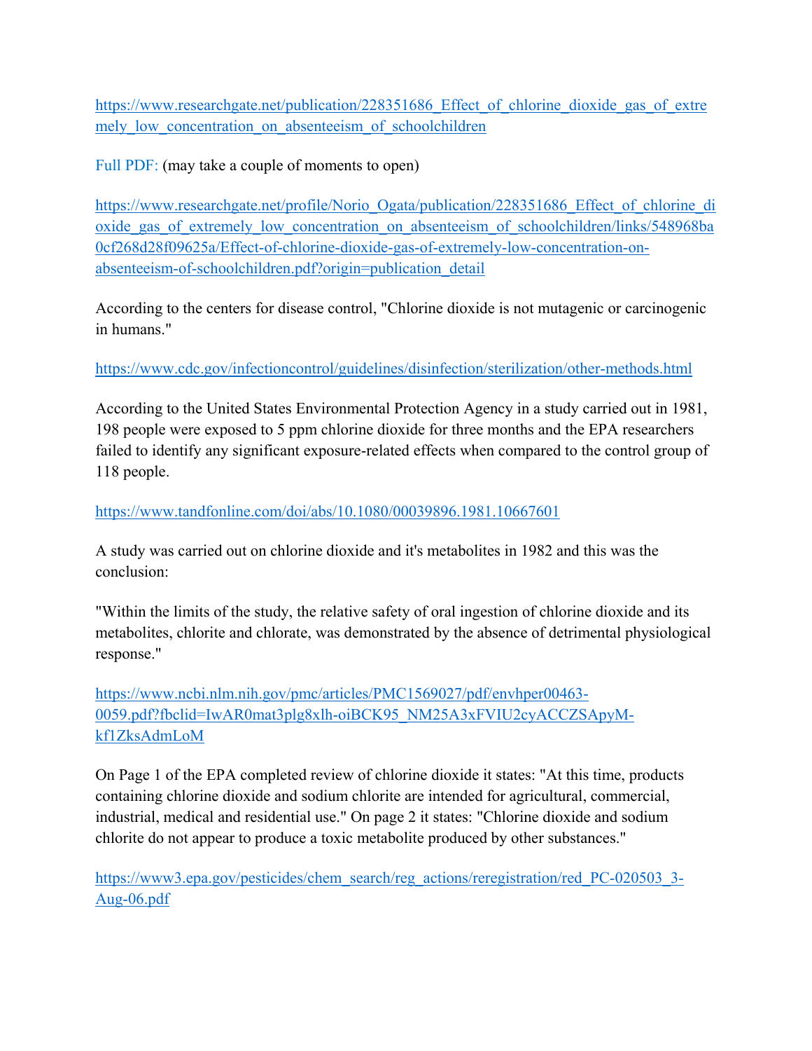https://www.researchgate.net/publication/228351686_Effect_of_chlorine_dioxide_gas_of_extremely_low_concentration_on_absenteeism_of_schoolchildren

Full PDF: (may take a couple of moments to open)

https://www.researchgate.net/profile/Norio_Ogata/publication/228351686_Effect_of_chlorine_dioxide_gas_of_extremely_low_concentration_on_absenteeism_of_schoolchildren/links/548968ba0cf268d28f09625a/Effect-of-chlorine-dioxide-gas-of-extremely-low-concentration-on-absenteeism-of-schoolchildren.pdf?origin=publication_detail

According to the centers for disease control, "Chlorine dioxide is not mutagenic or carcinogenic in humans."

https://www.cdc.gov/infectioncontrol/guidelines/disinfection/sterilization/other-methods.html

According to the United States Environmental Protection Agency in a study carried out in 1981, 198 people were exposed to 5 ppm chlorine dioxide for three months and the EPA researchers failed to identify any significant exposure-related effects when compared to the control group of 118 people.

https://www.tandfonline.com/doi/abs/10.1080/00039896.1981.10667601

A study was carried out on chlorine dioxide and it's metabolites in 1982 and this was the conclusion:

"Within the limits of the study, the relative safety of oral ingestion of chlorine dioxide and its metabolites, chlorite and chlorate, was demonstrated by the absence of detrimental physiological response."

https://www.ncbi.nlm.nih.gov/pmc/articles/PMC1569027/pdf/envhper00463-0059.pdf?fbclid=IwAR0mat3plg8xlh-oiBCK95_NM25A3xFVIU2cyACCZSApyM-kf1ZksAdmLoM

On Page 1 of the EPA completed review of chlorine dioxide it states: "At this time, products containing chlorine dioxide and sodium chlorite are intended for agricultural, commercial, industrial, medical and residential use." On page 2 it states: "Chlorine dioxide and sodium chlorite do not appear to produce a toxic metabolite produced by other substances."

https://www3.epa.gov/pesticides/chem_search/reg_actions/reregistration/red_PC-020503_3-Aug-06.pdf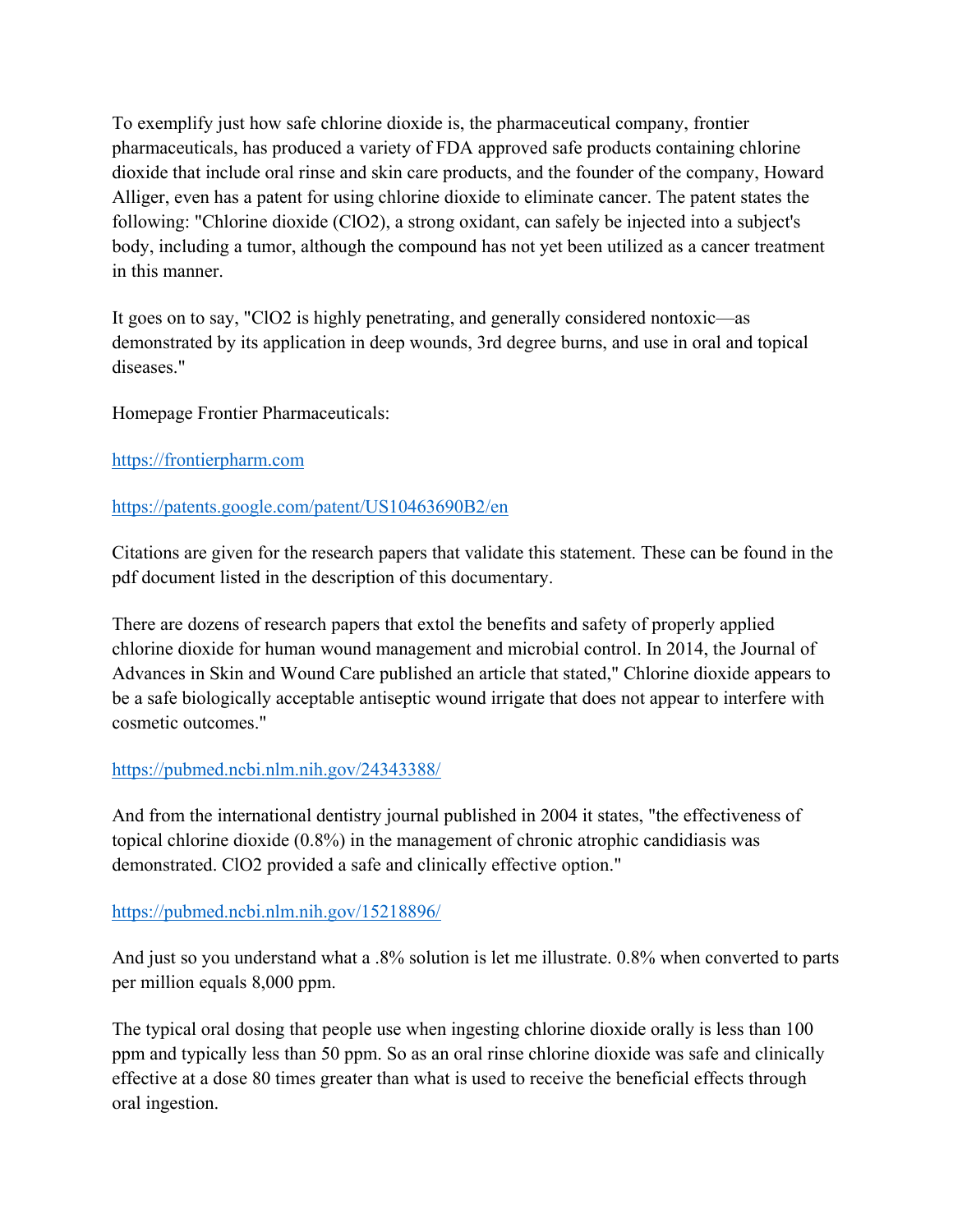To exemplify just how safe chlorine dioxide is, the pharmaceutical company, frontier pharmaceuticals, has produced a variety of FDA approved safe products containing chlorine dioxide that include oral rinse and skin care products, and the founder of the company, Howard Alliger, even has a patent for using chlorine dioxide to eliminate cancer. The patent states the following: "Chlorine dioxide ($ClO_2$), a strong oxidant, can safely be injected into a subject's body, including a tumor, although the compound has not yet been utilized as a cancer treatment in this manner.

It goes on to say, "$ClO_2$ is highly penetrating, and generally considered nontoxic—as demonstrated by its application in deep wounds, 3rd degree burns, and use in oral and topical diseases."

Homepage Frontier Pharmaceuticals:

https://frontierpharm.com

https://patents.google.com/patent/US10463690B2/en

Citations are given for the research papers that validate this statement. These can be found in the pdf document listed in the description of this documentary.

There are dozens of research papers that extol the benefits and safety of properly applied chlorine dioxide for human wound management and microbial control. In 2014, the Journal of Advances in Skin and Wound Care published an article that stated," Chlorine dioxide appears to be a safe biologically acceptable antiseptic wound irrigate that does not appear to interfere with cosmetic outcomes."

https://pubmed.ncbi.nlm.nih.gov/24343388/

And from the international dentistry journal published in 2004 it states, "the effectiveness of topical chlorine dioxide (0.8%) in the management of chronic atrophic candidiasis was demonstrated. $ClO_2$ provided a safe and clinically effective option."

https://pubmed.ncbi.nlm.nih.gov/15218896/

And just so you understand what a .8% solution is let me illustrate. 0.8% when converted to parts per million equals 8,000 ppm.

The typical oral dosing that people use when ingesting chlorine dioxide orally is less than 100 ppm and typically less than 50 ppm. So as an oral rinse chlorine dioxide was safe and clinically effective at a dose 80 times greater than what is used to receive the beneficial effects through oral ingestion.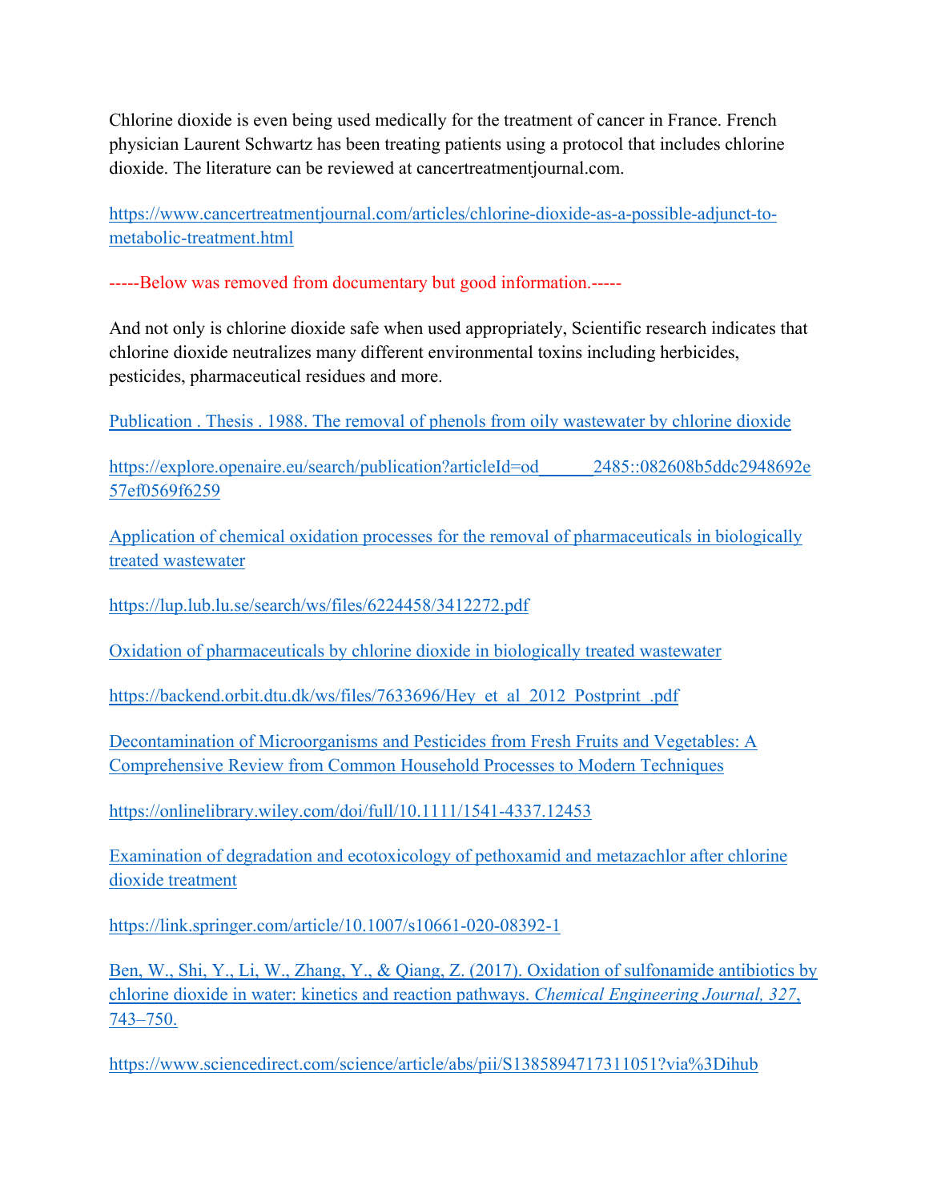Chlorine dioxide is even being used medically for the treatment of cancer in France. French physician Laurent Schwartz has been treating patients using a protocol that includes chlorine dioxide. The literature can be reviewed at cancertreatmentjournal.com.

https://www.cancertreatmentjournal.com/articles/chlorine-dioxide-as-a-possible-adjunct-to-metabolic-treatment.html

-----Below was removed from documentary but good information.-----

And not only is chlorine dioxide safe when used appropriately, Scientific research indicates that chlorine dioxide neutralizes many different environmental toxins including herbicides, pesticides, pharmaceutical residues and more.

Publication . Thesis . 1988. The removal of phenols from oily wastewater by chlorine dioxide

https://explore.openaire.eu/search/publication?articleId=od______2485::082608b5ddc2948692e57ef0569f6259

Application of chemical oxidation processes for the removal of pharmaceuticals in biologically treated wastewater

https://lup.lub.lu.se/search/ws/files/6224458/3412272.pdf

Oxidation of pharmaceuticals by chlorine dioxide in biologically treated wastewater

https://backend.orbit.dtu.dk/ws/files/7633696/Hey_et_al_2012_Postprint_.pdf

Decontamination of Microorganisms and Pesticides from Fresh Fruits and Vegetables: A Comprehensive Review from Common Household Processes to Modern Techniques

https://onlinelibrary.wiley.com/doi/full/10.1111/1541-4337.12453

Examination of degradation and ecotoxicology of pethoxamid and metazachlor after chlorine dioxide treatment

https://link.springer.com/article/10.1007/s10661-020-08392-1

Ben, W., Shi, Y., Li, W., Zhang, Y., & Qiang, Z. (2017). Oxidation of sulfonamide antibiotics by chlorine dioxide in water: kinetics and reaction pathways. *Chemical Engineering Journal, 327*, 743–750.

https://www.sciencedirect.com/science/article/abs/pii/S1385894717311051?via%3Dihub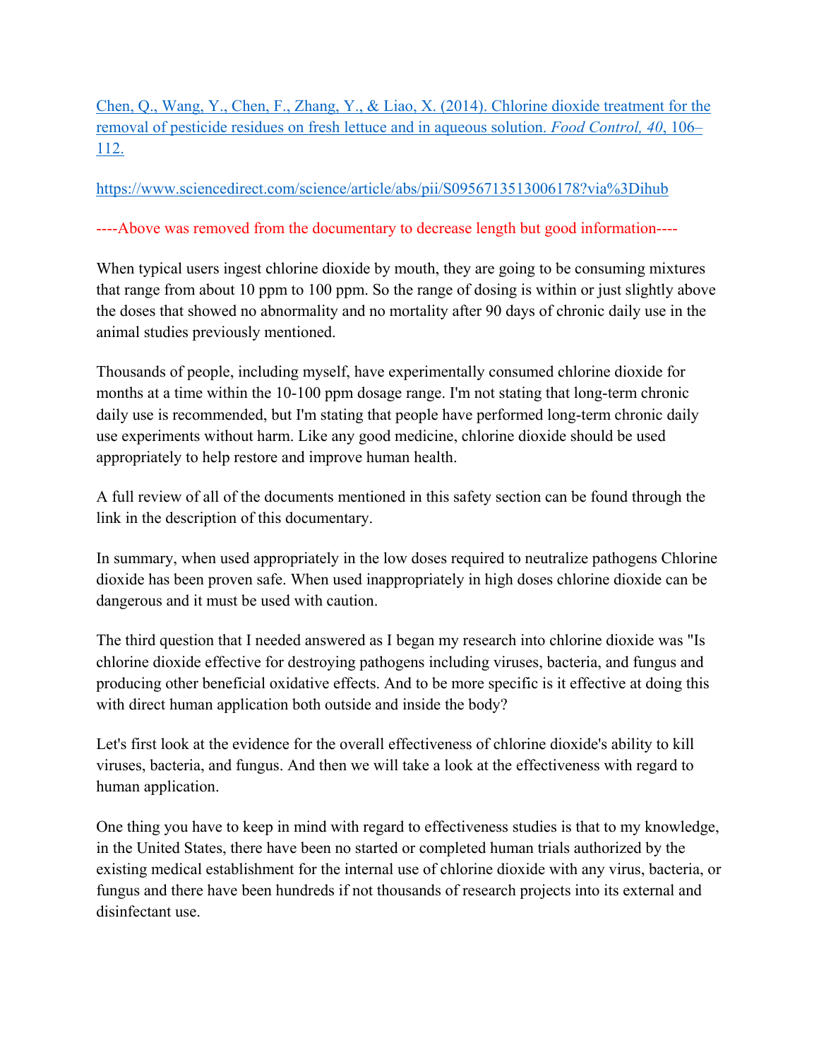[Chen, Q., Wang, Y., Chen, F., Zhang, Y., & Liao, X. (2014). Chlorine dioxide treatment for the removal of pesticide residues on fresh lettuce and in aqueous solution. *Food Control, 40*, 106–112.](https://www.sciencedirect.com/science/article/abs/pii/S0956713513006178?via%3Dihub)

https://www.sciencedirect.com/science/article/abs/pii/S0956713513006178?via%3Dihub

----Above was removed from the documentary to decrease length but good information----

When typical users ingest chlorine dioxide by mouth, they are going to be consuming mixtures that range from about 10 ppm to 100 ppm. So the range of dosing is within or just slightly above the doses that showed no abnormality and no mortality after 90 days of chronic daily use in the animal studies previously mentioned.

Thousands of people, including myself, have experimentally consumed chlorine dioxide for months at a time within the 10-100 ppm dosage range. I'm not stating that long-term chronic daily use is recommended, but I'm stating that people have performed long-term chronic daily use experiments without harm. Like any good medicine, chlorine dioxide should be used appropriately to help restore and improve human health.

A full review of all of the documents mentioned in this safety section can be found through the link in the description of this documentary.

In summary, when used appropriately in the low doses required to neutralize pathogens Chlorine dioxide has been proven safe. When used inappropriately in high doses chlorine dioxide can be dangerous and it must be used with caution.

The third question that I needed answered as I began my research into chlorine dioxide was "Is chlorine dioxide effective for destroying pathogens including viruses, bacteria, and fungus and producing other beneficial oxidative effects. And to be more specific is it effective at doing this with direct human application both outside and inside the body?

Let's first look at the evidence for the overall effectiveness of chlorine dioxide's ability to kill viruses, bacteria, and fungus. And then we will take a look at the effectiveness with regard to human application.

One thing you have to keep in mind with regard to effectiveness studies is that to my knowledge, in the United States, there have been no started or completed human trials authorized by the existing medical establishment for the internal use of chlorine dioxide with any virus, bacteria, or fungus and there have been hundreds if not thousands of research projects into its external and disinfectant use.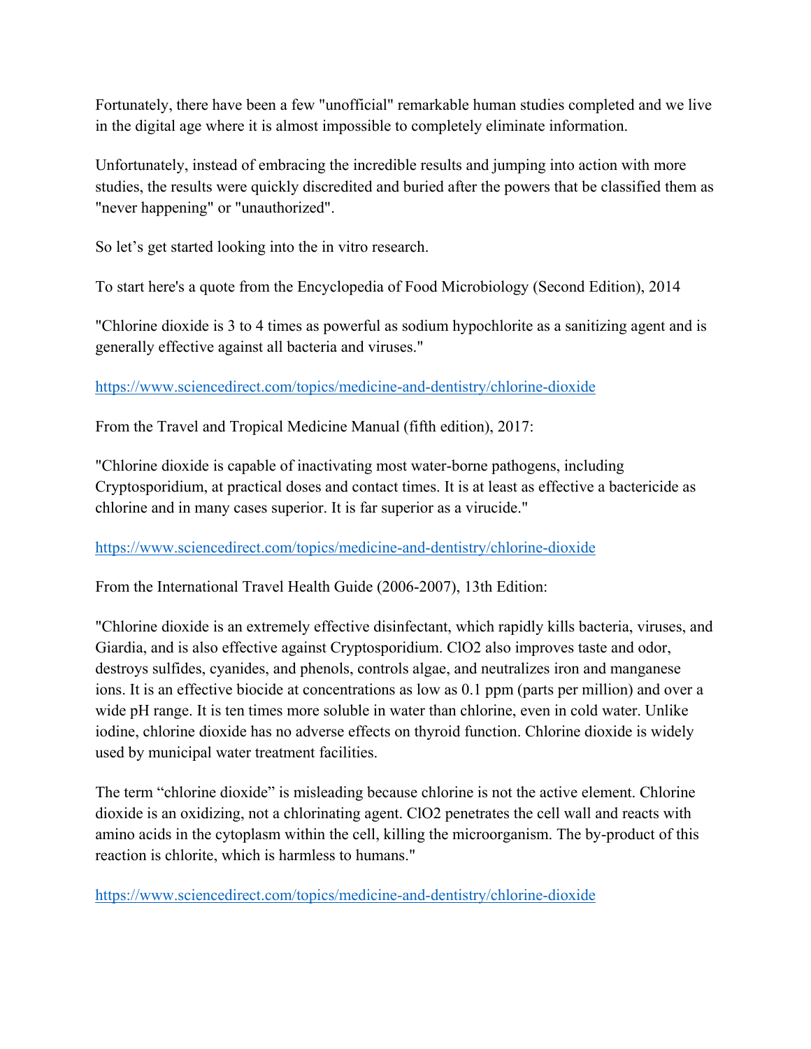Fortunately, there have been a few "unofficial" remarkable human studies completed and we live in the digital age where it is almost impossible to completely eliminate information.

Unfortunately, instead of embracing the incredible results and jumping into action with more studies, the results were quickly discredited and buried after the powers that be classified them as "never happening" or "unauthorized".

So let's get started looking into the in vitro research.

To start here's a quote from the Encyclopedia of Food Microbiology (Second Edition), 2014

"Chlorine dioxide is 3 to 4 times as powerful as sodium hypochlorite as a sanitizing agent and is generally effective against all bacteria and viruses."

https://www.sciencedirect.com/topics/medicine-and-dentistry/chlorine-dioxide

From the Travel and Tropical Medicine Manual (fifth edition), 2017:

"Chlorine dioxide is capable of inactivating most water-borne pathogens, including Cryptosporidium, at practical doses and contact times. It is at least as effective a bactericide as chlorine and in many cases superior. It is far superior as a virucide."

https://www.sciencedirect.com/topics/medicine-and-dentistry/chlorine-dioxide

From the International Travel Health Guide (2006-2007), 13th Edition:

"Chlorine dioxide is an extremely effective disinfectant, which rapidly kills bacteria, viruses, and Giardia, and is also effective against Cryptosporidium. $ClO_2$ also improves taste and odor, destroys sulfides, cyanides, and phenols, controls algae, and neutralizes iron and manganese ions. It is an effective biocide at concentrations as low as 0.1 ppm (parts per million) and over a wide pH range. It is ten times more soluble in water than chlorine, even in cold water. Unlike iodine, chlorine dioxide has no adverse effects on thyroid function. Chlorine dioxide is widely used by municipal water treatment facilities.

The term "chlorine dioxide" is misleading because chlorine is not the active element. Chlorine dioxide is an oxidizing, not a chlorinating agent. $ClO_2$ penetrates the cell wall and reacts with amino acids in the cytoplasm within the cell, killing the microorganism. The by-product of this reaction is chlorite, which is harmless to humans."

https://www.sciencedirect.com/topics/medicine-and-dentistry/chlorine-dioxide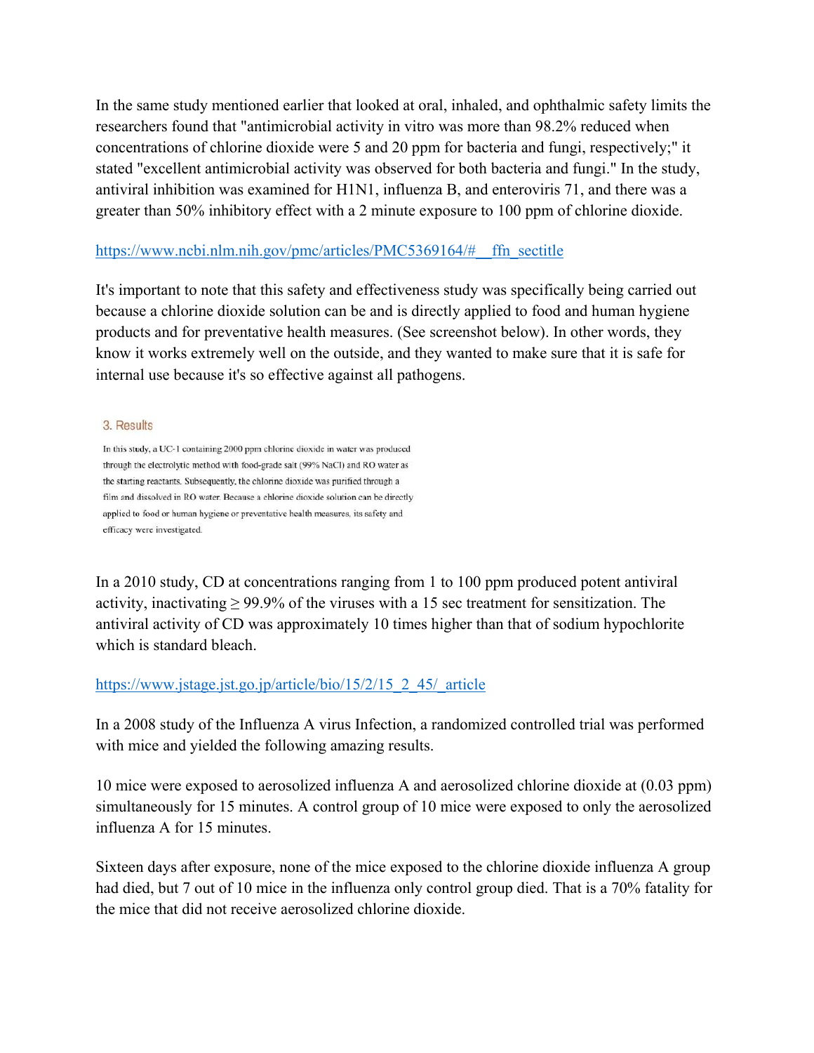In the same study mentioned earlier that looked at oral, inhaled, and ophthalmic safety limits the researchers found that "antimicrobial activity in vitro was more than 98.2% reduced when concentrations of chlorine dioxide were 5 and 20 ppm for bacteria and fungi, respectively;" it stated "excellent antimicrobial activity was observed for both bacteria and fungi." In the study, antiviral inhibition was examined for H1N1, influenza B, and enteroviris 71, and there was a greater than 50% inhibitory effect with a 2 minute exposure to 100 ppm of chlorine dioxide.

https://www.ncbi.nlm.nih.gov/pmc/articles/PMC5369164/#__ffn_sectitle

It's important to note that this safety and effectiveness study was specifically being carried out because a chlorine dioxide solution can be and is directly applied to food and human hygiene products and for preventative health measures. (See screenshot below). In other words, they know it works extremely well on the outside, and they wanted to make sure that it is safe for internal use because it's so effective against all pathogens.

### 3. Results

In this study, a UC-1 containing 2000 ppm chlorine dioxide in water was produced through the electrolytic method with food-grade salt (99% NaCl) and RO water as the starting reactants. Subsequently, the chlorine dioxide was purified through a film and dissolved in RO water. Because a chlorine dioxide solution can be directly applied to food or human hygiene or preventative health measures, its safety and efficacy were investigated.

In a 2010 study, CD at concentrations ranging from 1 to 100 ppm produced potent antiviral activity, inactivating ≥ 99.9% of the viruses with a 15 sec treatment for sensitization. The antiviral activity of CD was approximately 10 times higher than that of sodium hypochlorite which is standard bleach.

https://www.jstage.jst.go.jp/article/bio/15/2/15_2_45/_article

In a 2008 study of the Influenza A virus Infection, a randomized controlled trial was performed with mice and yielded the following amazing results.

10 mice were exposed to aerosolized influenza A and aerosolized chlorine dioxide at (0.03 ppm) simultaneously for 15 minutes. A control group of 10 mice were exposed to only the aerosolized influenza A for 15 minutes.

Sixteen days after exposure, none of the mice exposed to the chlorine dioxide influenza A group had died, but 7 out of 10 mice in the influenza only control group died. That is a 70% fatality for the mice that did not receive aerosolized chlorine dioxide.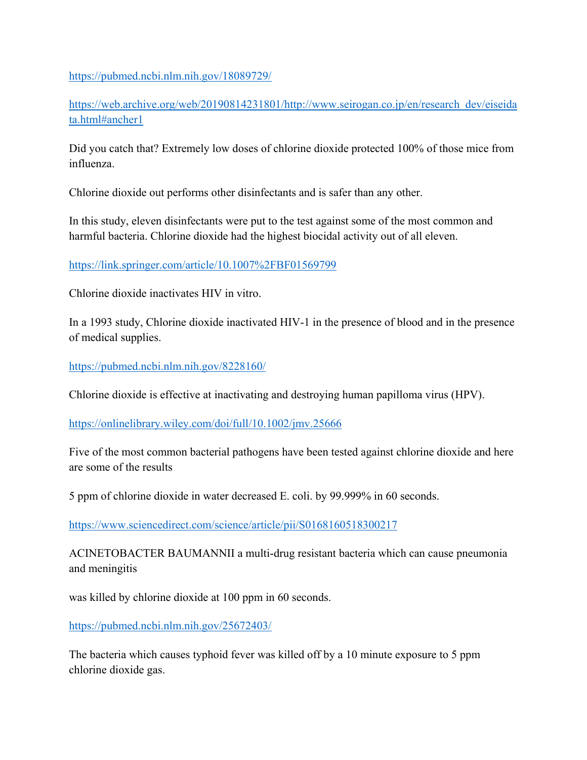https://pubmed.ncbi.nlm.nih.gov/18089729/

https://web.archive.org/web/20190814231801/http://www.seirogan.co.jp/en/research_dev/eiseidata.html#ancher1

Did you catch that? Extremely low doses of chlorine dioxide protected 100% of those mice from influenza.

Chlorine dioxide out performs other disinfectants and is safer than any other.

In this study, eleven disinfectants were put to the test against some of the most common and harmful bacteria. Chlorine dioxide had the highest biocidal activity out of all eleven.

https://link.springer.com/article/10.1007%2FBF01569799

Chlorine dioxide inactivates HIV in vitro.

In a 1993 study, Chlorine dioxide inactivated HIV-1 in the presence of blood and in the presence of medical supplies.

https://pubmed.ncbi.nlm.nih.gov/8228160/

Chlorine dioxide is effective at inactivating and destroying human papilloma virus (HPV).

https://onlinelibrary.wiley.com/doi/full/10.1002/jmv.25666

Five of the most common bacterial pathogens have been tested against chlorine dioxide and here are some of the results

5 ppm of chlorine dioxide in water decreased E. coli. by 99.999% in 60 seconds.

https://www.sciencedirect.com/science/article/pii/S0168160518300217

ACINETOBACTER BAUMANNII a multi-drug resistant bacteria which can cause pneumonia and meningitis

was killed by chlorine dioxide at 100 ppm in 60 seconds.

https://pubmed.ncbi.nlm.nih.gov/25672403/

The bacteria which causes typhoid fever was killed off by a 10 minute exposure to 5 ppm chlorine dioxide gas.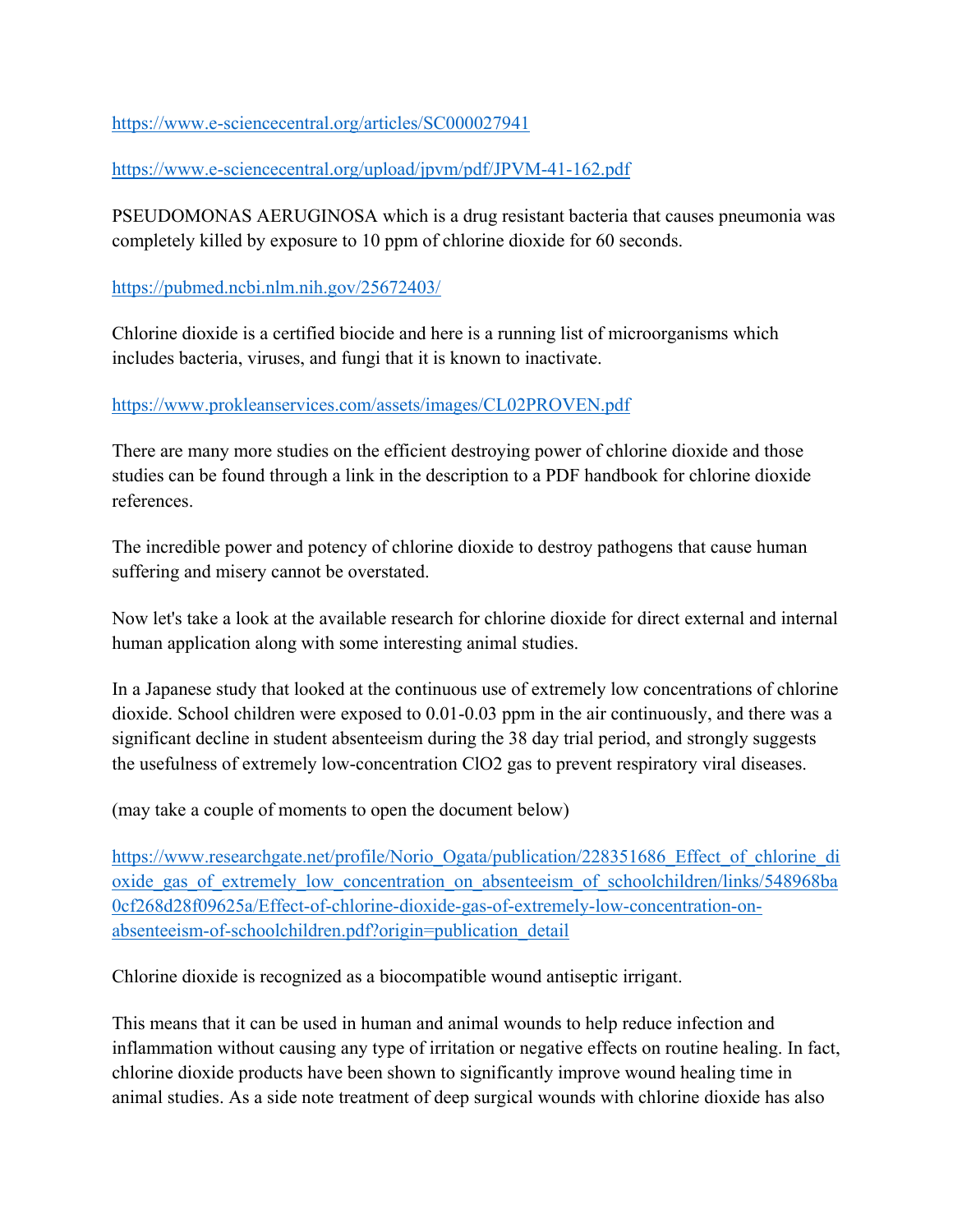https://www.e-sciencecentral.org/articles/SC000027941

https://www.e-sciencecentral.org/upload/jpvm/pdf/JPVM-41-162.pdf

PSEUDOMONAS AERUGINOSA which is a drug resistant bacteria that causes pneumonia was completely killed by exposure to 10 ppm of chlorine dioxide for 60 seconds.

https://pubmed.ncbi.nlm.nih.gov/25672403/

Chlorine dioxide is a certified biocide and here is a running list of microorganisms which includes bacteria, viruses, and fungi that it is known to inactivate.

https://www.prokleanservices.com/assets/images/CL02PROVEN.pdf

There are many more studies on the efficient destroying power of chlorine dioxide and those studies can be found through a link in the description to a PDF handbook for chlorine dioxide references.

The incredible power and potency of chlorine dioxide to destroy pathogens that cause human suffering and misery cannot be overstated.

Now let's take a look at the available research for chlorine dioxide for direct external and internal human application along with some interesting animal studies.

In a Japanese study that looked at the continuous use of extremely low concentrations of chlorine dioxide. School children were exposed to 0.01-0.03 ppm in the air continuously, and there was a significant decline in student absenteeism during the 38 day trial period, and strongly suggests the usefulness of extremely low-concentration $ClO_2$ gas to prevent respiratory viral diseases.

(may take a couple of moments to open the document below)

https://www.researchgate.net/profile/Norio_Ogata/publication/228351686_Effect_of_chlorine_dioxide_gas_of_extremely_low_concentration_on_absenteeism_of_schoolchildren/links/548968ba0cf268d28f09625a/Effect-of-chlorine-dioxide-gas-of-extremely-low-concentration-on-absenteeism-of-schoolchildren.pdf?origin=publication_detail

Chlorine dioxide is recognized as a biocompatible wound antiseptic irrigant.

This means that it can be used in human and animal wounds to help reduce infection and inflammation without causing any type of irritation or negative effects on routine healing. In fact, chlorine dioxide products have been shown to significantly improve wound healing time in animal studies. As a side note treatment of deep surgical wounds with chlorine dioxide has also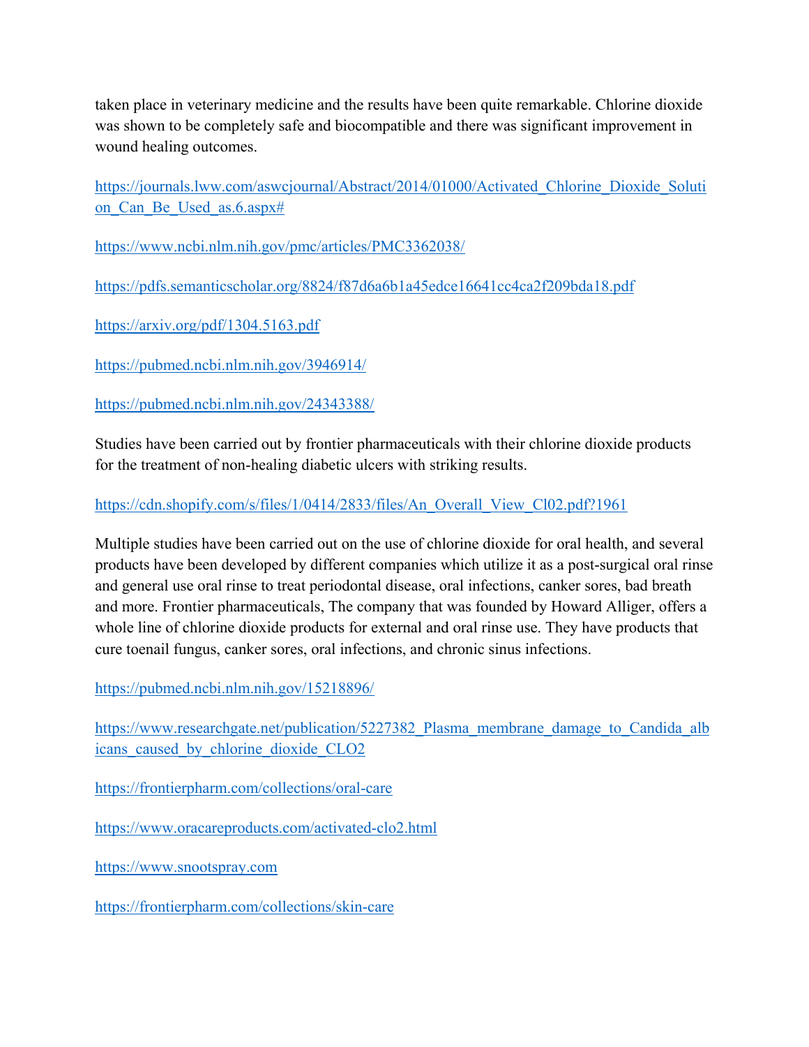taken place in veterinary medicine and the results have been quite remarkable. Chlorine dioxide was shown to be completely safe and biocompatible and there was significant improvement in wound healing outcomes.

https://journals.lww.com/aswcjournal/Abstract/2014/01000/Activated_Chlorine_Dioxide_Solution_Can_Be_Used_as.6.aspx#

https://www.ncbi.nlm.nih.gov/pmc/articles/PMC3362038/

https://pdfs.semanticscholar.org/8824/f87d6a6b1a45edce16641cc4ca2f209bda18.pdf

https://arxiv.org/pdf/1304.5163.pdf

https://pubmed.ncbi.nlm.nih.gov/3946914/

https://pubmed.ncbi.nlm.nih.gov/24343388/

Studies have been carried out by frontier pharmaceuticals with their chlorine dioxide products for the treatment of non-healing diabetic ulcers with striking results.

https://cdn.shopify.com/s/files/1/0414/2833/files/An_Overall_View_Cl02.pdf?1961

Multiple studies have been carried out on the use of chlorine dioxide for oral health, and several products have been developed by different companies which utilize it as a post-surgical oral rinse and general use oral rinse to treat periodontal disease, oral infections, canker sores, bad breath and more. Frontier pharmaceuticals, The company that was founded by Howard Alliger, offers a whole line of chlorine dioxide products for external and oral rinse use. They have products that cure toenail fungus, canker sores, oral infections, and chronic sinus infections.

https://pubmed.ncbi.nlm.nih.gov/15218896/

https://www.researchgate.net/publication/5227382_Plasma_membrane_damage_to_Candida_albicans_caused_by_chlorine_dioxide_CLO2

https://frontierpharm.com/collections/oral-care

https://www.oracareproducts.com/activated-clo2.html

https://www.snootspray.com

https://frontierpharm.com/collections/skin-care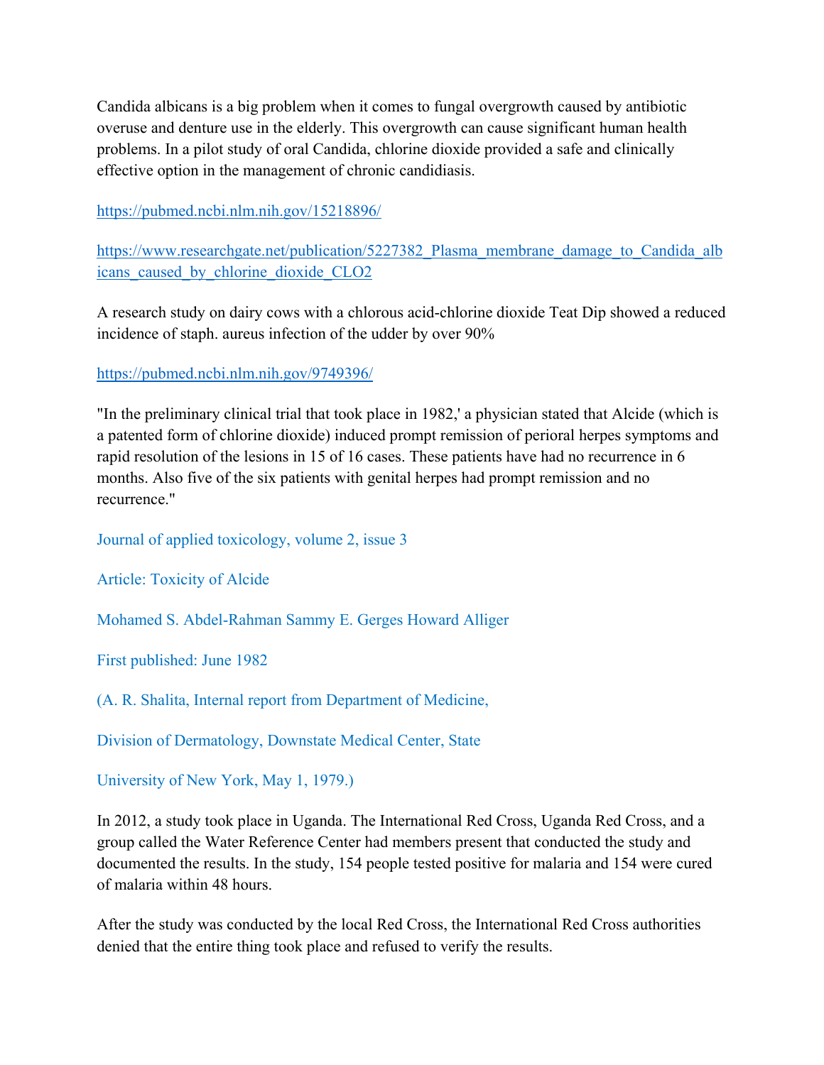Candida albicans is a big problem when it comes to fungal overgrowth caused by antibiotic overuse and denture use in the elderly. This overgrowth can cause significant human health problems. In a pilot study of oral Candida, chlorine dioxide provided a safe and clinically effective option in the management of chronic candidiasis.

https://pubmed.ncbi.nlm.nih.gov/15218896/

https://www.researchgate.net/publication/5227382_Plasma_membrane_damage_to_Candida_albicans_caused_by_chlorine_dioxide_CLO2

A research study on dairy cows with a chlorous acid-chlorine dioxide Teat Dip showed a reduced incidence of staph. aureus infection of the udder by over 90%

https://pubmed.ncbi.nlm.nih.gov/9749396/

"In the preliminary clinical trial that took place in 1982,' a physician stated that Alcide (which is a patented form of chlorine dioxide) induced prompt remission of perioral herpes symptoms and rapid resolution of the lesions in 15 of 16 cases. These patients have had no recurrence in 6 months. Also five of the six patients with genital herpes had prompt remission and no recurrence."

Journal of applied toxicology, volume 2, issue 3

Article: Toxicity of Alcide

Mohamed S. Abdel-Rahman Sammy E. Gerges Howard Alliger

First published: June 1982

(A. R. Shalita, Internal report from Department of Medicine,

Division of Dermatology, Downstate Medical Center, State

University of New York, May 1, 1979.)

In 2012, a study took place in Uganda. The International Red Cross, Uganda Red Cross, and a group called the Water Reference Center had members present that conducted the study and documented the results. In the study, 154 people tested positive for malaria and 154 were cured of malaria within 48 hours.

After the study was conducted by the local Red Cross, the International Red Cross authorities denied that the entire thing took place and refused to verify the results.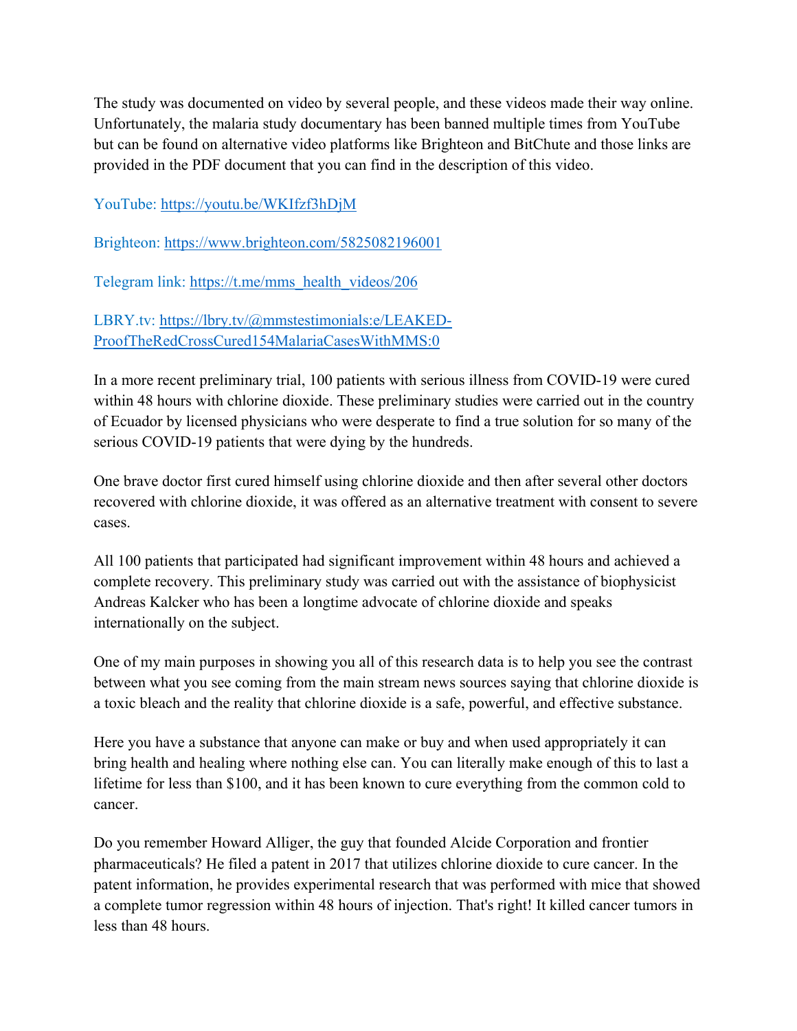The study was documented on video by several people, and these videos made their way online. Unfortunately, the malaria study documentary has been banned multiple times from YouTube but can be found on alternative video platforms like Brighteon and BitChute and those links are provided in the PDF document that you can find in the description of this video.

YouTube: https://youtu.be/WKIfzf3hDjM

Brighteon: https://www.brighteon.com/5825082196001

Telegram link: https://t.me/mms_health_videos/206

LBRY.tv: https://lbry.tv/@mmstestimonials:e/LEAKED-ProofTheRedCrossCured154MalariaCasesWithMMS:0

In a more recent preliminary trial, 100 patients with serious illness from COVID-19 were cured within 48 hours with chlorine dioxide. These preliminary studies were carried out in the country of Ecuador by licensed physicians who were desperate to find a true solution for so many of the serious COVID-19 patients that were dying by the hundreds.

One brave doctor first cured himself using chlorine dioxide and then after several other doctors recovered with chlorine dioxide, it was offered as an alternative treatment with consent to severe cases.

All 100 patients that participated had significant improvement within 48 hours and achieved a complete recovery. This preliminary study was carried out with the assistance of biophysicist Andreas Kalcker who has been a longtime advocate of chlorine dioxide and speaks internationally on the subject.

One of my main purposes in showing you all of this research data is to help you see the contrast between what you see coming from the main stream news sources saying that chlorine dioxide is a toxic bleach and the reality that chlorine dioxide is a safe, powerful, and effective substance.

Here you have a substance that anyone can make or buy and when used appropriately it can bring health and healing where nothing else can. You can literally make enough of this to last a lifetime for less than $100, and it has been known to cure everything from the common cold to cancer.

Do you remember Howard Alliger, the guy that founded Alcide Corporation and frontier pharmaceuticals? He filed a patent in 2017 that utilizes chlorine dioxide to cure cancer. In the patent information, he provides experimental research that was performed with mice that showed a complete tumor regression within 48 hours of injection. That's right! It killed cancer tumors in less than 48 hours.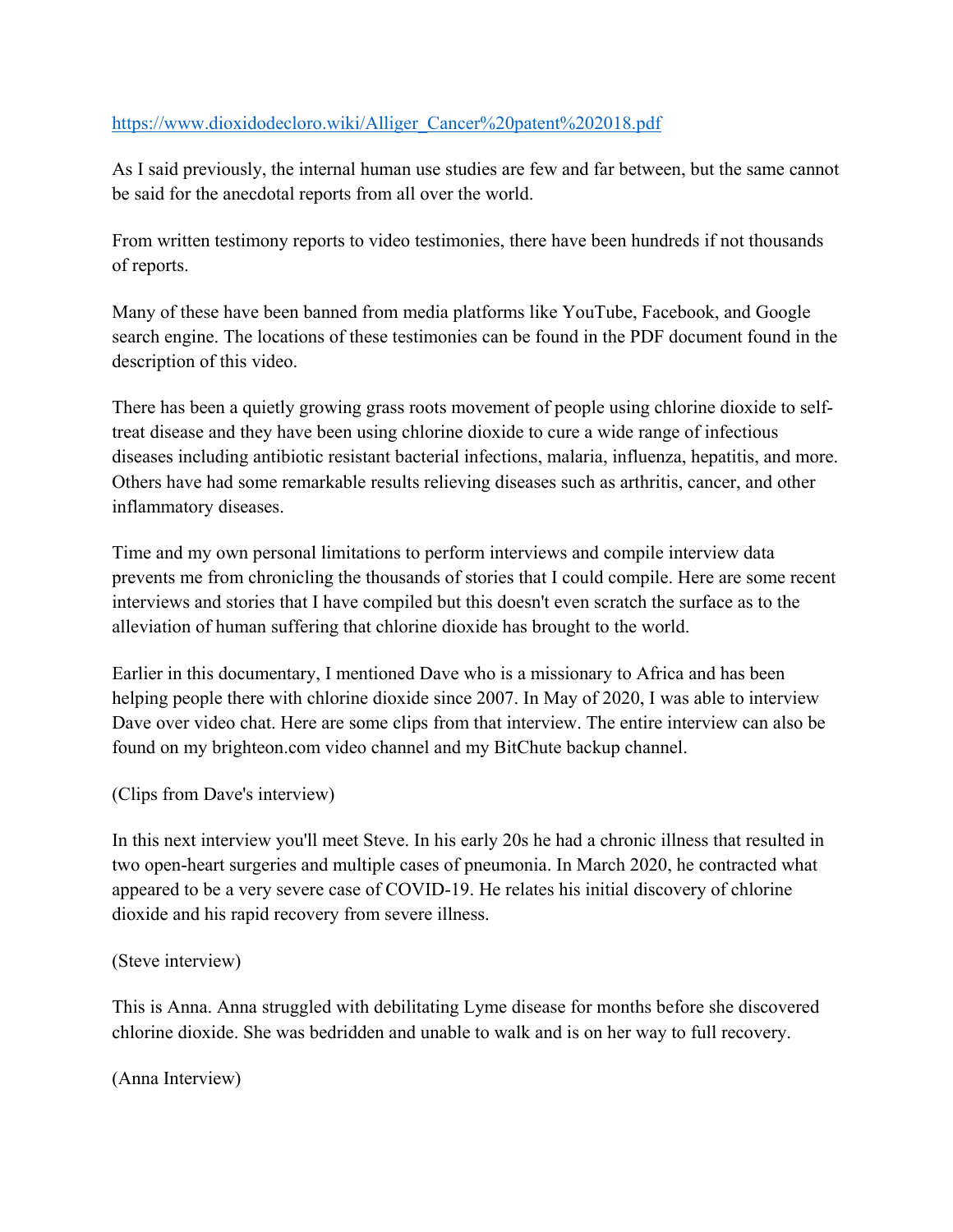https://www.dioxidodecloro.wiki/Alliger_Cancer%20patent%202018.pdf

As I said previously, the internal human use studies are few and far between, but the same cannot be said for the anecdotal reports from all over the world.

From written testimony reports to video testimonies, there have been hundreds if not thousands of reports.

Many of these have been banned from media platforms like YouTube, Facebook, and Google search engine. The locations of these testimonies can be found in the PDF document found in the description of this video.

There has been a quietly growing grass roots movement of people using chlorine dioxide to self-treat disease and they have been using chlorine dioxide to cure a wide range of infectious diseases including antibiotic resistant bacterial infections, malaria, influenza, hepatitis, and more. Others have had some remarkable results relieving diseases such as arthritis, cancer, and other inflammatory diseases.

Time and my own personal limitations to perform interviews and compile interview data prevents me from chronicling the thousands of stories that I could compile. Here are some recent interviews and stories that I have compiled but this doesn't even scratch the surface as to the alleviation of human suffering that chlorine dioxide has brought to the world.

Earlier in this documentary, I mentioned Dave who is a missionary to Africa and has been helping people there with chlorine dioxide since 2007. In May of 2020, I was able to interview Dave over video chat. Here are some clips from that interview. The entire interview can also be found on my brighteon.com video channel and my BitChute backup channel.

(Clips from Dave's interview)

In this next interview you'll meet Steve. In his early 20s he had a chronic illness that resulted in two open-heart surgeries and multiple cases of pneumonia. In March 2020, he contracted what appeared to be a very severe case of COVID-19. He relates his initial discovery of chlorine dioxide and his rapid recovery from severe illness.

(Steve interview)

This is Anna. Anna struggled with debilitating Lyme disease for months before she discovered chlorine dioxide. She was bedridden and unable to walk and is on her way to full recovery.

(Anna Interview)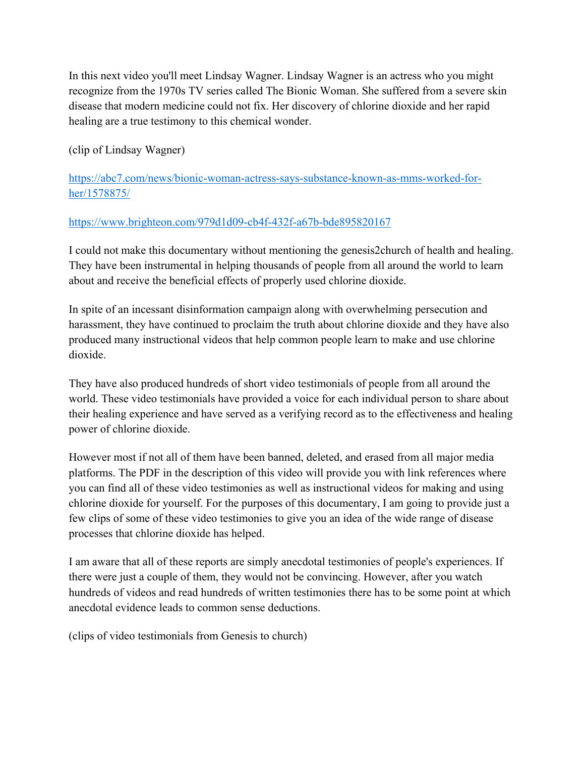In this next video you'll meet Lindsay Wagner. Lindsay Wagner is an actress who you might recognize from the 1970s TV series called The Bionic Woman. She suffered from a severe skin disease that modern medicine could not fix. Her discovery of chlorine dioxide and her rapid healing are a true testimony to this chemical wonder.

(clip of Lindsay Wagner)

https://abc7.com/news/bionic-woman-actress-says-substance-known-as-mms-worked-for-her/1578875/

https://www.brighteon.com/979d1d09-cb4f-432f-a67b-bde895820167

I could not make this documentary without mentioning the genesis2church of health and healing. They have been instrumental in helping thousands of people from all around the world to learn about and receive the beneficial effects of properly used chlorine dioxide.

In spite of an incessant disinformation campaign along with overwhelming persecution and harassment, they have continued to proclaim the truth about chlorine dioxide and they have also produced many instructional videos that help common people learn to make and use chlorine dioxide.

They have also produced hundreds of short video testimonials of people from all around the world. These video testimonials have provided a voice for each individual person to share about their healing experience and have served as a verifying record as to the effectiveness and healing power of chlorine dioxide.

However most if not all of them have been banned, deleted, and erased from all major media platforms. The PDF in the description of this video will provide you with link references where you can find all of these video testimonies as well as instructional videos for making and using chlorine dioxide for yourself. For the purposes of this documentary, I am going to provide just a few clips of some of these video testimonies to give you an idea of the wide range of disease processes that chlorine dioxide has helped.

I am aware that all of these reports are simply anecdotal testimonies of people's experiences. If there were just a couple of them, they would not be convincing. However, after you watch hundreds of videos and read hundreds of written testimonies there has to be some point at which anecdotal evidence leads to common sense deductions.

(clips of video testimonials from Genesis to church)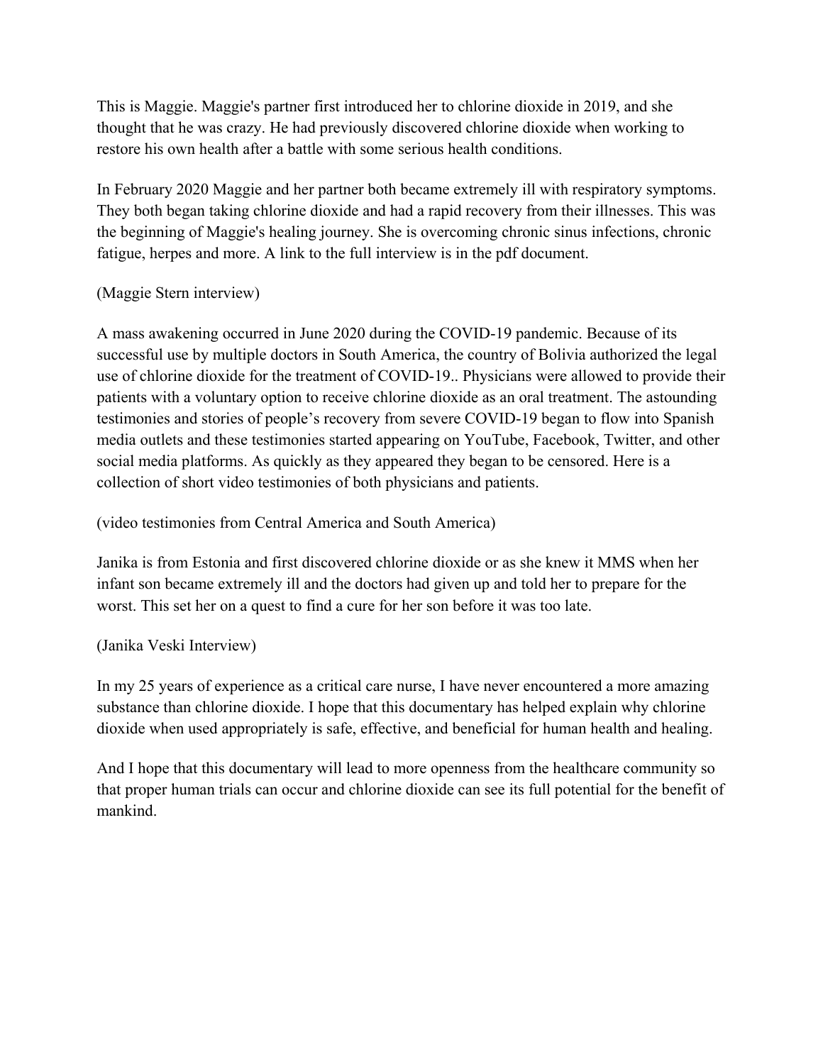This is Maggie. Maggie's partner first introduced her to chlorine dioxide in 2019, and she thought that he was crazy. He had previously discovered chlorine dioxide when working to restore his own health after a battle with some serious health conditions.

In February 2020 Maggie and her partner both became extremely ill with respiratory symptoms. They both began taking chlorine dioxide and had a rapid recovery from their illnesses. This was the beginning of Maggie's healing journey. She is overcoming chronic sinus infections, chronic fatigue, herpes and more. A link to the full interview is in the pdf document.

(Maggie Stern interview)

A mass awakening occurred in June 2020 during the COVID-19 pandemic. Because of its successful use by multiple doctors in South America, the country of Bolivia authorized the legal use of chlorine dioxide for the treatment of COVID-19.. Physicians were allowed to provide their patients with a voluntary option to receive chlorine dioxide as an oral treatment. The astounding testimonies and stories of people's recovery from severe COVID-19 began to flow into Spanish media outlets and these testimonies started appearing on YouTube, Facebook, Twitter, and other social media platforms. As quickly as they appeared they began to be censored. Here is a collection of short video testimonies of both physicians and patients.

(video testimonies from Central America and South America)

Janika is from Estonia and first discovered chlorine dioxide or as she knew it MMS when her infant son became extremely ill and the doctors had given up and told her to prepare for the worst. This set her on a quest to find a cure for her son before it was too late.

(Janika Veski Interview)

In my 25 years of experience as a critical care nurse, I have never encountered a more amazing substance than chlorine dioxide. I hope that this documentary has helped explain why chlorine dioxide when used appropriately is safe, effective, and beneficial for human health and healing.

And I hope that this documentary will lead to more openness from the healthcare community so that proper human trials can occur and chlorine dioxide can see its full potential for the benefit of mankind.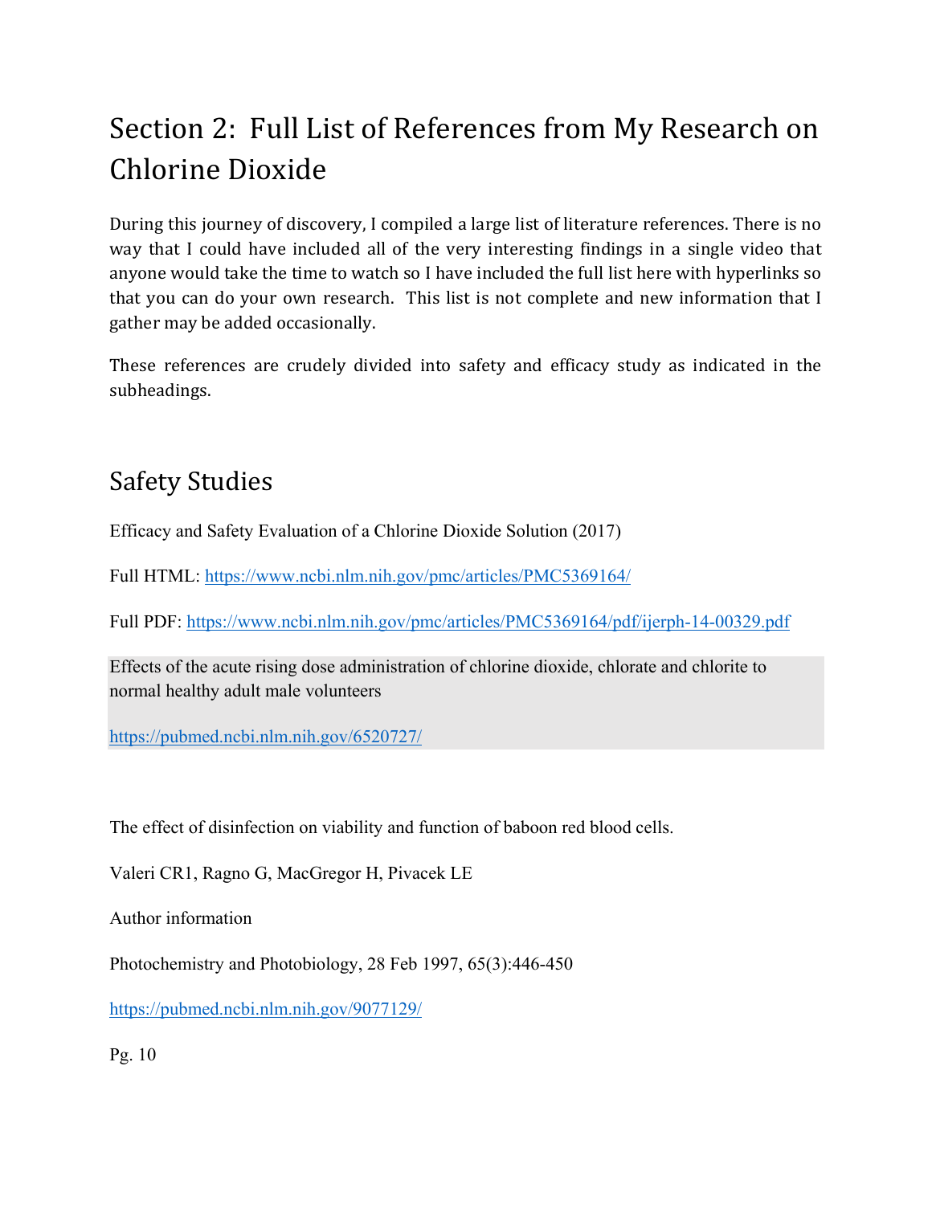# Section 2: Full List of References from My Research on Chlorine Dioxide

During this journey of discovery, I compiled a large list of literature references. There is no way that I could have included all of the very interesting findings in a single video that anyone would take the time to watch so I have included the full list here with hyperlinks so that you can do your own research. This list is not complete and new information that I gather may be added occasionally.

These references are crudely divided into safety and efficacy study as indicated in the subheadings.

## Safety Studies

Efficacy and Safety Evaluation of a Chlorine Dioxide Solution (2017)

Full HTML: https://www.ncbi.nlm.nih.gov/pmc/articles/PMC5369164/

Full PDF: https://www.ncbi.nlm.nih.gov/pmc/articles/PMC5369164/pdf/ijerph-14-00329.pdf

Effects of the acute rising dose administration of chlorine dioxide, chlorate and chlorite to normal healthy adult male volunteers

https://pubmed.ncbi.nlm.nih.gov/6520727/

The effect of disinfection on viability and function of baboon red blood cells.

Valeri CR1, Ragno G, MacGregor H, Pivacek LE

Author information

Photochemistry and Photobiology, 28 Feb 1997, 65(3):446-450

https://pubmed.ncbi.nlm.nih.gov/9077129/

Pg. 10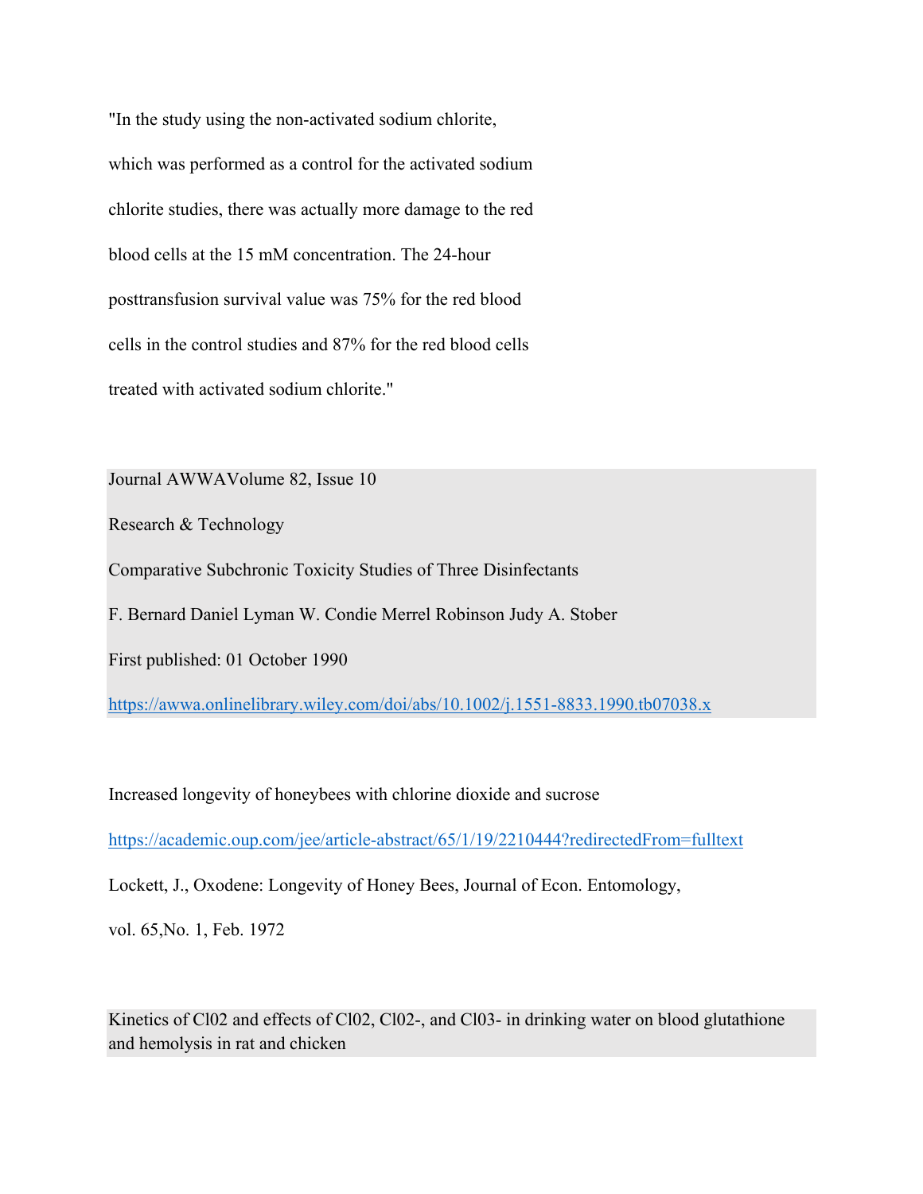"In the study using the non-activated sodium chlorite, which was performed as a control for the activated sodium chlorite studies, there was actually more damage to the red blood cells at the 15 mM concentration. The 24-hour posttransfusion survival value was 75% for the red blood cells in the control studies and 87% for the red blood cells treated with activated sodium chlorite."

Journal AWWAVolume 82, Issue 10

Research & Technology

Comparative Subchronic Toxicity Studies of Three Disinfectants

F. Bernard Daniel Lyman W. Condie Merrel Robinson Judy A. Stober

First published: 01 October 1990

https://awwa.onlinelibrary.wiley.com/doi/abs/10.1002/j.1551-8833.1990.tb07038.x

Increased longevity of honeybees with chlorine dioxide and sucrose

https://academic.oup.com/jee/article-abstract/65/1/19/2210444?redirectedFrom=fulltext

Lockett, J., Oxodene: Longevity of Honey Bees, Journal of Econ. Entomology, vol. 65,No. 1, Feb. 1972

Kinetics of Cl02 and effects of Cl02, Cl02-, and Cl03- in drinking water on blood glutathione and hemolysis in rat and chicken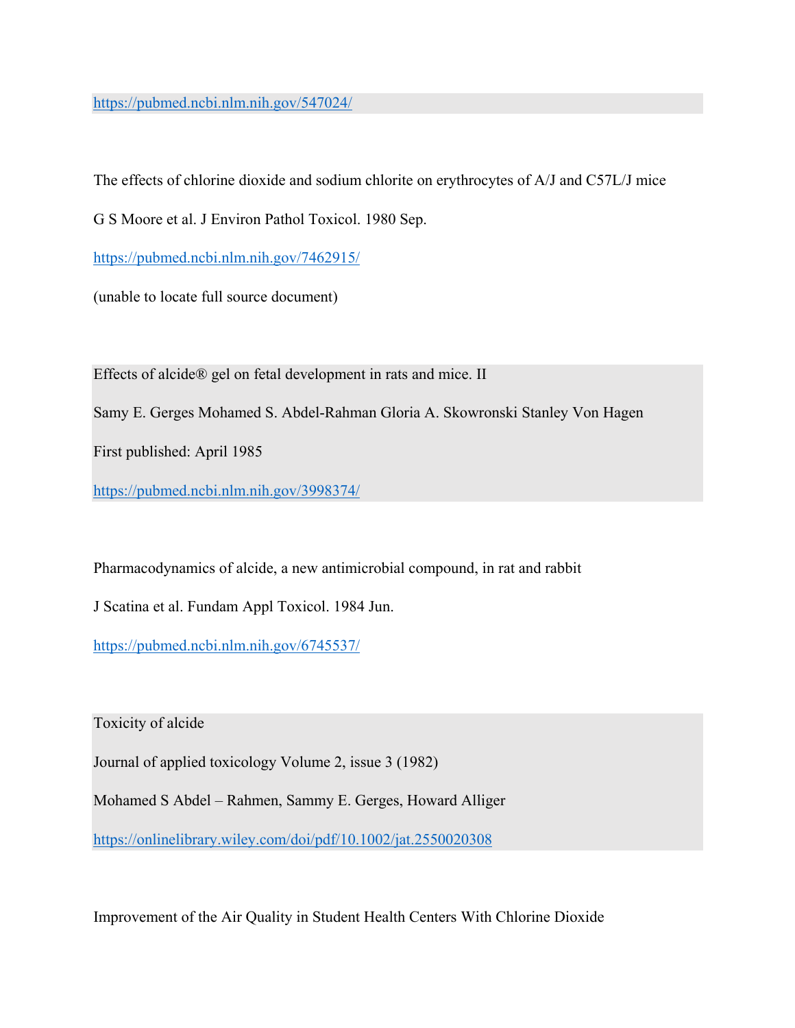https://pubmed.ncbi.nlm.nih.gov/547024/

The effects of chlorine dioxide and sodium chlorite on erythrocytes of A/J and C57L/J mice

G S Moore et al. J Environ Pathol Toxicol. 1980 Sep.

https://pubmed.ncbi.nlm.nih.gov/7462915/

(unable to locate full source document)

Effects of alcide® gel on fetal development in rats and mice. II

Samy E. Gerges Mohamed S. Abdel-Rahman Gloria A. Skowronski Stanley Von Hagen

First published: April 1985

https://pubmed.ncbi.nlm.nih.gov/3998374/

Pharmacodynamics of alcide, a new antimicrobial compound, in rat and rabbit

J Scatina et al. Fundam Appl Toxicol. 1984 Jun.

https://pubmed.ncbi.nlm.nih.gov/6745537/

Toxicity of alcide

Journal of applied toxicology Volume 2, issue 3 (1982)

Mohamed S Abdel – Rahmen, Sammy E. Gerges, Howard Alliger

https://onlinelibrary.wiley.com/doi/pdf/10.1002/jat.2550020308

Improvement of the Air Quality in Student Health Centers With Chlorine Dioxide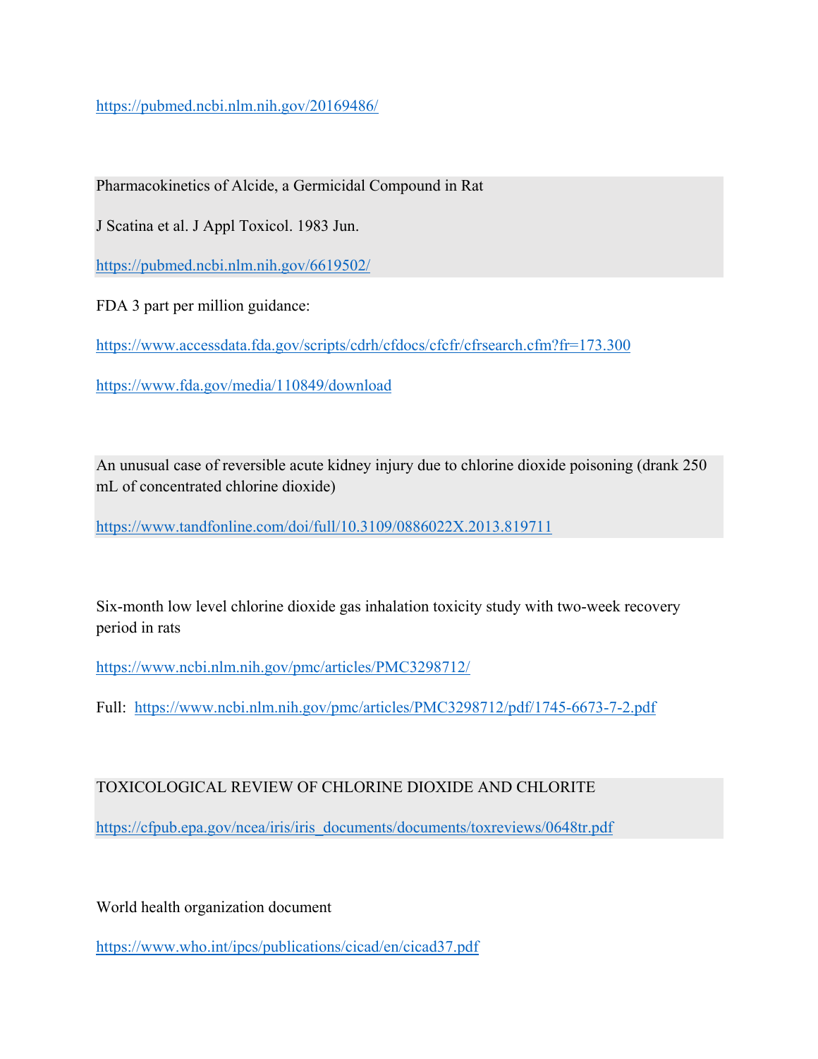https://pubmed.ncbi.nlm.nih.gov/20169486/

Pharmacokinetics of Alcide, a Germicidal Compound in Rat

J Scatina et al. J Appl Toxicol. 1983 Jun.

https://pubmed.ncbi.nlm.nih.gov/6619502/

FDA 3 part per million guidance:

https://www.accessdata.fda.gov/scripts/cdrh/cfdocs/cfcfr/cfrsearch.cfm?fr=173.300

https://www.fda.gov/media/110849/download

An unusual case of reversible acute kidney injury due to chlorine dioxide poisoning (drank 250 mL of concentrated chlorine dioxide)

https://www.tandfonline.com/doi/full/10.3109/0886022X.2013.819711

Six-month low level chlorine dioxide gas inhalation toxicity study with two-week recovery period in rats

https://www.ncbi.nlm.nih.gov/pmc/articles/PMC3298712/

Full: https://www.ncbi.nlm.nih.gov/pmc/articles/PMC3298712/pdf/1745-6673-7-2.pdf

TOXICOLOGICAL REVIEW OF CHLORINE DIOXIDE AND CHLORITE

https://cfpub.epa.gov/ncea/iris/iris_documents/documents/toxreviews/0648tr.pdf

World health organization document

https://www.who.int/ipcs/publications/cicad/en/cicad37.pdf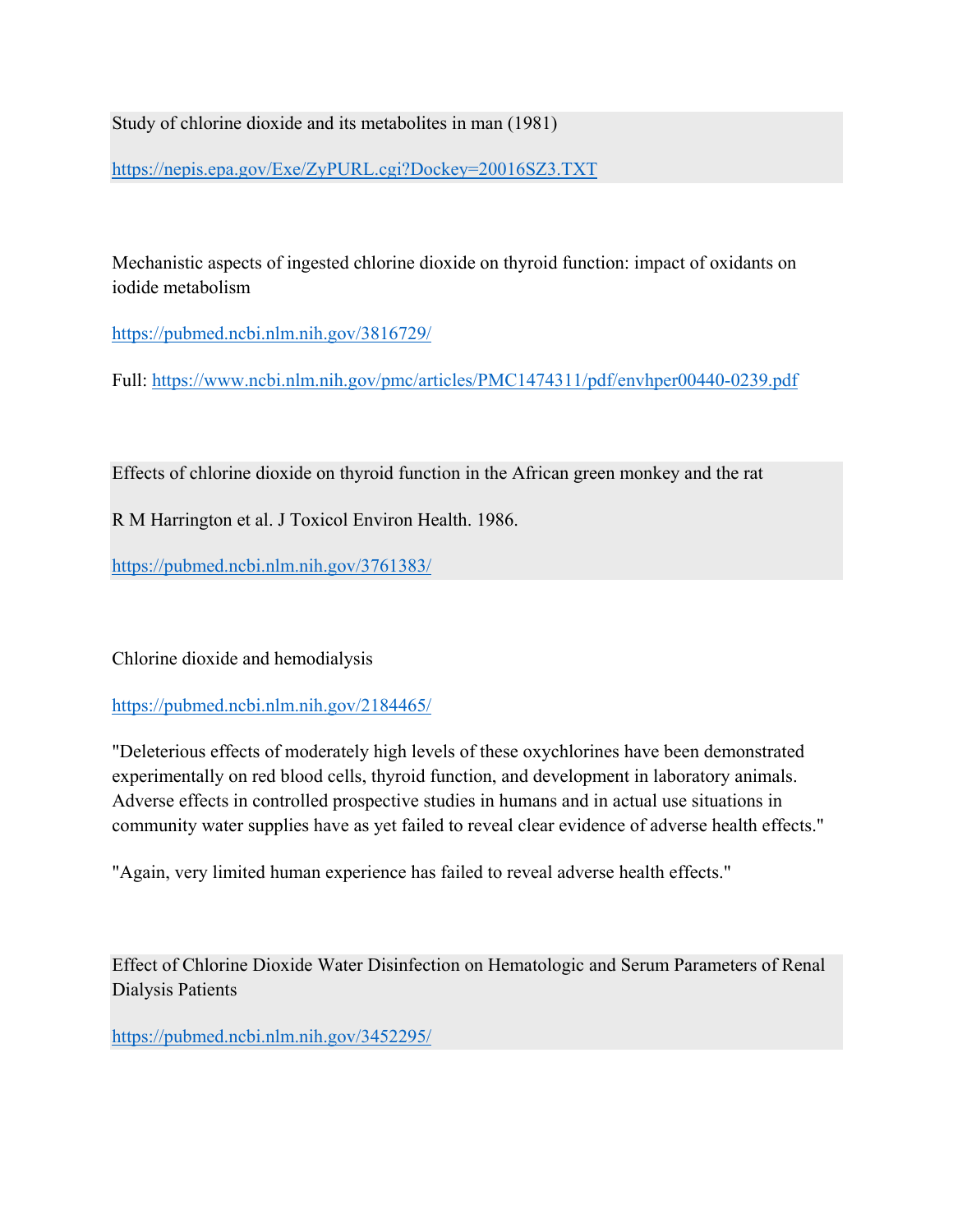Study of chlorine dioxide and its metabolites in man (1981)

https://nepis.epa.gov/Exe/ZyPURL.cgi?Dockey=20016SZ3.TXT

Mechanistic aspects of ingested chlorine dioxide on thyroid function: impact of oxidants on iodide metabolism

https://pubmed.ncbi.nlm.nih.gov/3816729/

Full: https://www.ncbi.nlm.nih.gov/pmc/articles/PMC1474311/pdf/envhper00440-0239.pdf

Effects of chlorine dioxide on thyroid function in the African green monkey and the rat

R M Harrington et al. J Toxicol Environ Health. 1986.

https://pubmed.ncbi.nlm.nih.gov/3761383/

Chlorine dioxide and hemodialysis

https://pubmed.ncbi.nlm.nih.gov/2184465/

"Deleterious effects of moderately high levels of these oxychlorines have been demonstrated experimentally on red blood cells, thyroid function, and development in laboratory animals. Adverse effects in controlled prospective studies in humans and in actual use situations in community water supplies have as yet failed to reveal clear evidence of adverse health effects."

"Again, very limited human experience has failed to reveal adverse health effects."

Effect of Chlorine Dioxide Water Disinfection on Hematologic and Serum Parameters of Renal Dialysis Patients

https://pubmed.ncbi.nlm.nih.gov/3452295/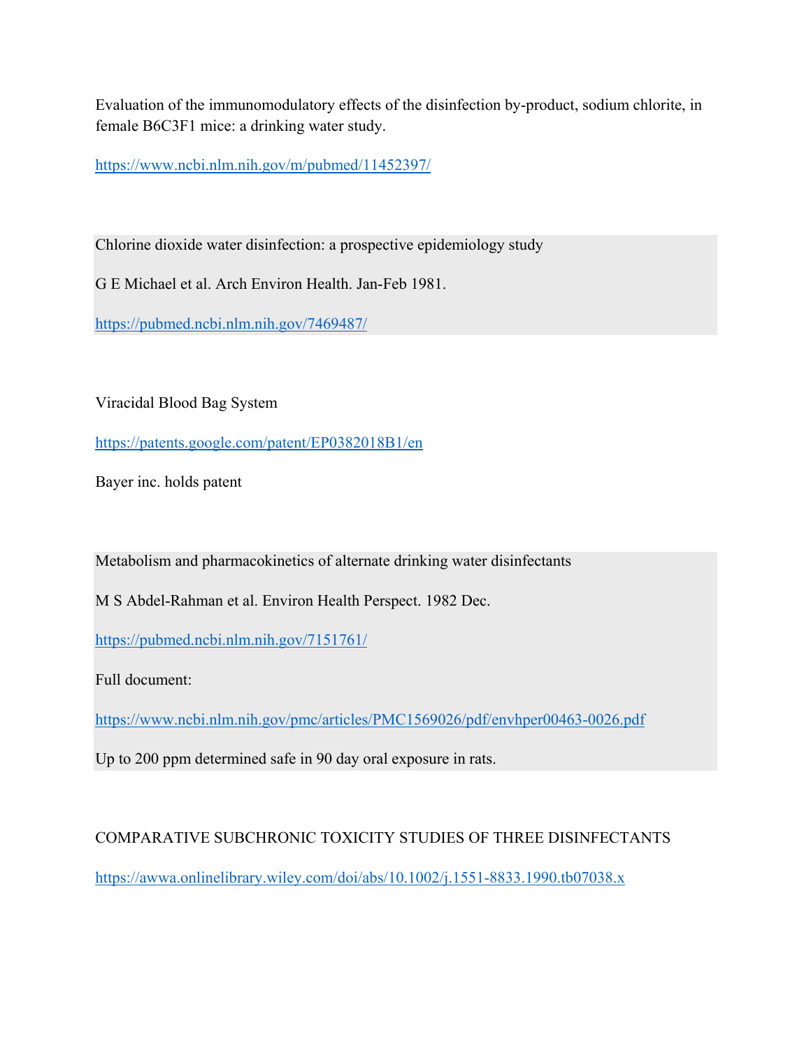Evaluation of the immunomodulatory effects of the disinfection by-product, sodium chlorite, in female B6C3F1 mice: a drinking water study.

https://www.ncbi.nlm.nih.gov/m/pubmed/11452397/

Chlorine dioxide water disinfection: a prospective epidemiology study

G E Michael et al. Arch Environ Health. Jan-Feb 1981.

https://pubmed.ncbi.nlm.nih.gov/7469487/

Viracidal Blood Bag System

https://patents.google.com/patent/EP0382018B1/en

Bayer inc. holds patent

Metabolism and pharmacokinetics of alternate drinking water disinfectants

M S Abdel-Rahman et al. Environ Health Perspect. 1982 Dec.

https://pubmed.ncbi.nlm.nih.gov/7151761/

Full document:

https://www.ncbi.nlm.nih.gov/pmc/articles/PMC1569026/pdf/envhper00463-0026.pdf

Up to 200 ppm determined safe in 90 day oral exposure in rats.

COMPARATIVE SUBCHRONIC TOXICITY STUDIES OF THREE DISINFECTANTS

https://awwa.onlinelibrary.wiley.com/doi/abs/10.1002/j.1551-8833.1990.tb07038.x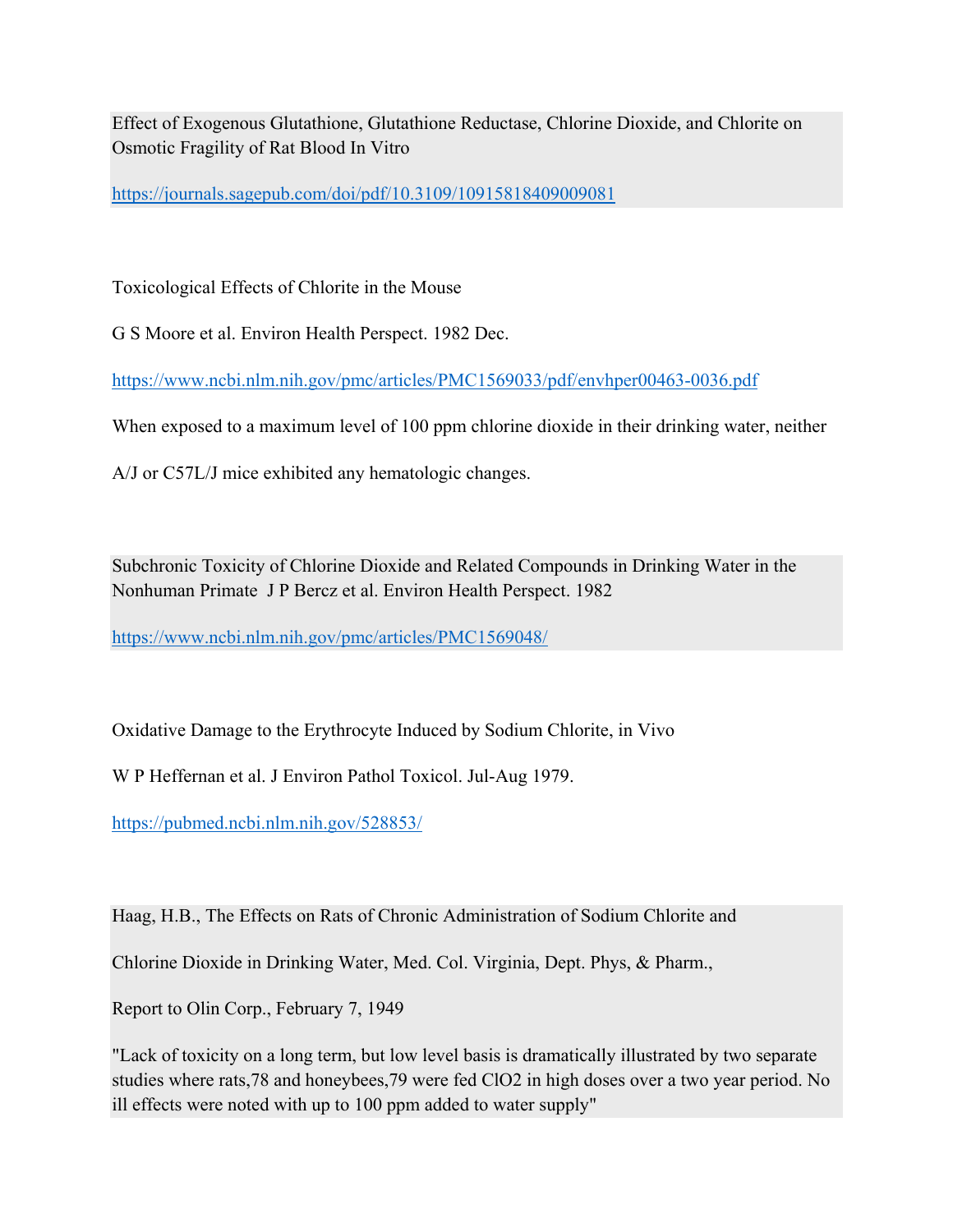Effect of Exogenous Glutathione, Glutathione Reductase, Chlorine Dioxide, and Chlorite on Osmotic Fragility of Rat Blood In Vitro

https://journals.sagepub.com/doi/pdf/10.3109/10915818409009081

Toxicological Effects of Chlorite in the Mouse

G S Moore et al. Environ Health Perspect. 1982 Dec.

https://www.ncbi.nlm.nih.gov/pmc/articles/PMC1569033/pdf/envhper00463-0036.pdf

When exposed to a maximum level of 100 ppm chlorine dioxide in their drinking water, neither A/J or C57L/J mice exhibited any hematologic changes.

Subchronic Toxicity of Chlorine Dioxide and Related Compounds in Drinking Water in the Nonhuman Primate J P Bercz et al. Environ Health Perspect. 1982

https://www.ncbi.nlm.nih.gov/pmc/articles/PMC1569048/

Oxidative Damage to the Erythrocyte Induced by Sodium Chlorite, in Vivo

W P Heffernan et al. J Environ Pathol Toxicol. Jul-Aug 1979.

https://pubmed.ncbi.nlm.nih.gov/528853/

Haag, H.B., The Effects on Rats of Chronic Administration of Sodium Chlorite and Chlorine Dioxide in Drinking Water, Med. Col. Virginia, Dept. Phys, & Pharm., Report to Olin Corp., February 7, 1949

"Lack of toxicity on a long term, but low level basis is dramatically illustrated by two separate studies where rats,78 and honeybees,79 were fed $ClO_2$ in high doses over a two year period. No ill effects were noted with up to 100 ppm added to water supply"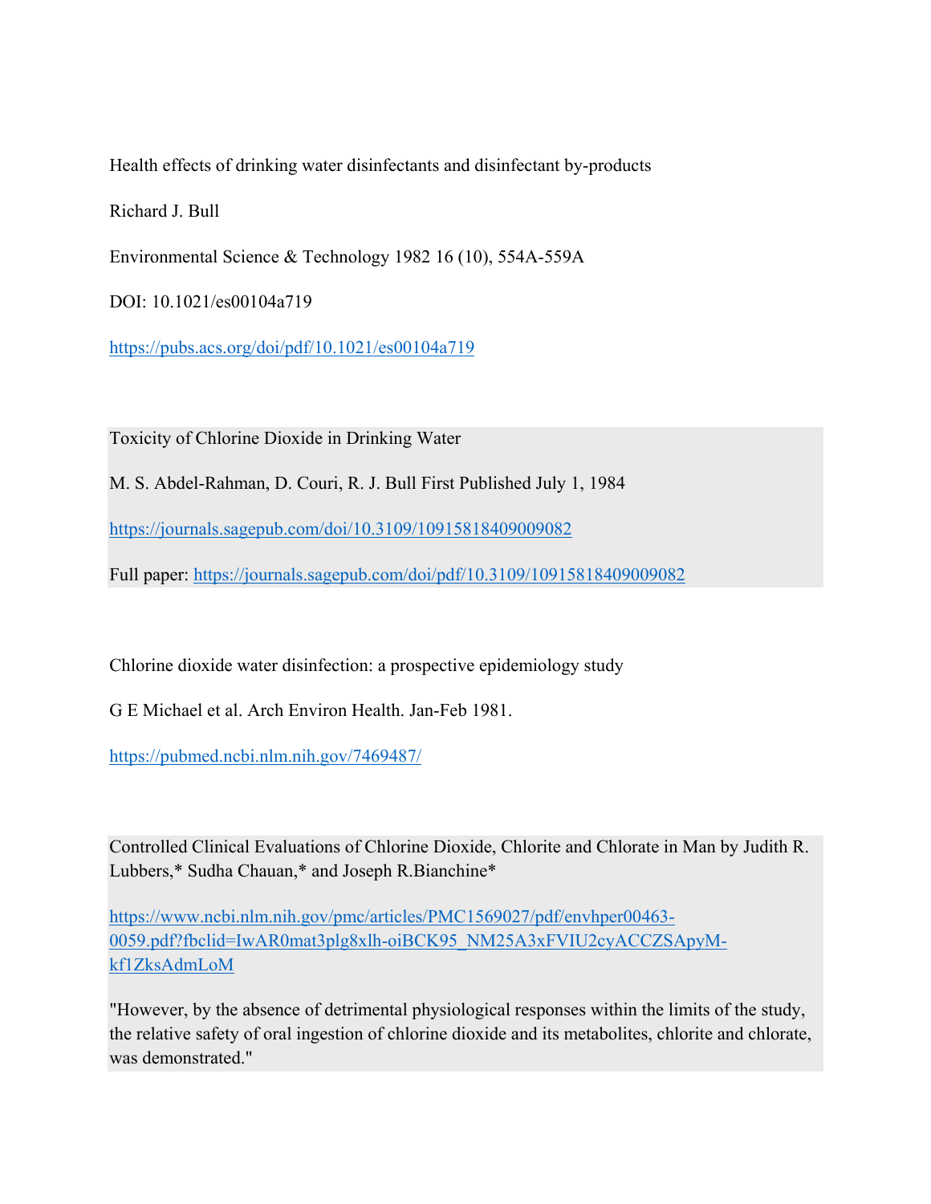Health effects of drinking water disinfectants and disinfectant by-products

Richard J. Bull

Environmental Science & Technology 1982 16 (10), 554A-559A

DOI: 10.1021/es00104a719

https://pubs.acs.org/doi/pdf/10.1021/es00104a719

Toxicity of Chlorine Dioxide in Drinking Water

M. S. Abdel-Rahman, D. Couri, R. J. Bull First Published July 1, 1984

https://journals.sagepub.com/doi/10.3109/10915818409009082

Full paper: https://journals.sagepub.com/doi/pdf/10.3109/10915818409009082

Chlorine dioxide water disinfection: a prospective epidemiology study

G E Michael et al. Arch Environ Health. Jan-Feb 1981.

https://pubmed.ncbi.nlm.nih.gov/7469487/

Controlled Clinical Evaluations of Chlorine Dioxide, Chlorite and Chlorate in Man by Judith R. Lubbers,* Sudha Chauan,* and Joseph R.Bianchine*

https://www.ncbi.nlm.nih.gov/pmc/articles/PMC1569027/pdf/envhper00463-0059.pdf?fbclid=IwAR0mat3plg8xlh-oiBCK95_NM25A3xFVIU2cyACCZSApyM-kf1ZksAdmLoM

"However, by the absence of detrimental physiological responses within the limits of the study, the relative safety of oral ingestion of chlorine dioxide and its metabolites, chlorite and chlorate, was demonstrated."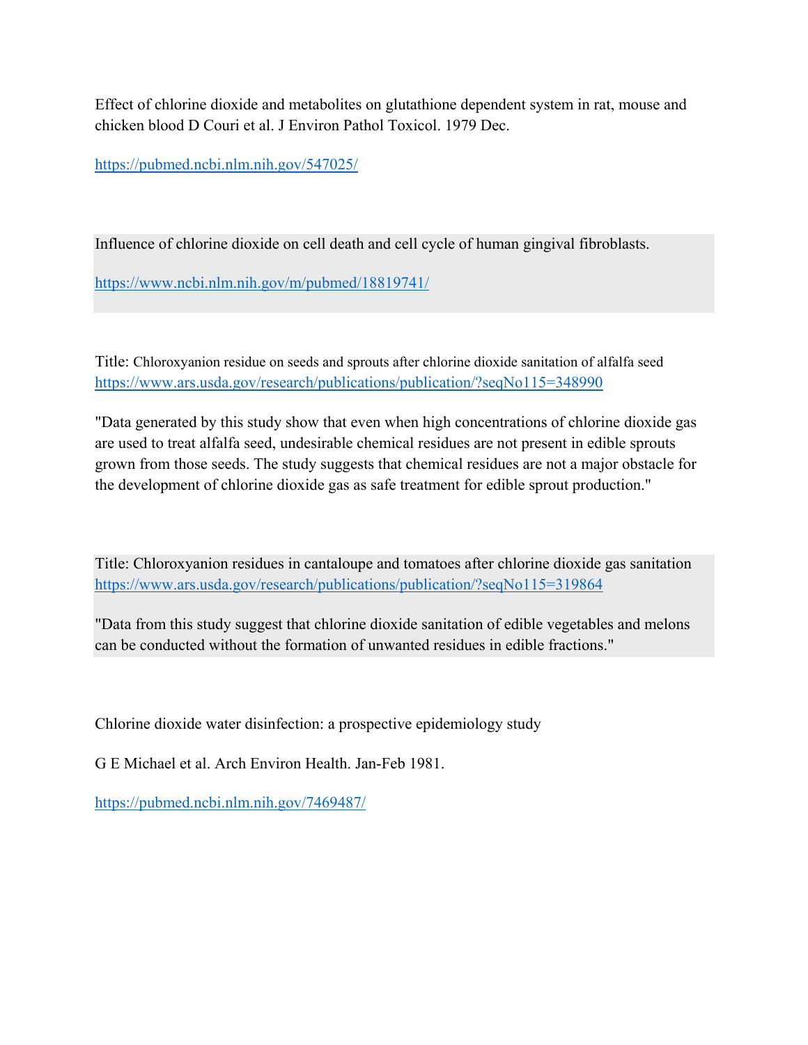Effect of chlorine dioxide and metabolites on glutathione dependent system in rat, mouse and chicken blood D Couri et al. J Environ Pathol Toxicol. 1979 Dec.

https://pubmed.ncbi.nlm.nih.gov/547025/

Influence of chlorine dioxide on cell death and cell cycle of human gingival fibroblasts.

https://www.ncbi.nlm.nih.gov/m/pubmed/18819741/

Title: Chloroxyanion residue on seeds and sprouts after chlorine dioxide sanitation of alfalfa seed
https://www.ars.usda.gov/research/publications/publication/?seqNo115=348990

"Data generated by this study show that even when high concentrations of chlorine dioxide gas are used to treat alfalfa seed, undesirable chemical residues are not present in edible sprouts grown from those seeds. The study suggests that chemical residues are not a major obstacle for the development of chlorine dioxide gas as safe treatment for edible sprout production."

Title: Chloroxyanion residues in cantaloupe and tomatoes after chlorine dioxide gas sanitation
https://www.ars.usda.gov/research/publications/publication/?seqNo115=319864

"Data from this study suggest that chlorine dioxide sanitation of edible vegetables and melons can be conducted without the formation of unwanted residues in edible fractions."

Chlorine dioxide water disinfection: a prospective epidemiology study

G E Michael et al. Arch Environ Health. Jan-Feb 1981.

https://pubmed.ncbi.nlm.nih.gov/7469487/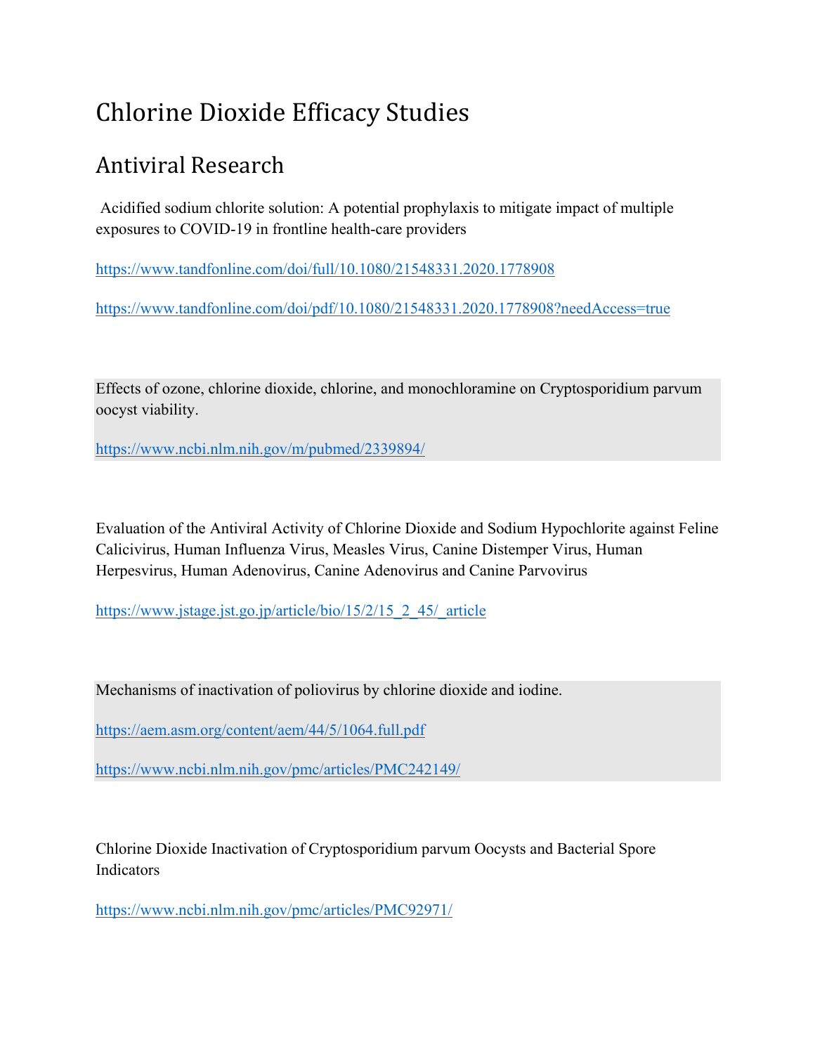# Chlorine Dioxide Efficacy Studies

## Antiviral Research

Acidified sodium chlorite solution: A potential prophylaxis to mitigate impact of multiple exposures to COVID-19 in frontline health-care providers

https://www.tandfonline.com/doi/full/10.1080/21548331.2020.1778908

https://www.tandfonline.com/doi/pdf/10.1080/21548331.2020.1778908?needAccess=true

Effects of ozone, chlorine dioxide, chlorine, and monochloramine on Cryptosporidium parvum oocyst viability.

https://www.ncbi.nlm.nih.gov/m/pubmed/2339894/

Evaluation of the Antiviral Activity of Chlorine Dioxide and Sodium Hypochlorite against Feline Calicivirus, Human Influenza Virus, Measles Virus, Canine Distemper Virus, Human Herpesvirus, Human Adenovirus, Canine Adenovirus and Canine Parvovirus

https://www.jstage.jst.go.jp/article/bio/15/2/15_2_45/_article

Mechanisms of inactivation of poliovirus by chlorine dioxide and iodine.

https://aem.asm.org/content/aem/44/5/1064.full.pdf

https://www.ncbi.nlm.nih.gov/pmc/articles/PMC242149/

Chlorine Dioxide Inactivation of Cryptosporidium parvum Oocysts and Bacterial Spore Indicators

https://www.ncbi.nlm.nih.gov/pmc/articles/PMC92971/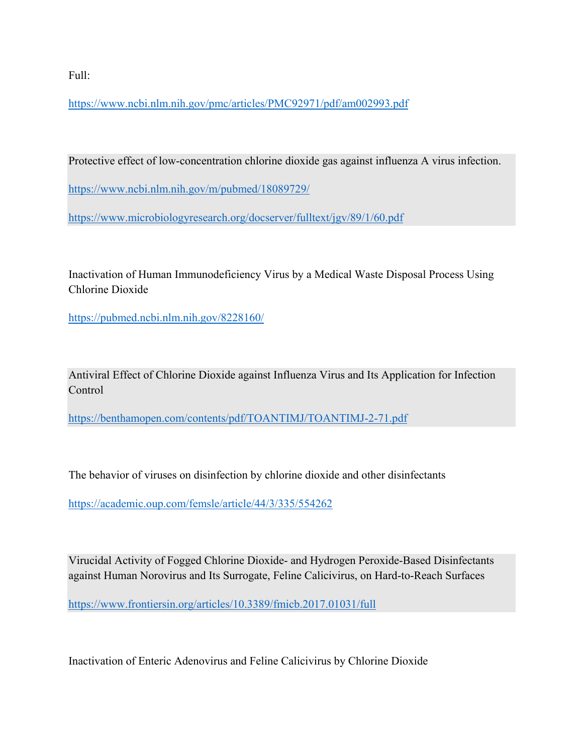Full:

https://www.ncbi.nlm.nih.gov/pmc/articles/PMC92971/pdf/am002993.pdf

Protective effect of low-concentration chlorine dioxide gas against influenza A virus infection.

https://www.ncbi.nlm.nih.gov/m/pubmed/18089729/

https://www.microbiologyresearch.org/docserver/fulltext/jgv/89/1/60.pdf

Inactivation of Human Immunodeficiency Virus by a Medical Waste Disposal Process Using Chlorine Dioxide

https://pubmed.ncbi.nlm.nih.gov/8228160/

Antiviral Effect of Chlorine Dioxide against Influenza Virus and Its Application for Infection Control

https://benthamopen.com/contents/pdf/TOANTIMJ/TOANTIMJ-2-71.pdf

The behavior of viruses on disinfection by chlorine dioxide and other disinfectants

https://academic.oup.com/femsle/article/44/3/335/554262

Virucidal Activity of Fogged Chlorine Dioxide- and Hydrogen Peroxide-Based Disinfectants against Human Norovirus and Its Surrogate, Feline Calicivirus, on Hard-to-Reach Surfaces

https://www.frontiersin.org/articles/10.3389/fmicb.2017.01031/full

Inactivation of Enteric Adenovirus and Feline Calicivirus by Chlorine Dioxide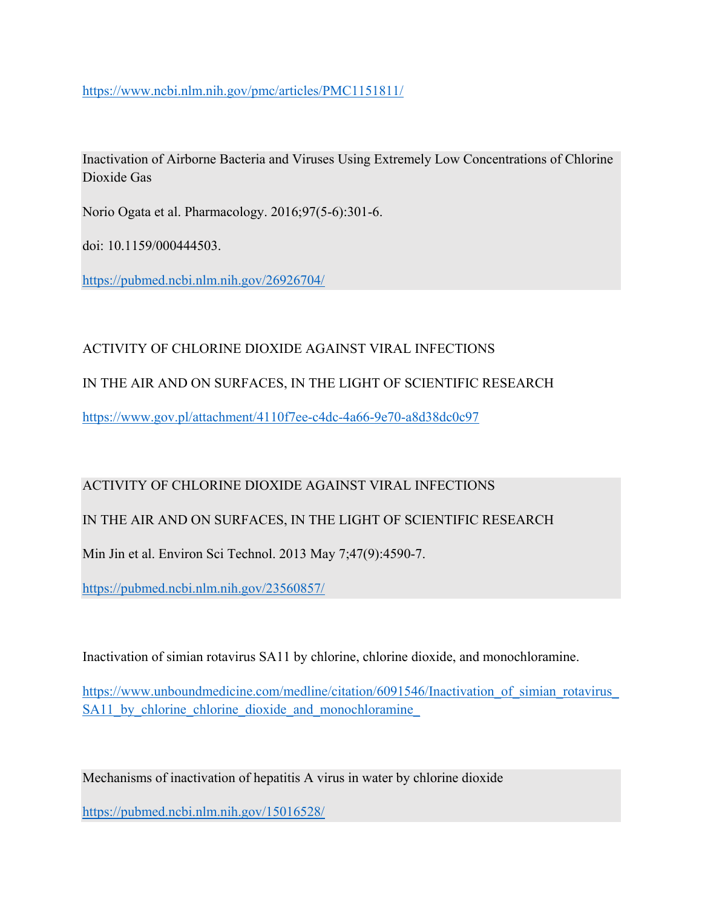https://www.ncbi.nlm.nih.gov/pmc/articles/PMC1151811/

Inactivation of Airborne Bacteria and Viruses Using Extremely Low Concentrations of Chlorine Dioxide Gas

Norio Ogata et al. Pharmacology. 2016;97(5-6):301-6.

doi: 10.1159/000444503.

https://pubmed.ncbi.nlm.nih.gov/26926704/

ACTIVITY OF CHLORINE DIOXIDE AGAINST VIRAL INFECTIONS

IN THE AIR AND ON SURFACES, IN THE LIGHT OF SCIENTIFIC RESEARCH

https://www.gov.pl/attachment/4110f7ee-c4dc-4a66-9e70-a8d38dc0c97

ACTIVITY OF CHLORINE DIOXIDE AGAINST VIRAL INFECTIONS

IN THE AIR AND ON SURFACES, IN THE LIGHT OF SCIENTIFIC RESEARCH

Min Jin et al. Environ Sci Technol. 2013 May 7;47(9):4590-7.

https://pubmed.ncbi.nlm.nih.gov/23560857/

Inactivation of simian rotavirus SA11 by chlorine, chlorine dioxide, and monochloramine.

https://www.unboundmedicine.com/medline/citation/6091546/Inactivation_of_simian_rotavirus_SA11_by_chlorine_chlorine_dioxide_and_monochloramine_

Mechanisms of inactivation of hepatitis A virus in water by chlorine dioxide

https://pubmed.ncbi.nlm.nih.gov/15016528/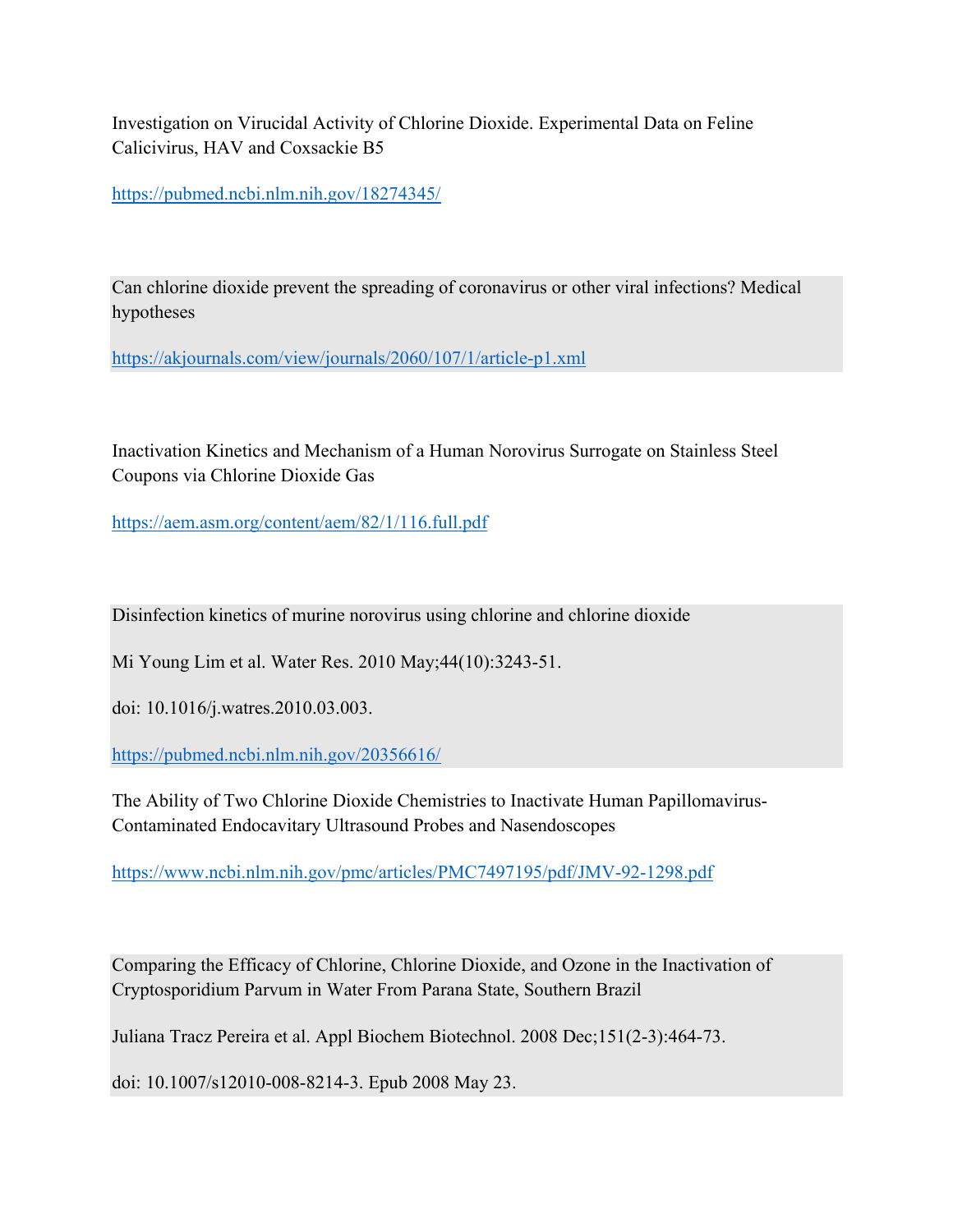Investigation on Virucidal Activity of Chlorine Dioxide. Experimental Data on Feline Calicivirus, HAV and Coxsackie B5

https://pubmed.ncbi.nlm.nih.gov/18274345/

Can chlorine dioxide prevent the spreading of coronavirus or other viral infections? Medical hypotheses

https://akjournals.com/view/journals/2060/107/1/article-p1.xml

Inactivation Kinetics and Mechanism of a Human Norovirus Surrogate on Stainless Steel Coupons via Chlorine Dioxide Gas

https://aem.asm.org/content/aem/82/1/116.full.pdf

Disinfection kinetics of murine norovirus using chlorine and chlorine dioxide

Mi Young Lim et al. Water Res. 2010 May;44(10):3243-51.

doi: 10.1016/j.watres.2010.03.003.

https://pubmed.ncbi.nlm.nih.gov/20356616/

The Ability of Two Chlorine Dioxide Chemistries to Inactivate Human Papillomavirus-Contaminated Endocavitary Ultrasound Probes and Nasendoscopes

https://www.ncbi.nlm.nih.gov/pmc/articles/PMC7497195/pdf/JMV-92-1298.pdf

Comparing the Efficacy of Chlorine, Chlorine Dioxide, and Ozone in the Inactivation of Cryptosporidium Parvum in Water From Parana State, Southern Brazil

Juliana Tracz Pereira et al. Appl Biochem Biotechnol. 2008 Dec;151(2-3):464-73.

doi: 10.1007/s12010-008-8214-3. Epub 2008 May 23.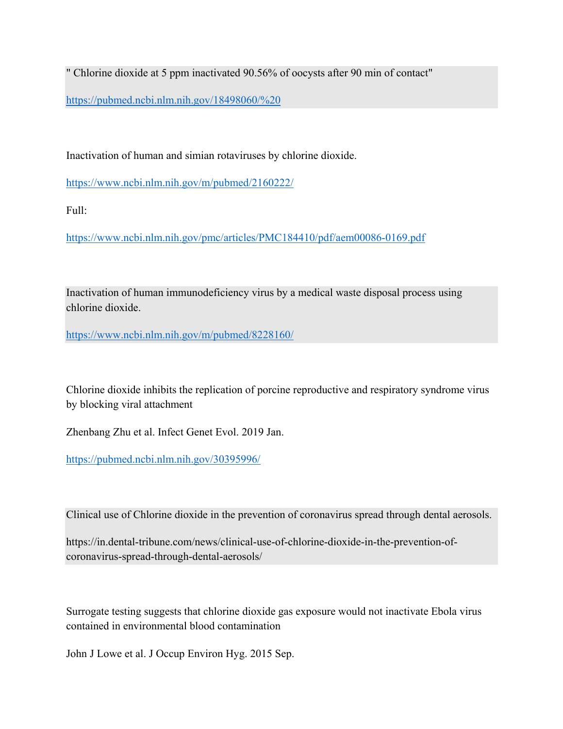" Chlorine dioxide at 5 ppm inactivated 90.56% of oocysts after 90 min of contact"

https://pubmed.ncbi.nlm.nih.gov/18498060/%20

Inactivation of human and simian rotaviruses by chlorine dioxide.

https://www.ncbi.nlm.nih.gov/m/pubmed/2160222/

Full:

https://www.ncbi.nlm.nih.gov/pmc/articles/PMC184410/pdf/aem00086-0169.pdf

Inactivation of human immunodeficiency virus by a medical waste disposal process using chlorine dioxide.

https://www.ncbi.nlm.nih.gov/m/pubmed/8228160/

Chlorine dioxide inhibits the replication of porcine reproductive and respiratory syndrome virus by blocking viral attachment

Zhenbang Zhu et al. Infect Genet Evol. 2019 Jan.

https://pubmed.ncbi.nlm.nih.gov/30395996/

Clinical use of Chlorine dioxide in the prevention of coronavirus spread through dental aerosols.

https://in.dental-tribune.com/news/clinical-use-of-chlorine-dioxide-in-the-prevention-of-coronavirus-spread-through-dental-aerosols/

Surrogate testing suggests that chlorine dioxide gas exposure would not inactivate Ebola virus contained in environmental blood contamination

John J Lowe et al. J Occup Environ Hyg. 2015 Sep.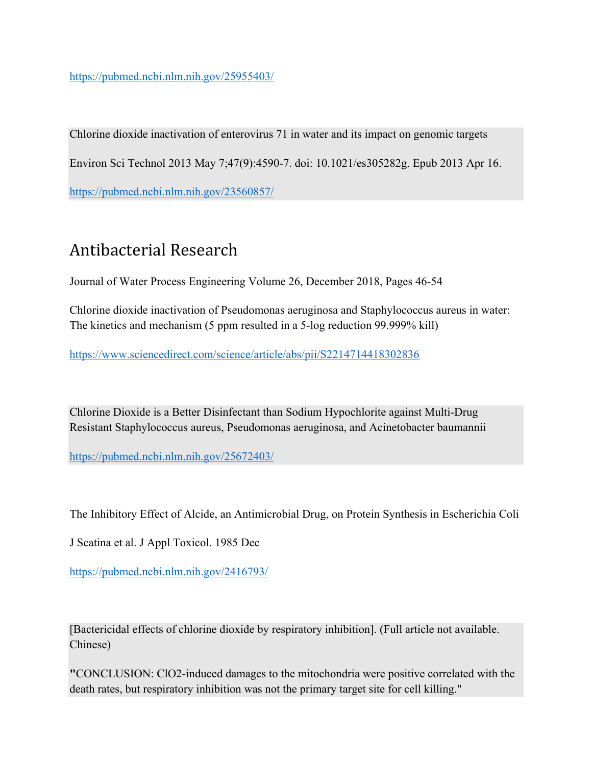https://pubmed.ncbi.nlm.nih.gov/25955403/

Chlorine dioxide inactivation of enterovirus 71 in water and its impact on genomic targets

Environ Sci Technol 2013 May 7;47(9):4590-7. doi: 10.1021/es305282g. Epub 2013 Apr 16.

https://pubmed.ncbi.nlm.nih.gov/23560857/

# Antibacterial Research

Journal of Water Process Engineering Volume 26, December 2018, Pages 46-54

Chlorine dioxide inactivation of Pseudomonas aeruginosa and Staphylococcus aureus in water: The kinetics and mechanism (5 ppm resulted in a 5-log reduction 99.999% kill)

https://www.sciencedirect.com/science/article/abs/pii/S2214714418302836

Chlorine Dioxide is a Better Disinfectant than Sodium Hypochlorite against Multi-Drug Resistant Staphylococcus aureus, Pseudomonas aeruginosa, and Acinetobacter baumannii

https://pubmed.ncbi.nlm.nih.gov/25672403/

The Inhibitory Effect of Alcide, an Antimicrobial Drug, on Protein Synthesis in Escherichia Coli

J Scatina et al. J Appl Toxicol. 1985 Dec

https://pubmed.ncbi.nlm.nih.gov/2416793/

[Bactericidal effects of chlorine dioxide by respiratory inhibition]. (Full article not available. Chinese)

**"**CONCLUSION: $ClO_2$-induced damages to the mitochondria were positive correlated with the death rates, but respiratory inhibition was not the primary target site for cell killing."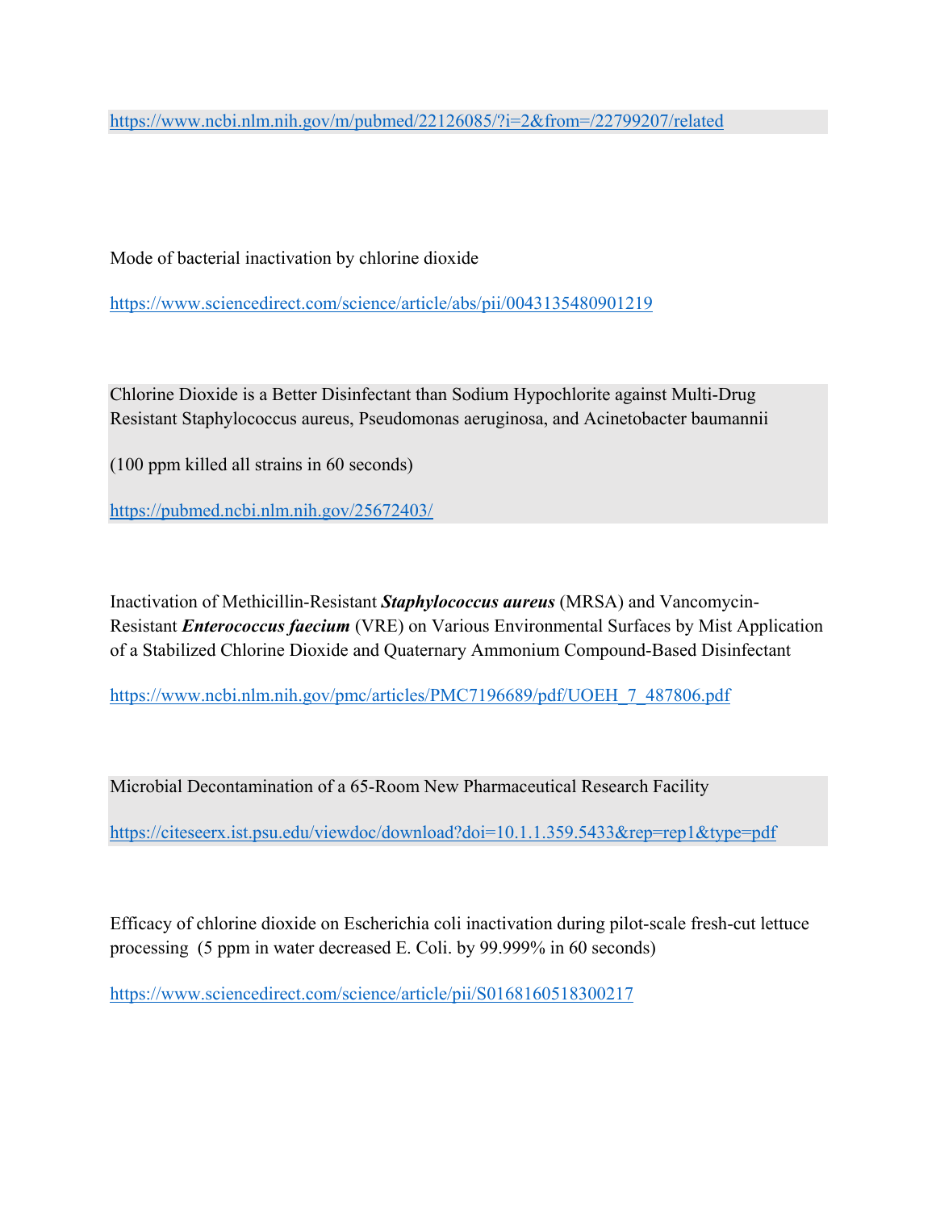https://www.ncbi.nlm.nih.gov/m/pubmed/22126085/?i=2&from=/22799207/related

Mode of bacterial inactivation by chlorine dioxide

https://www.sciencedirect.com/science/article/abs/pii/0043135480901219

Chlorine Dioxide is a Better Disinfectant than Sodium Hypochlorite against Multi-Drug Resistant Staphylococcus aureus, Pseudomonas aeruginosa, and Acinetobacter baumannii

(100 ppm killed all strains in 60 seconds)

https://pubmed.ncbi.nlm.nih.gov/25672403/

Inactivation of Methicillin-Resistant ***Staphylococcus aureus*** (MRSA) and Vancomycin-Resistant ***Enterococcus faecium*** (VRE) on Various Environmental Surfaces by Mist Application of a Stabilized Chlorine Dioxide and Quaternary Ammonium Compound-Based Disinfectant

https://www.ncbi.nlm.nih.gov/pmc/articles/PMC7196689/pdf/UOEH_7_487806.pdf

Microbial Decontamination of a 65-Room New Pharmaceutical Research Facility

https://citeseerx.ist.psu.edu/viewdoc/download?doi=10.1.1.359.5433&rep=rep1&type=pdf

Efficacy of chlorine dioxide on Escherichia coli inactivation during pilot-scale fresh-cut lettuce processing (5 ppm in water decreased E. Coli. by 99.999% in 60 seconds)

https://www.sciencedirect.com/science/article/pii/S0168160518300217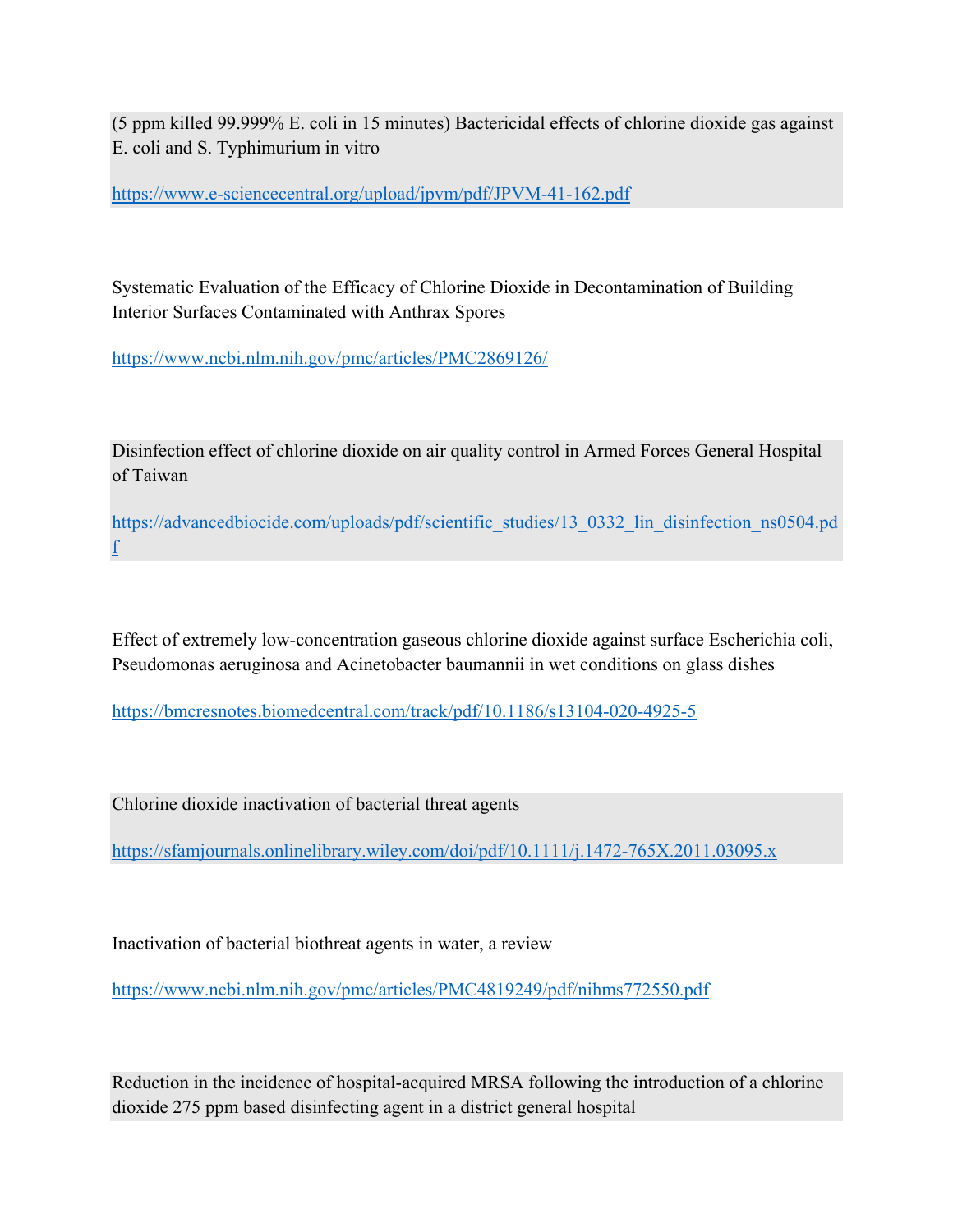(5 ppm killed 99.999% E. coli in 15 minutes) Bactericidal effects of chlorine dioxide gas against E. coli and S. Typhimurium in vitro

https://www.e-sciencecentral.org/upload/jpvm/pdf/JPVM-41-162.pdf

Systematic Evaluation of the Efficacy of Chlorine Dioxide in Decontamination of Building Interior Surfaces Contaminated with Anthrax Spores

https://www.ncbi.nlm.nih.gov/pmc/articles/PMC2869126/

Disinfection effect of chlorine dioxide on air quality control in Armed Forces General Hospital of Taiwan

https://advancedbiocide.com/uploads/pdf/scientific_studies/13_0332_lin_disinfection_ns0504.pdf

Effect of extremely low-concentration gaseous chlorine dioxide against surface Escherichia coli, Pseudomonas aeruginosa and Acinetobacter baumannii in wet conditions on glass dishes

https://bmcresnotes.biomedcentral.com/track/pdf/10.1186/s13104-020-4925-5

Chlorine dioxide inactivation of bacterial threat agents

https://sfamjournals.onlinelibrary.wiley.com/doi/pdf/10.1111/j.1472-765X.2011.03095.x

Inactivation of bacterial biothreat agents in water, a review

https://www.ncbi.nlm.nih.gov/pmc/articles/PMC4819249/pdf/nihms772550.pdf

Reduction in the incidence of hospital-acquired MRSA following the introduction of a chlorine dioxide 275 ppm based disinfecting agent in a district general hospital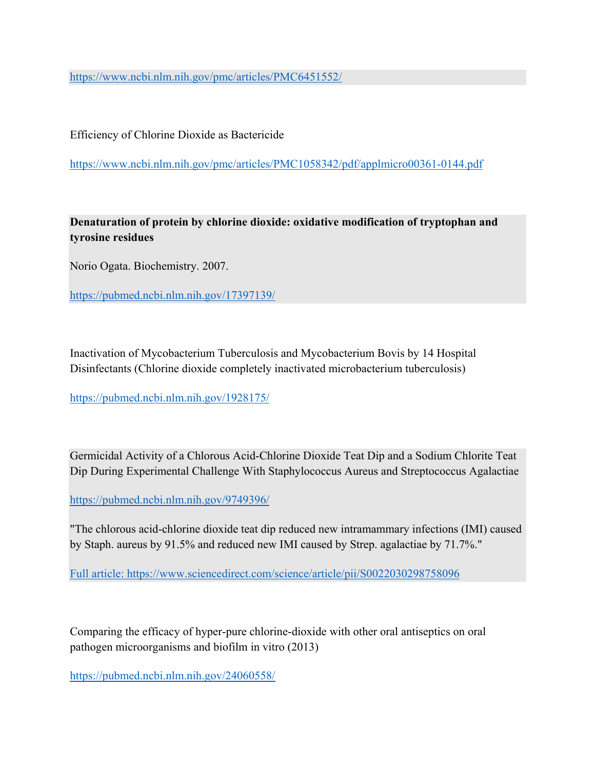https://www.ncbi.nlm.nih.gov/pmc/articles/PMC6451552/

Efficiency of Chlorine Dioxide as Bactericide

https://www.ncbi.nlm.nih.gov/pmc/articles/PMC1058342/pdf/applmicro00361-0144.pdf

**Denaturation of protein by chlorine dioxide: oxidative modification of tryptophan and tyrosine residues**

Norio Ogata. Biochemistry. 2007.

https://pubmed.ncbi.nlm.nih.gov/17397139/

Inactivation of Mycobacterium Tuberculosis and Mycobacterium Bovis by 14 Hospital Disinfectants (Chlorine dioxide completely inactivated microbacterium tuberculosis)

https://pubmed.ncbi.nlm.nih.gov/1928175/

Germicidal Activity of a Chlorous Acid-Chlorine Dioxide Teat Dip and a Sodium Chlorite Teat Dip During Experimental Challenge With Staphylococcus Aureus and Streptococcus Agalactiae

https://pubmed.ncbi.nlm.nih.gov/9749396/

"The chlorous acid-chlorine dioxide teat dip reduced new intramammary infections (IMI) caused by Staph. aureus by 91.5% and reduced new IMI caused by Strep. agalactiae by 71.7%."

Full article: https://www.sciencedirect.com/science/article/pii/S0022030298758096

Comparing the efficacy of hyper-pure chlorine-dioxide with other oral antiseptics on oral pathogen microorganisms and biofilm in vitro (2013)

https://pubmed.ncbi.nlm.nih.gov/24060558/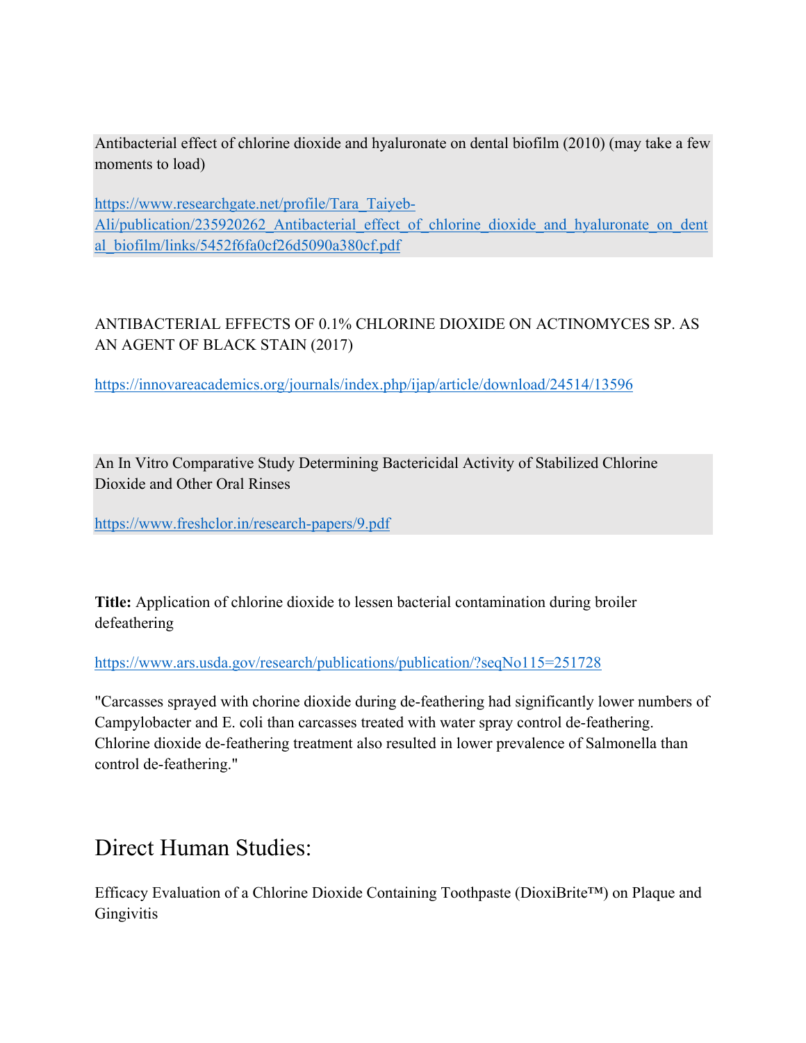Antibacterial effect of chlorine dioxide and hyaluronate on dental biofilm (2010) (may take a few moments to load)

https://www.researchgate.net/profile/Tara_Taiyeb-Ali/publication/235920262_Antibacterial_effect_of_chlorine_dioxide_and_hyaluronate_on_dental_biofilm/links/5452f6fa0cf26d5090a380cf.pdf

ANTIBACTERIAL EFFECTS OF 0.1% CHLORINE DIOXIDE ON ACTINOMYCES SP. AS AN AGENT OF BLACK STAIN (2017)

https://innovareacademics.org/journals/index.php/ijap/article/download/24514/13596

An In Vitro Comparative Study Determining Bactericidal Activity of Stabilized Chlorine Dioxide and Other Oral Rinses

https://www.freshclor.in/research-papers/9.pdf

**Title:** Application of chlorine dioxide to lessen bacterial contamination during broiler defeathering

https://www.ars.usda.gov/research/publications/publication/?seqNo115=251728

"Carcasses sprayed with chorine dioxide during de-feathering had significantly lower numbers of Campylobacter and E. coli than carcasses treated with water spray control de-feathering. Chlorine dioxide de-feathering treatment also resulted in lower prevalence of Salmonella than control de-feathering."

# Direct Human Studies:

Efficacy Evaluation of a Chlorine Dioxide Containing Toothpaste (DioxiBrite™) on Plaque and Gingivitis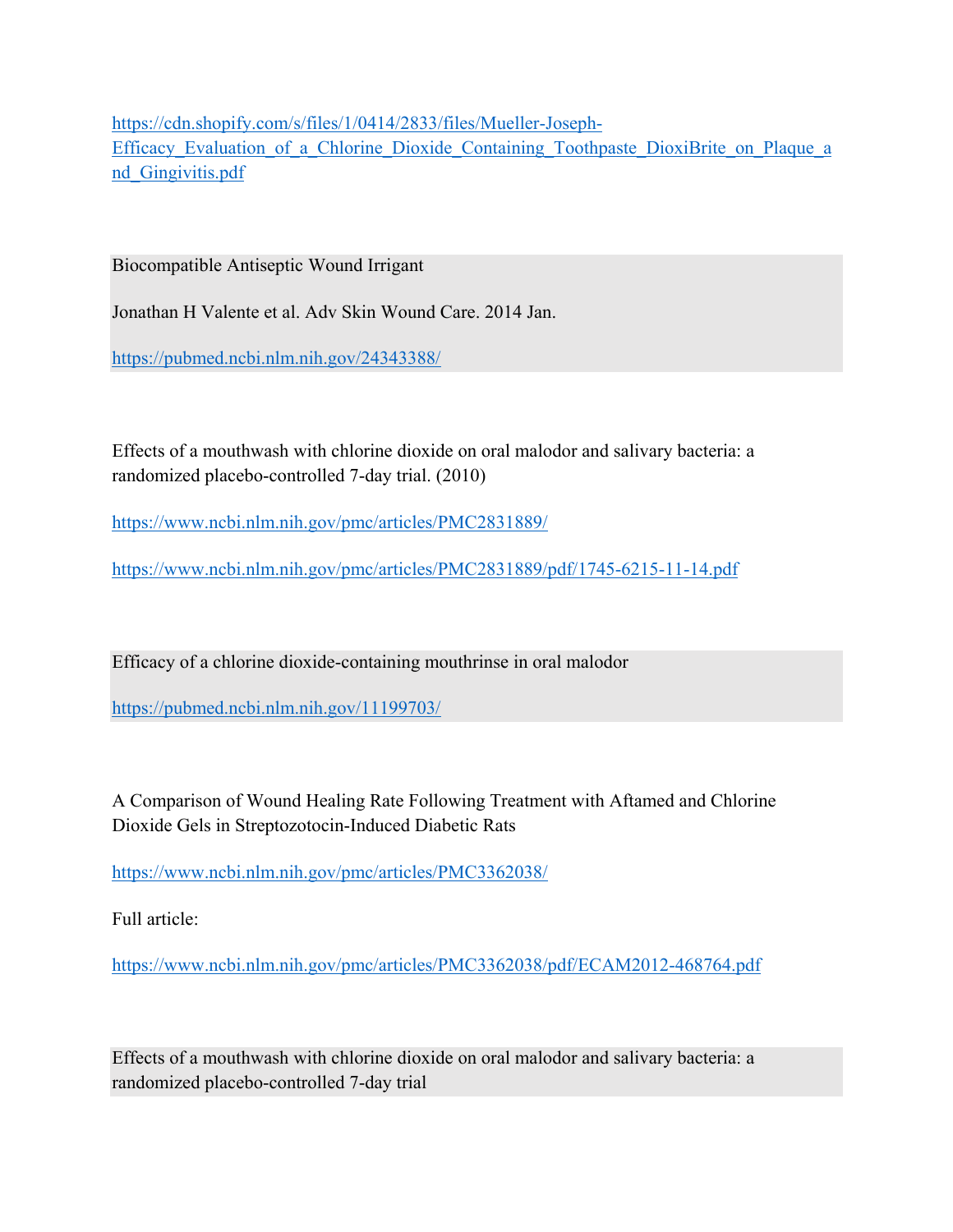https://cdn.shopify.com/s/files/1/0414/2833/files/Mueller-Joseph-Efficacy_Evaluation_of_a_Chlorine_Dioxide_Containing_Toothpaste_DioxiBrite_on_Plaque_and_Gingivitis.pdf

Biocompatible Antiseptic Wound Irrigant

Jonathan H Valente et al. Adv Skin Wound Care. 2014 Jan.

https://pubmed.ncbi.nlm.nih.gov/24343388/

Effects of a mouthwash with chlorine dioxide on oral malodor and salivary bacteria: a randomized placebo-controlled 7-day trial. (2010)

https://www.ncbi.nlm.nih.gov/pmc/articles/PMC2831889/

https://www.ncbi.nlm.nih.gov/pmc/articles/PMC2831889/pdf/1745-6215-11-14.pdf

Efficacy of a chlorine dioxide-containing mouthrinse in oral malodor

https://pubmed.ncbi.nlm.nih.gov/11199703/

A Comparison of Wound Healing Rate Following Treatment with Aftamed and Chlorine Dioxide Gels in Streptozotocin-Induced Diabetic Rats

https://www.ncbi.nlm.nih.gov/pmc/articles/PMC3362038/

Full article:

https://www.ncbi.nlm.nih.gov/pmc/articles/PMC3362038/pdf/ECAM2012-468764.pdf

Effects of a mouthwash with chlorine dioxide on oral malodor and salivary bacteria: a randomized placebo-controlled 7-day trial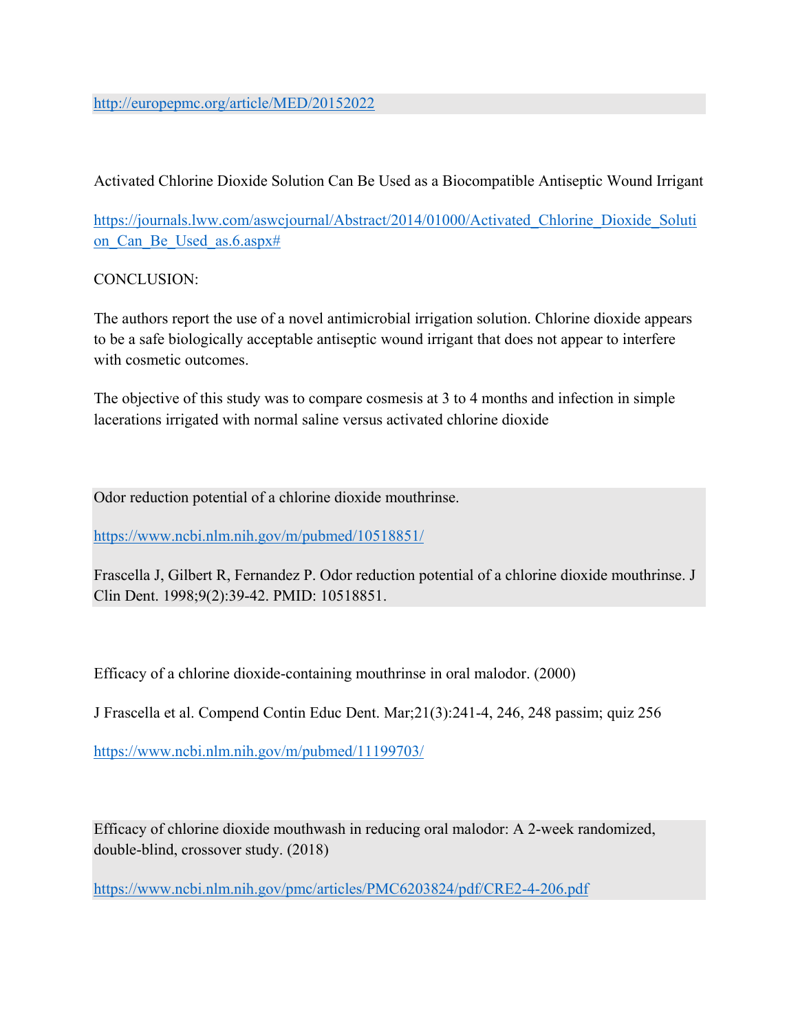http://europepmc.org/article/MED/20152022

Activated Chlorine Dioxide Solution Can Be Used as a Biocompatible Antiseptic Wound Irrigant

https://journals.lww.com/aswcjournal/Abstract/2014/01000/Activated_Chlorine_Dioxide_Solution_Can_Be_Used_as.6.aspx#

CONCLUSION:

The authors report the use of a novel antimicrobial irrigation solution. Chlorine dioxide appears to be a safe biologically acceptable antiseptic wound irrigant that does not appear to interfere with cosmetic outcomes.

The objective of this study was to compare cosmesis at 3 to 4 months and infection in simple lacerations irrigated with normal saline versus activated chlorine dioxide

Odor reduction potential of a chlorine dioxide mouthrinse.

https://www.ncbi.nlm.nih.gov/m/pubmed/10518851/

Frascella J, Gilbert R, Fernandez P. Odor reduction potential of a chlorine dioxide mouthrinse. J Clin Dent. 1998;9(2):39-42. PMID: 10518851.

Efficacy of a chlorine dioxide-containing mouthrinse in oral malodor. (2000)

J Frascella et al. Compend Contin Educ Dent. Mar;21(3):241-4, 246, 248 passim; quiz 256

https://www.ncbi.nlm.nih.gov/m/pubmed/11199703/

Efficacy of chlorine dioxide mouthwash in reducing oral malodor: A 2-week randomized, double-blind, crossover study. (2018)

https://www.ncbi.nlm.nih.gov/pmc/articles/PMC6203824/pdf/CRE2-4-206.pdf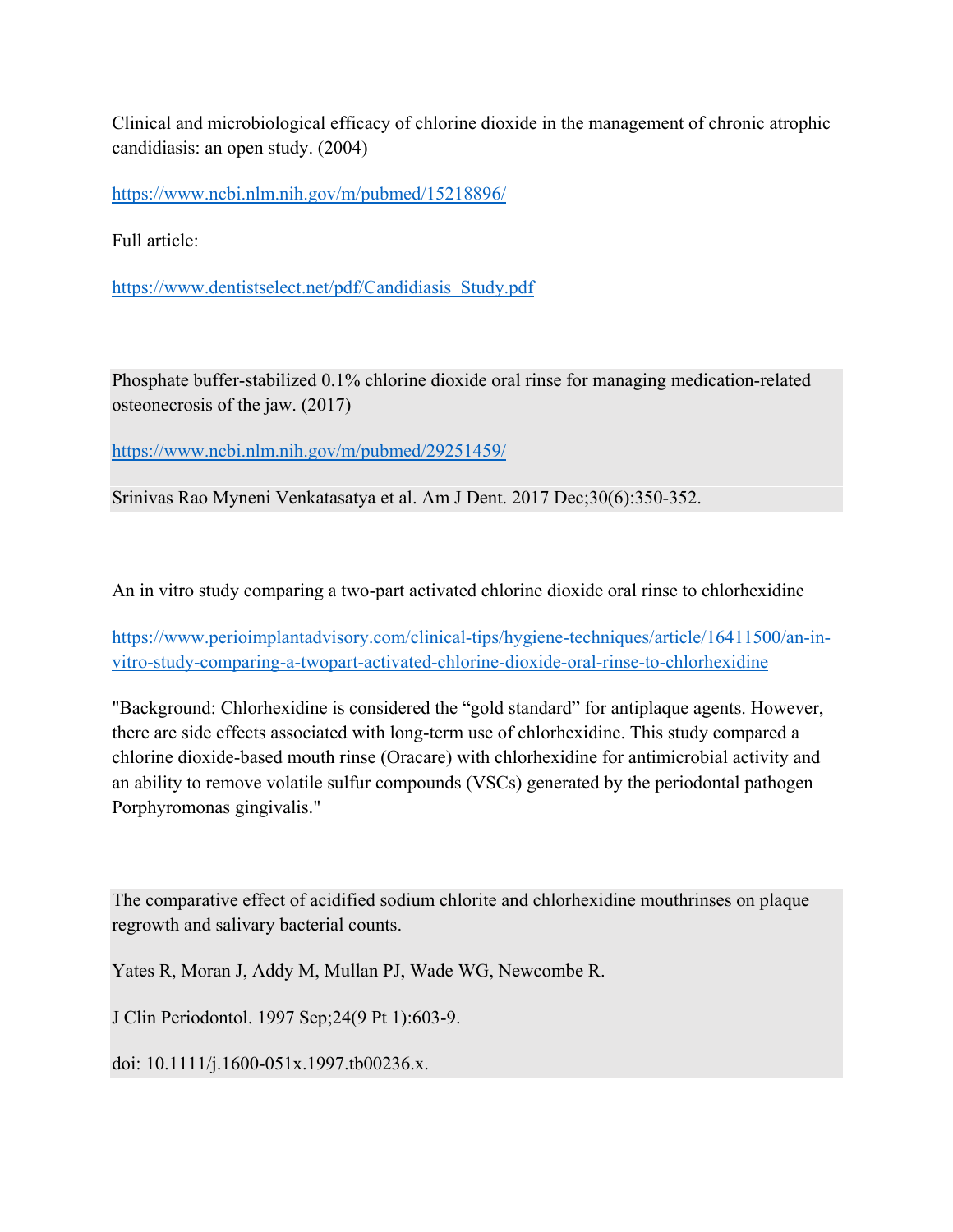Clinical and microbiological efficacy of chlorine dioxide in the management of chronic atrophic candidiasis: an open study. (2004)

https://www.ncbi.nlm.nih.gov/m/pubmed/15218896/

Full article:

https://www.dentistselect.net/pdf/Candidiasis_Study.pdf

Phosphate buffer-stabilized 0.1% chlorine dioxide oral rinse for managing medication-related osteonecrosis of the jaw. (2017)

https://www.ncbi.nlm.nih.gov/m/pubmed/29251459/

Srinivas Rao Myneni Venkatasatya et al. Am J Dent. 2017 Dec;30(6):350-352.

An in vitro study comparing a two-part activated chlorine dioxide oral rinse to chlorhexidine

https://www.perioimplantadvisory.com/clinical-tips/hygiene-techniques/article/16411500/an-in-vitro-study-comparing-a-twopart-activated-chlorine-dioxide-oral-rinse-to-chlorhexidine

"Background: Chlorhexidine is considered the "gold standard" for antiplaque agents. However, there are side effects associated with long-term use of chlorhexidine. This study compared a chlorine dioxide-based mouth rinse (Oracare) with chlorhexidine for antimicrobial activity and an ability to remove volatile sulfur compounds (VSCs) generated by the periodontal pathogen Porphyromonas gingivalis."

The comparative effect of acidified sodium chlorite and chlorhexidine mouthrinses on plaque regrowth and salivary bacterial counts.

Yates R, Moran J, Addy M, Mullan PJ, Wade WG, Newcombe R.

J Clin Periodontol. 1997 Sep;24(9 Pt 1):603-9.

doi: 10.1111/j.1600-051x.1997.tb00236.x.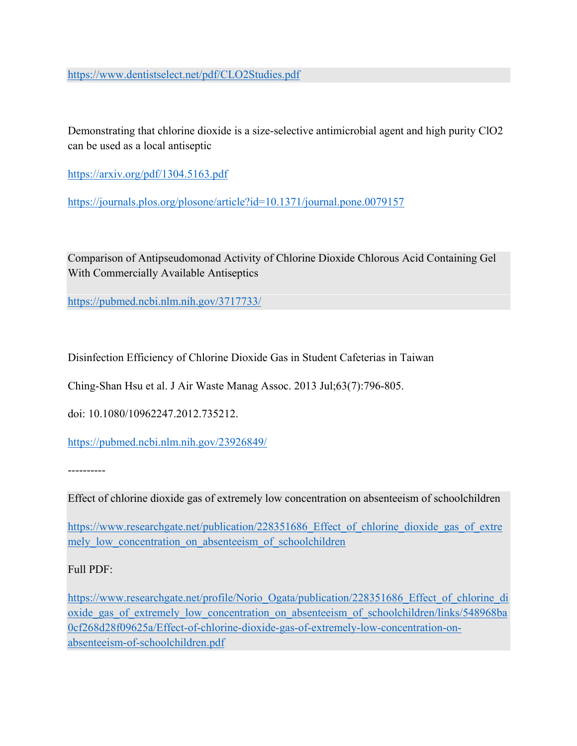https://www.dentistselect.net/pdf/CLO2Studies.pdf

Demonstrating that chlorine dioxide is a size-selective antimicrobial agent and high purity $ClO_2$ can be used as a local antiseptic

https://arxiv.org/pdf/1304.5163.pdf

https://journals.plos.org/plosone/article?id=10.1371/journal.pone.0079157

Comparison of Antipseudomonad Activity of Chlorine Dioxide Chlorous Acid Containing Gel With Commercially Available Antiseptics

https://pubmed.ncbi.nlm.nih.gov/3717733/

Disinfection Efficiency of Chlorine Dioxide Gas in Student Cafeterias in Taiwan

Ching-Shan Hsu et al. J Air Waste Manag Assoc. 2013 Jul;63(7):796-805.

doi: 10.1080/10962247.2012.735212.

https://pubmed.ncbi.nlm.nih.gov/23926849/

----------

Effect of chlorine dioxide gas of extremely low concentration on absenteeism of schoolchildren

https://www.researchgate.net/publication/228351686_Effect_of_chlorine_dioxide_gas_of_extremely_low_concentration_on_absenteeism_of_schoolchildren

Full PDF:

https://www.researchgate.net/profile/Norio_Ogata/publication/228351686_Effect_of_chlorine_dioxide_gas_of_extremely_low_concentration_on_absenteeism_of_schoolchildren/links/548968ba0cf268d28f09625a/Effect-of-chlorine-dioxide-gas-of-extremely-low-concentration-on-absenteeism-of-schoolchildren.pdf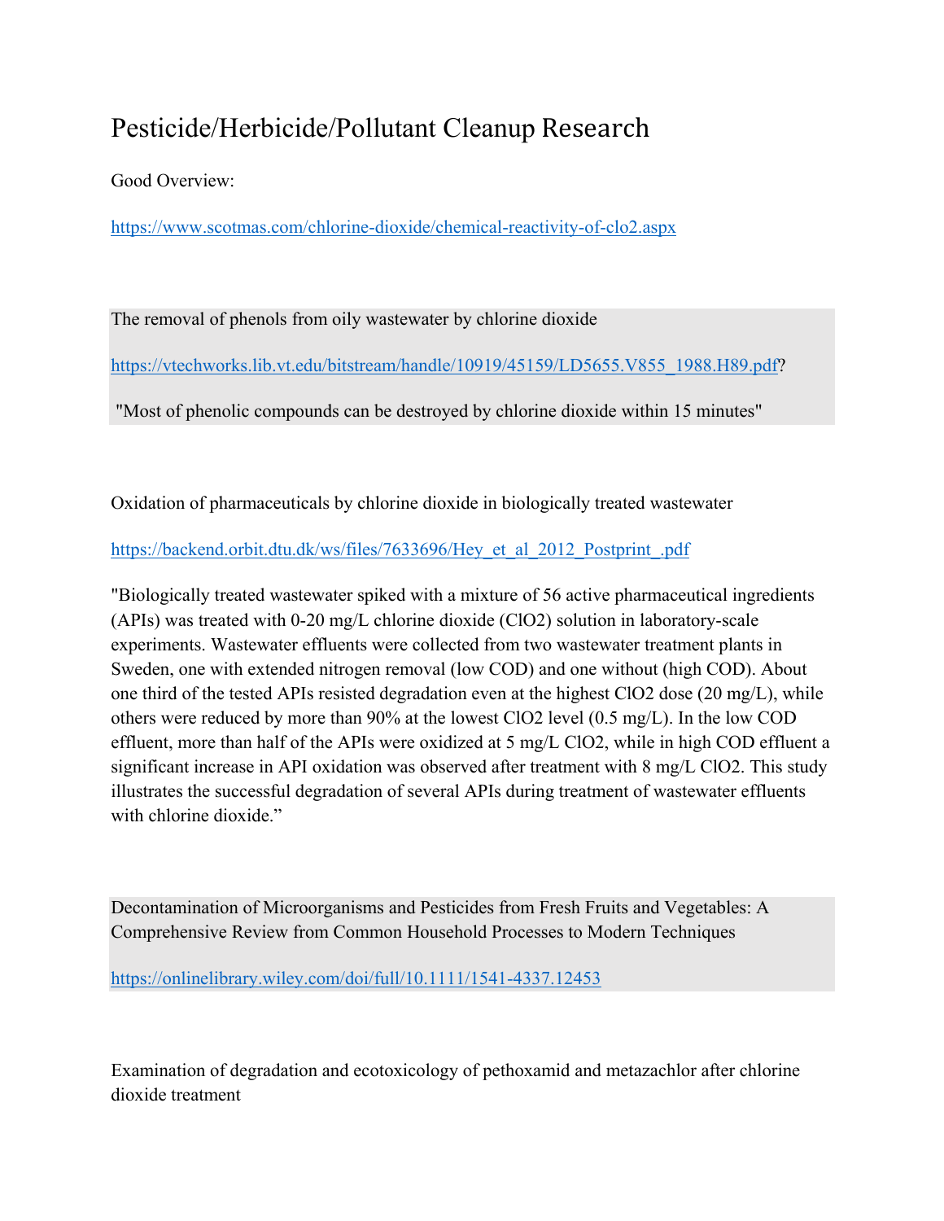# Pesticide/Herbicide/Pollutant Cleanup Research

Good Overview:

https://www.scotmas.com/chlorine-dioxide/chemical-reactivity-of-clo2.aspx

The removal of phenols from oily wastewater by chlorine dioxide

https://vtechworks.lib.vt.edu/bitstream/handle/10919/45159/LD5655.V855_1988.H89.pdf?

"Most of phenolic compounds can be destroyed by chlorine dioxide within 15 minutes"

Oxidation of pharmaceuticals by chlorine dioxide in biologically treated wastewater

https://backend.orbit.dtu.dk/ws/files/7633696/Hey_et_al_2012_Postprint_.pdf

"Biologically treated wastewater spiked with a mixture of 56 active pharmaceutical ingredients (APIs) was treated with 0-20 mg/L chlorine dioxide ($ClO_2$) solution in laboratory-scale experiments. Wastewater effluents were collected from two wastewater treatment plants in Sweden, one with extended nitrogen removal (low COD) and one without (high COD). About one third of the tested APIs resisted degradation even at the highest $ClO_2$ dose (20 mg/L), while others were reduced by more than 90% at the lowest $ClO_2$ level (0.5 mg/L). In the low COD effluent, more than half of the APIs were oxidized at 5 mg/L $ClO_2$, while in high COD effluent a significant increase in API oxidation was observed after treatment with 8 mg/L $ClO_2$. This study illustrates the successful degradation of several APIs during treatment of wastewater effluents with chlorine dioxide."

Decontamination of Microorganisms and Pesticides from Fresh Fruits and Vegetables: A Comprehensive Review from Common Household Processes to Modern Techniques

https://onlinelibrary.wiley.com/doi/full/10.1111/1541-4337.12453

Examination of degradation and ecotoxicology of pethoxamid and metazachlor after chlorine dioxide treatment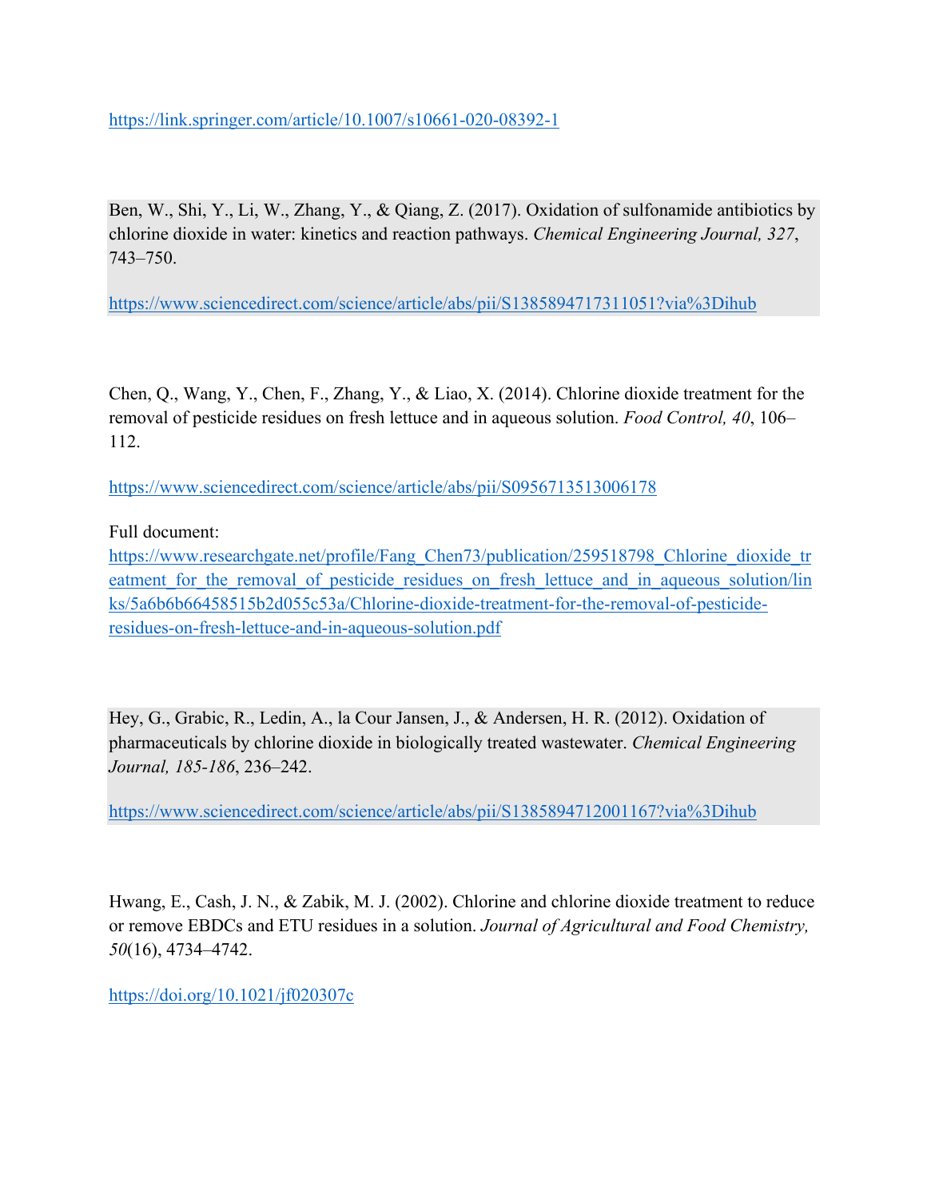https://link.springer.com/article/10.1007/s10661-020-08392-1

Ben, W., Shi, Y., Li, W., Zhang, Y., & Qiang, Z. (2017). Oxidation of sulfonamide antibiotics by chlorine dioxide in water: kinetics and reaction pathways. *Chemical Engineering Journal, 327*, 743–750.

https://www.sciencedirect.com/science/article/abs/pii/S1385894717311051?via%3Dihub

Chen, Q., Wang, Y., Chen, F., Zhang, Y., & Liao, X. (2014). Chlorine dioxide treatment for the removal of pesticide residues on fresh lettuce and in aqueous solution. *Food Control, 40*, 106–112.

https://www.sciencedirect.com/science/article/abs/pii/S0956713513006178

Full document:
https://www.researchgate.net/profile/Fang_Chen73/publication/259518798_Chlorine_dioxide_treatment_for_the_removal_of_pesticide_residues_on_fresh_lettuce_and_in_aqueous_solution/links/5a6b6b66458515b2d055c53a/Chlorine-dioxide-treatment-for-the-removal-of-pesticide-residues-on-fresh-lettuce-and-in-aqueous-solution.pdf

Hey, G., Grabic, R., Ledin, A., la Cour Jansen, J., & Andersen, H. R. (2012). Oxidation of pharmaceuticals by chlorine dioxide in biologically treated wastewater. *Chemical Engineering Journal, 185-186*, 236–242.

https://www.sciencedirect.com/science/article/abs/pii/S1385894712001167?via%3Dihub

Hwang, E., Cash, J. N., & Zabik, M. J. (2002). Chlorine and chlorine dioxide treatment to reduce or remove EBDCs and ETU residues in a solution. *Journal of Agricultural and Food Chemistry, 50*(16), 4734–4742.

https://doi.org/10.1021/jf020307c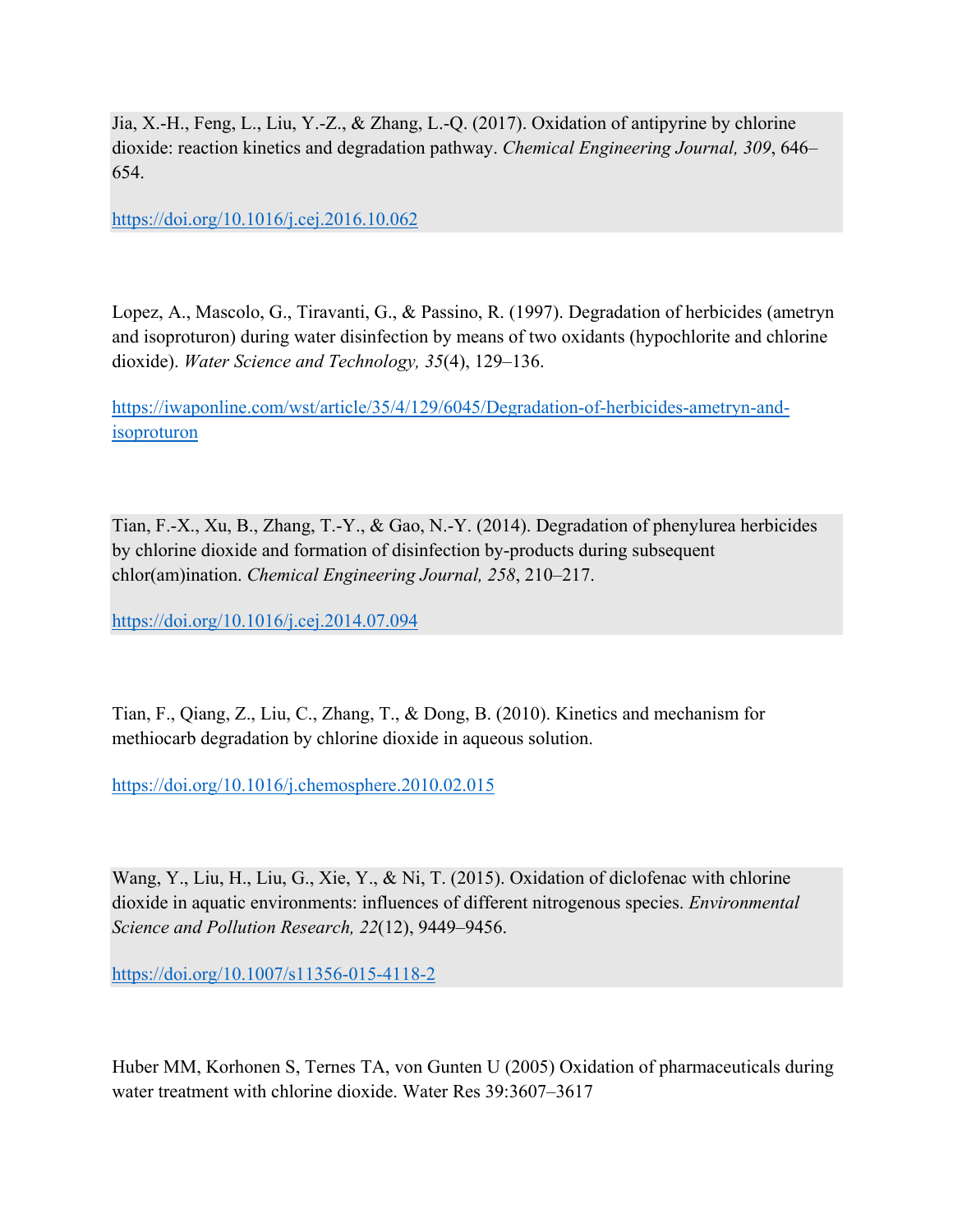Jia, X.-H., Feng, L., Liu, Y.-Z., & Zhang, L.-Q. (2017). Oxidation of antipyrine by chlorine dioxide: reaction kinetics and degradation pathway. *Chemical Engineering Journal, 309*, 646–654.

https://doi.org/10.1016/j.cej.2016.10.062

Lopez, A., Mascolo, G., Tiravanti, G., & Passino, R. (1997). Degradation of herbicides (ametryn and isoproturon) during water disinfection by means of two oxidants (hypochlorite and chlorine dioxide). *Water Science and Technology, 35*(4), 129–136.

https://iwaponline.com/wst/article/35/4/129/6045/Degradation-of-herbicides-ametryn-and-isoproturon

Tian, F.-X., Xu, B., Zhang, T.-Y., & Gao, N.-Y. (2014). Degradation of phenylurea herbicides by chlorine dioxide and formation of disinfection by-products during subsequent chlor(am)ination. *Chemical Engineering Journal, 258*, 210–217.

https://doi.org/10.1016/j.cej.2014.07.094

Tian, F., Qiang, Z., Liu, C., Zhang, T., & Dong, B. (2010). Kinetics and mechanism for methiocarb degradation by chlorine dioxide in aqueous solution.

https://doi.org/10.1016/j.chemosphere.2010.02.015

Wang, Y., Liu, H., Liu, G., Xie, Y., & Ni, T. (2015). Oxidation of diclofenac with chlorine dioxide in aquatic environments: influences of different nitrogenous species. *Environmental Science and Pollution Research, 22*(12), 9449–9456.

https://doi.org/10.1007/s11356-015-4118-2

Huber MM, Korhonen S, Ternes TA, von Gunten U (2005) Oxidation of pharmaceuticals during water treatment with chlorine dioxide. Water Res 39:3607–3617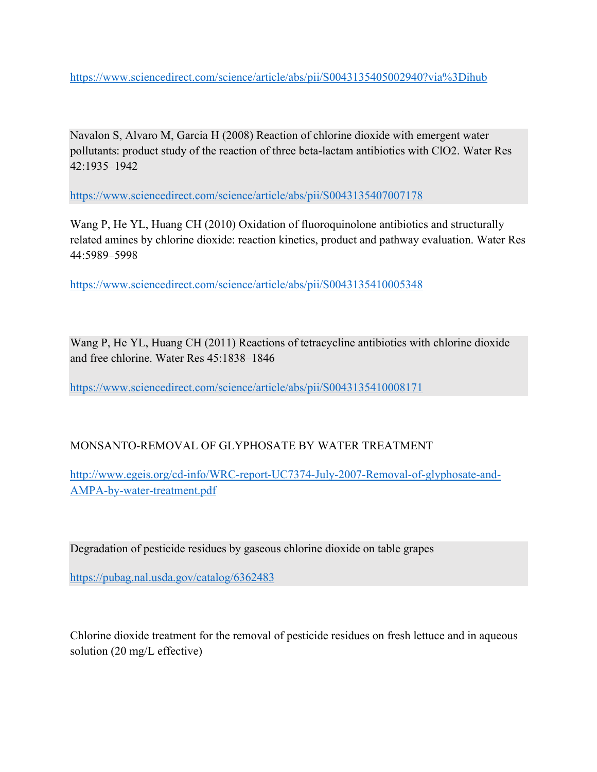https://www.sciencedirect.com/science/article/abs/pii/S0043135405002940?via%3Dihub

Navalon S, Alvaro M, Garcia H (2008) Reaction of chlorine dioxide with emergent water pollutants: product study of the reaction of three beta-lactam antibiotics with $ClO_2$. Water Res 42:1935–1942

https://www.sciencedirect.com/science/article/abs/pii/S0043135407007178

Wang P, He YL, Huang CH (2010) Oxidation of fluoroquinolone antibiotics and structurally related amines by chlorine dioxide: reaction kinetics, product and pathway evaluation. Water Res 44:5989–5998

https://www.sciencedirect.com/science/article/abs/pii/S0043135410005348

Wang P, He YL, Huang CH (2011) Reactions of tetracycline antibiotics with chlorine dioxide and free chlorine. Water Res 45:1838–1846

https://www.sciencedirect.com/science/article/abs/pii/S0043135410008171

MONSANTO-REMOVAL OF GLYPHOSATE BY WATER TREATMENT

http://www.egeis.org/cd-info/WRC-report-UC7374-July-2007-Removal-of-glyphosate-and-AMPA-by-water-treatment.pdf

Degradation of pesticide residues by gaseous chlorine dioxide on table grapes

https://pubag.nal.usda.gov/catalog/6362483

Chlorine dioxide treatment for the removal of pesticide residues on fresh lettuce and in aqueous solution (20 mg/L effective)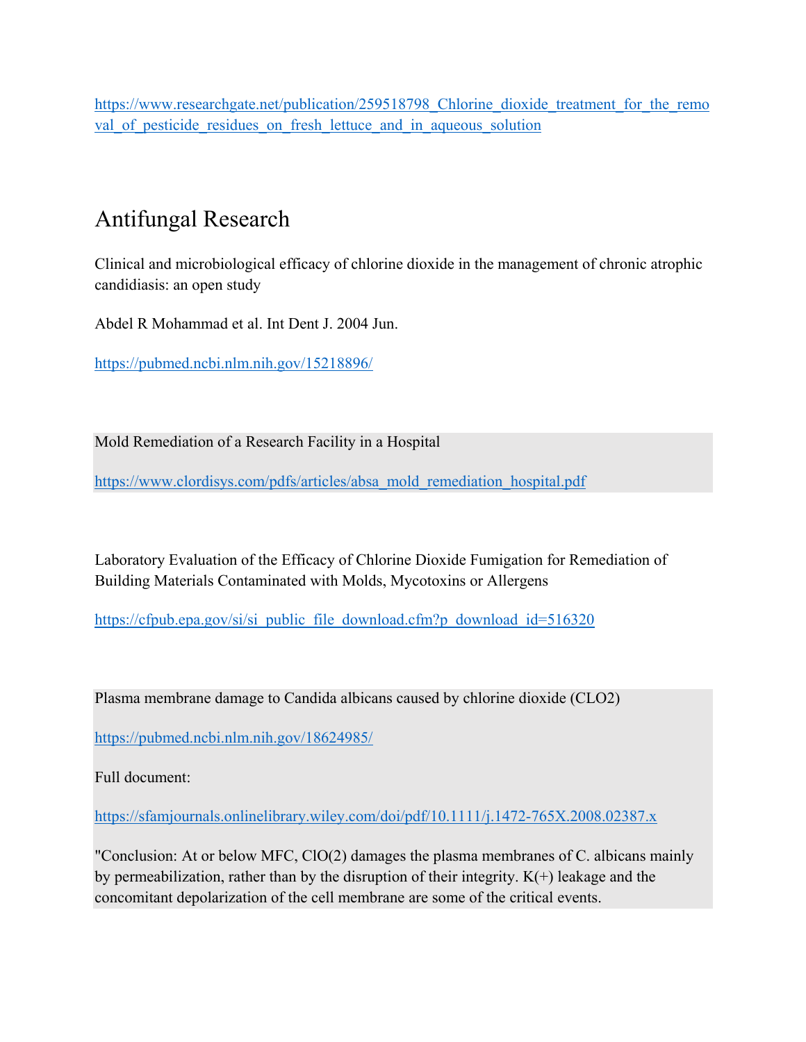https://www.researchgate.net/publication/259518798_Chlorine_dioxide_treatment_for_the_removal_of_pesticide_residues_on_fresh_lettuce_and_in_aqueous_solution

# Antifungal Research

Clinical and microbiological efficacy of chlorine dioxide in the management of chronic atrophic candidiasis: an open study

Abdel R Mohammad et al. Int Dent J. 2004 Jun.

https://pubmed.ncbi.nlm.nih.gov/15218896/

Mold Remediation of a Research Facility in a Hospital

https://www.clordisys.com/pdfs/articles/absa_mold_remediation_hospital.pdf

Laboratory Evaluation of the Efficacy of Chlorine Dioxide Fumigation for Remediation of Building Materials Contaminated with Molds, Mycotoxins or Allergens

https://cfpub.epa.gov/si/si_public_file_download.cfm?p_download_id=516320

Plasma membrane damage to Candida albicans caused by chlorine dioxide (CLO2)

https://pubmed.ncbi.nlm.nih.gov/18624985/

Full document:

https://sfamjournals.onlinelibrary.wiley.com/doi/pdf/10.1111/j.1472-765X.2008.02387.x

"Conclusion: At or below MFC, $ClO_2$ damages the plasma membranes of C. albicans mainly by permeabilization, rather than by the disruption of their integrity. $K^+$ leakage and the concomitant depolarization of the cell membrane are some of the critical events.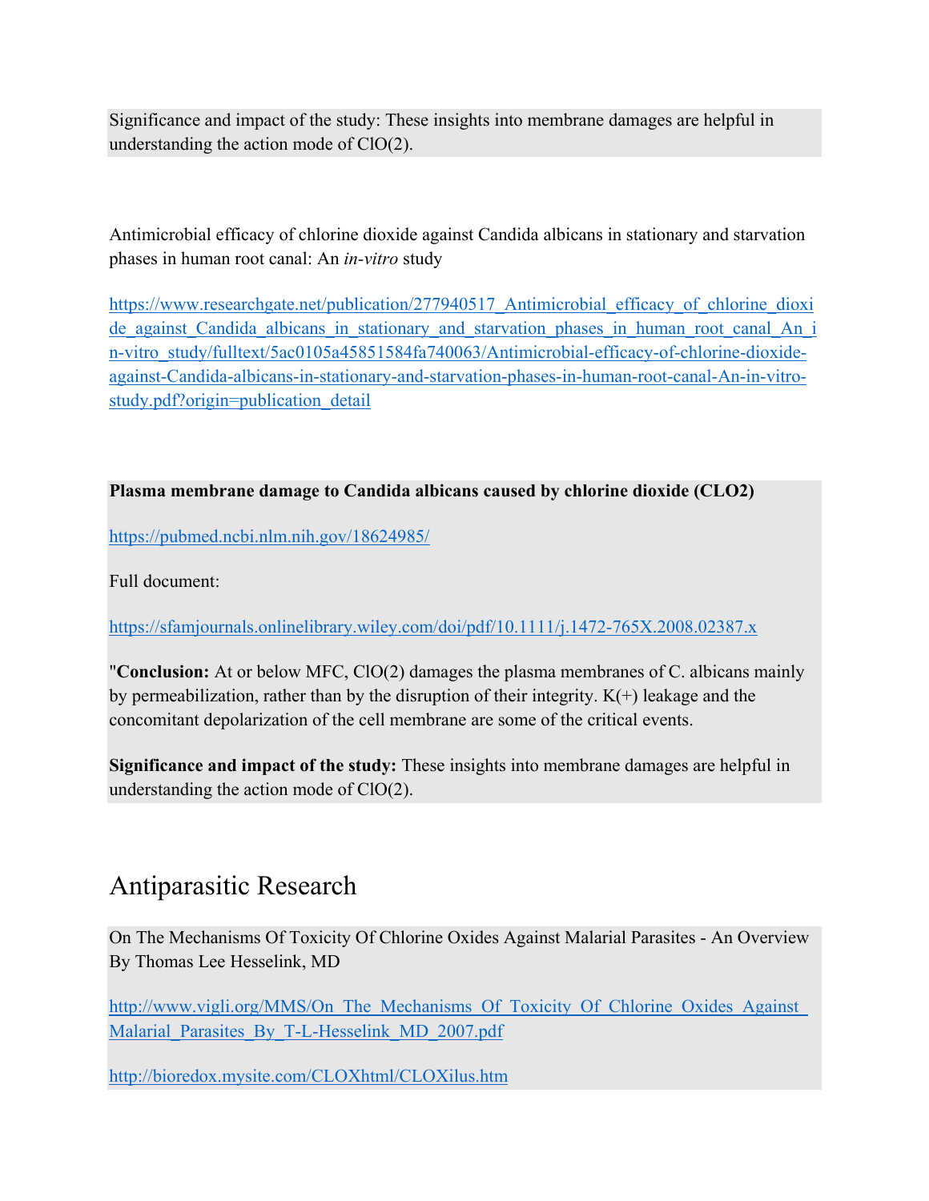Significance and impact of the study: These insights into membrane damages are helpful in understanding the action mode of ClO(2).

Antimicrobial efficacy of chlorine dioxide against Candida albicans in stationary and starvation phases in human root canal: An *in-vitro* study

https://www.researchgate.net/publication/277940517_Antimicrobial_efficacy_of_chlorine_dioxide_against_Candida_albicans_in_stationary_and_starvation_phases_in_human_root_canal_An_in-vitro_study/fulltext/5ac0105a45851584fa740063/Antimicrobial-efficacy-of-chlorine-dioxide-against-Candida-albicans-in-stationary-and-starvation-phases-in-human-root-canal-An-in-vitro-study.pdf?origin=publication_detail

**Plasma membrane damage to Candida albicans caused by chlorine dioxide (CLO2)**

https://pubmed.ncbi.nlm.nih.gov/18624985/

Full document:

https://sfamjournals.onlinelibrary.wiley.com/doi/pdf/10.1111/j.1472-765X.2008.02387.x

"**Conclusion:** At or below MFC, ClO(2) damages the plasma membranes of C. albicans mainly by permeabilization, rather than by the disruption of their integrity. K(+) leakage and the concomitant depolarization of the cell membrane are some of the critical events.

**Significance and impact of the study:** These insights into membrane damages are helpful in understanding the action mode of ClO(2).

# Antiparasitic Research

On The Mechanisms Of Toxicity Of Chlorine Oxides Against Malarial Parasites - An Overview By Thomas Lee Hesselink, MD

http://www.vigli.org/MMS/On_The_Mechanisms_Of_Toxicity_Of_Chlorine_Oxides_Against_Malarial_Parasites_By_T-L-Hesselink_MD_2007.pdf

http://bioredox.mysite.com/CLOXhtml/CLOXilus.htm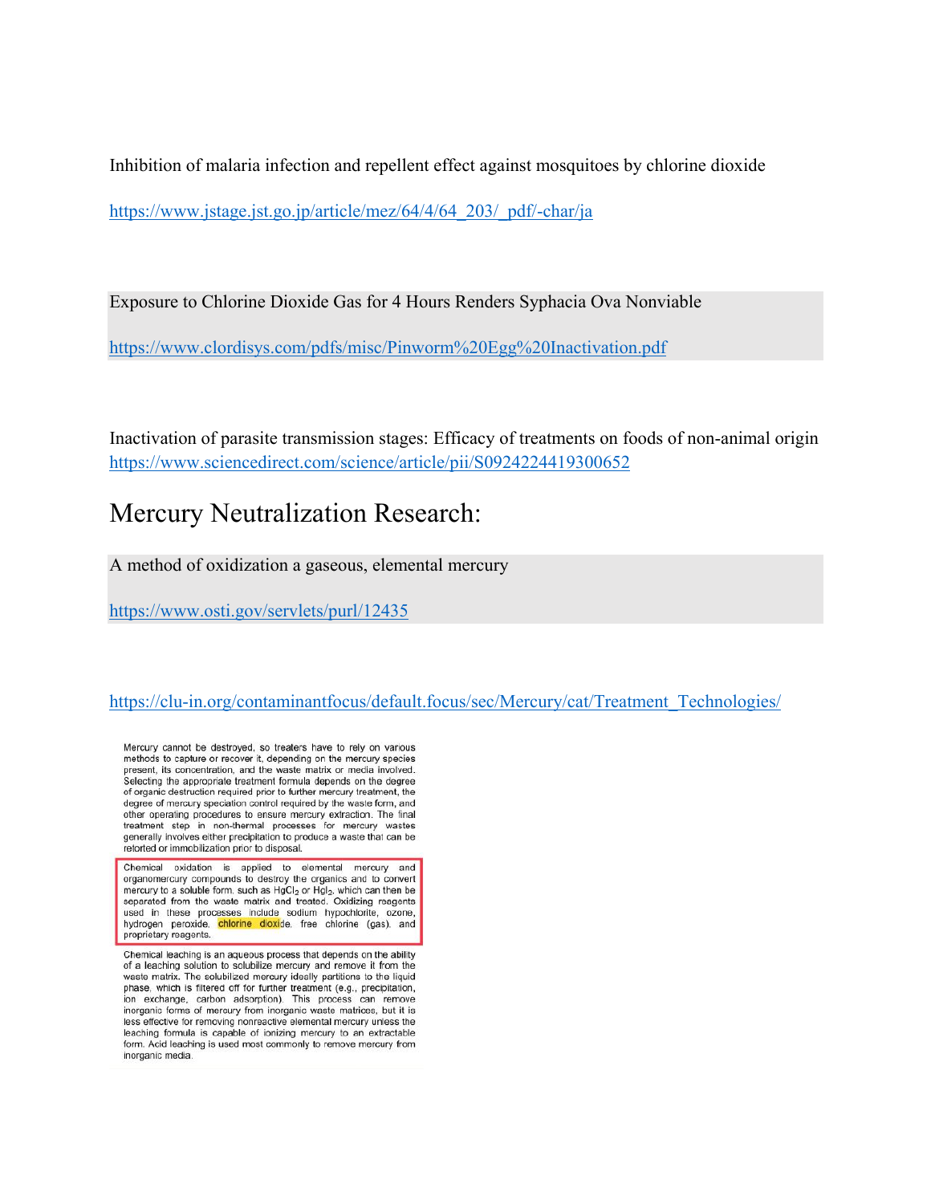Inhibition of malaria infection and repellent effect against mosquitoes by chlorine dioxide

https://www.jstage.jst.go.jp/article/mez/64/4/64_203/_pdf/-char/ja

Exposure to Chlorine Dioxide Gas for 4 Hours Renders Syphacia Ova Nonviable

https://www.clordisys.com/pdfs/misc/Pinworm%20Egg%20Inactivation.pdf

Inactivation of parasite transmission stages: Efficacy of treatments on foods of non-animal origin
https://www.sciencedirect.com/science/article/pii/S0924224419300652

# Mercury Neutralization Research:

A method of oxidization a gaseous, elemental mercury

https://www.osti.gov/servlets/purl/12435

https://clu-in.org/contaminantfocus/default.focus/sec/Mercury/cat/Treatment_Technologies/

Mercury cannot be destroyed, so treaters have to rely on various methods to capture or recover it, depending on the mercury species present, its concentration, and the waste matrix or media involved. Selecting the appropriate treatment formula depends on the degree of organic destruction required prior to further mercury treatment, the degree of mercury speciation control required by the waste form, and other operating procedures to ensure mercury extraction. The final treatment step in non-thermal processes for mercury wastes generally involves either precipitation to produce a waste that can be retorted or immobilization prior to disposal.

Chemical oxidation is applied to elemental mercury and organomercury compounds to destroy the organics and to convert mercury to a soluble form, such as $HgCl_2$ or $HgI_2$, which can then be separated from the waste matrix and treated. Oxidizing reagents used in these processes include sodium hypochlorite, ozone, hydrogen peroxide, chlorine dioxide, free chlorine (gas), and proprietary reagents.

Chemical leaching is an aqueous process that depends on the ability of a leaching solution to solubilize mercury and remove it from the waste matrix. The solubilized mercury ideally partitions to the liquid phase, which is filtered off for further treatment (e.g., precipitation, ion exchange, carbon adsorption). This process can remove inorganic forms of mercury from inorganic waste matrices, but it is less effective for removing nonreactive elemental mercury unless the leaching formula is capable of ionizing mercury to an extractable form. Acid leaching is used most commonly to remove mercury from inorganic media.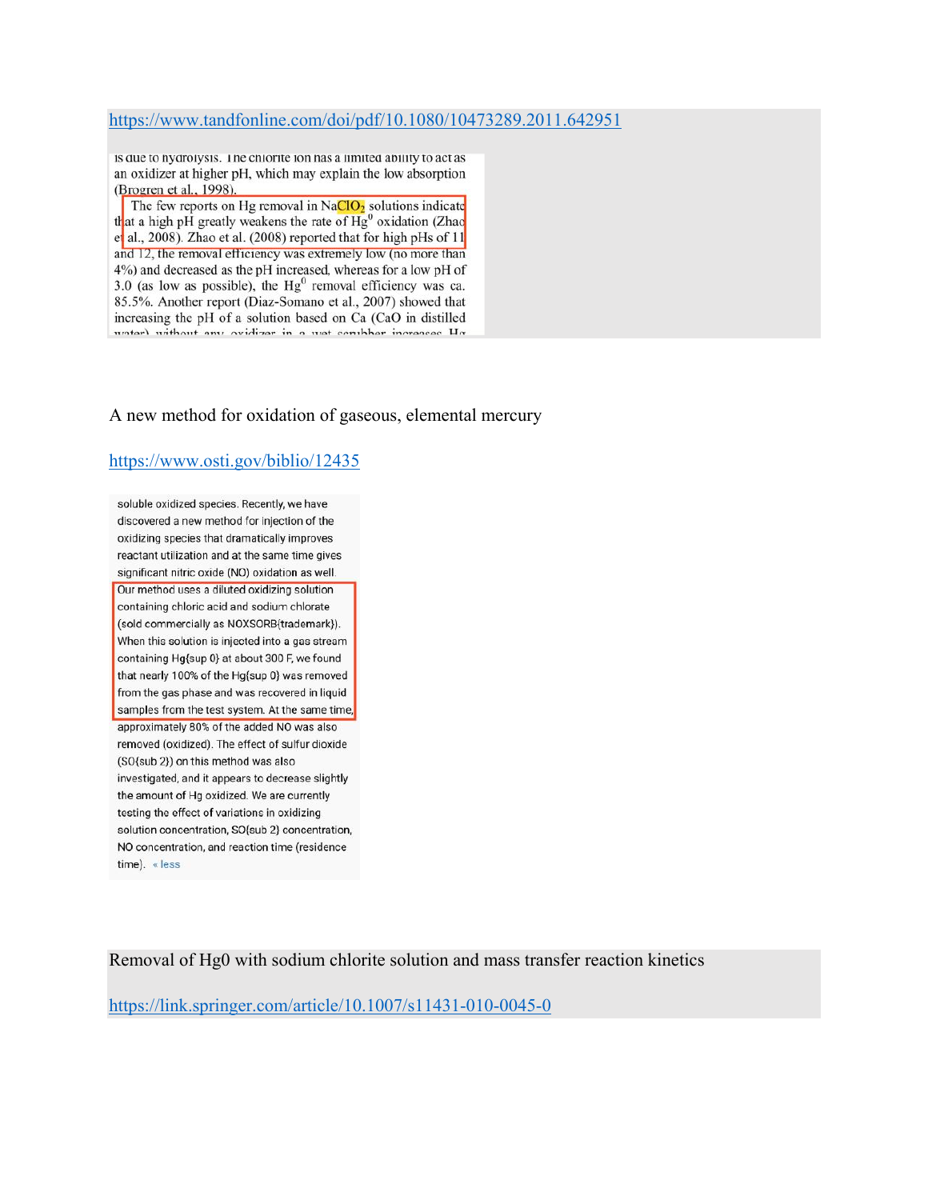https://www.tandfonline.com/doi/pdf/10.1080/10473289.2011.642951

is due to hydrolysis. The chlorite ion has a limited ability to act as an oxidizer at higher pH, which may explain the low absorption (Brogren et al., 1998).

The few reports on Hg removal in $NaClO_2$ solutions indicate that a high pH greatly weakens the rate of $Hg^0$ oxidation (Zhao et al., 2008). Zhao et al. (2008) reported that for high pHs of 11 and 12, the removal efficiency was extremely low (no more than 4%) and decreased as the pH increased, whereas for a low pH of 3.0 (as low as possible), the $Hg^0$ removal efficiency was ca. 85.5%. Another report (Diaz-Somano et al., 2007) showed that increasing the pH of a solution based on Ca (CaO in distilled water) without any oxidizer in a wet scrubber increases Hg

A new method for oxidation of gaseous, elemental mercury

https://www.osti.gov/biblio/12435

soluble oxidized species. Recently, we have discovered a new method for injection of the oxidizing species that dramatically improves reactant utilization and at the same time gives significant nitric oxide (NO) oxidation as well. Our method uses a diluted oxidizing solution containing chloric acid and sodium chlorate (sold commercially as NOXSORB{trademark}). When this solution is injected into a gas stream containing Hg{sup 0} at about 300 F, we found that nearly 100% of the Hg{sup 0} was removed from the gas phase and was recovered in liquid samples from the test system. At the same time, approximately 80% of the added NO was also removed (oxidized). The effect of sulfur dioxide (SO{sub 2}) on this method was also investigated, and it appears to decrease slightly the amount of Hg oxidized. We are currently testing the effect of variations in oxidizing solution concentration, SO{sub 2} concentration, NO concentration, and reaction time (residence time). « less

Removal of Hg0 with sodium chlorite solution and mass transfer reaction kinetics

https://link.springer.com/article/10.1007/s11431-010-0045-0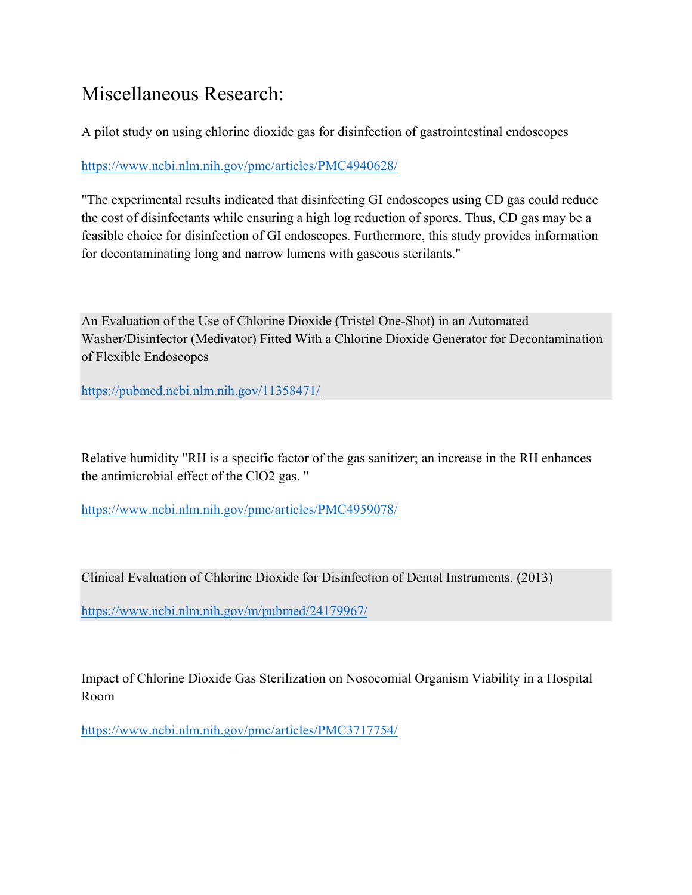# Miscellaneous Research:

A pilot study on using chlorine dioxide gas for disinfection of gastrointestinal endoscopes

https://www.ncbi.nlm.nih.gov/pmc/articles/PMC4940628/

"The experimental results indicated that disinfecting GI endoscopes using CD gas could reduce the cost of disinfectants while ensuring a high log reduction of spores. Thus, CD gas may be a feasible choice for disinfection of GI endoscopes. Furthermore, this study provides information for decontaminating long and narrow lumens with gaseous sterilants."

An Evaluation of the Use of Chlorine Dioxide (Tristel One-Shot) in an Automated Washer/Disinfector (Medivator) Fitted With a Chlorine Dioxide Generator for Decontamination of Flexible Endoscopes

https://pubmed.ncbi.nlm.nih.gov/11358471/

Relative humidity "RH is a specific factor of the gas sanitizer; an increase in the RH enhances the antimicrobial effect of the $ClO_2$ gas. "

https://www.ncbi.nlm.nih.gov/pmc/articles/PMC4959078/

Clinical Evaluation of Chlorine Dioxide for Disinfection of Dental Instruments. (2013)

https://www.ncbi.nlm.nih.gov/m/pubmed/24179967/

Impact of Chlorine Dioxide Gas Sterilization on Nosocomial Organism Viability in a Hospital Room

https://www.ncbi.nlm.nih.gov/pmc/articles/PMC3717754/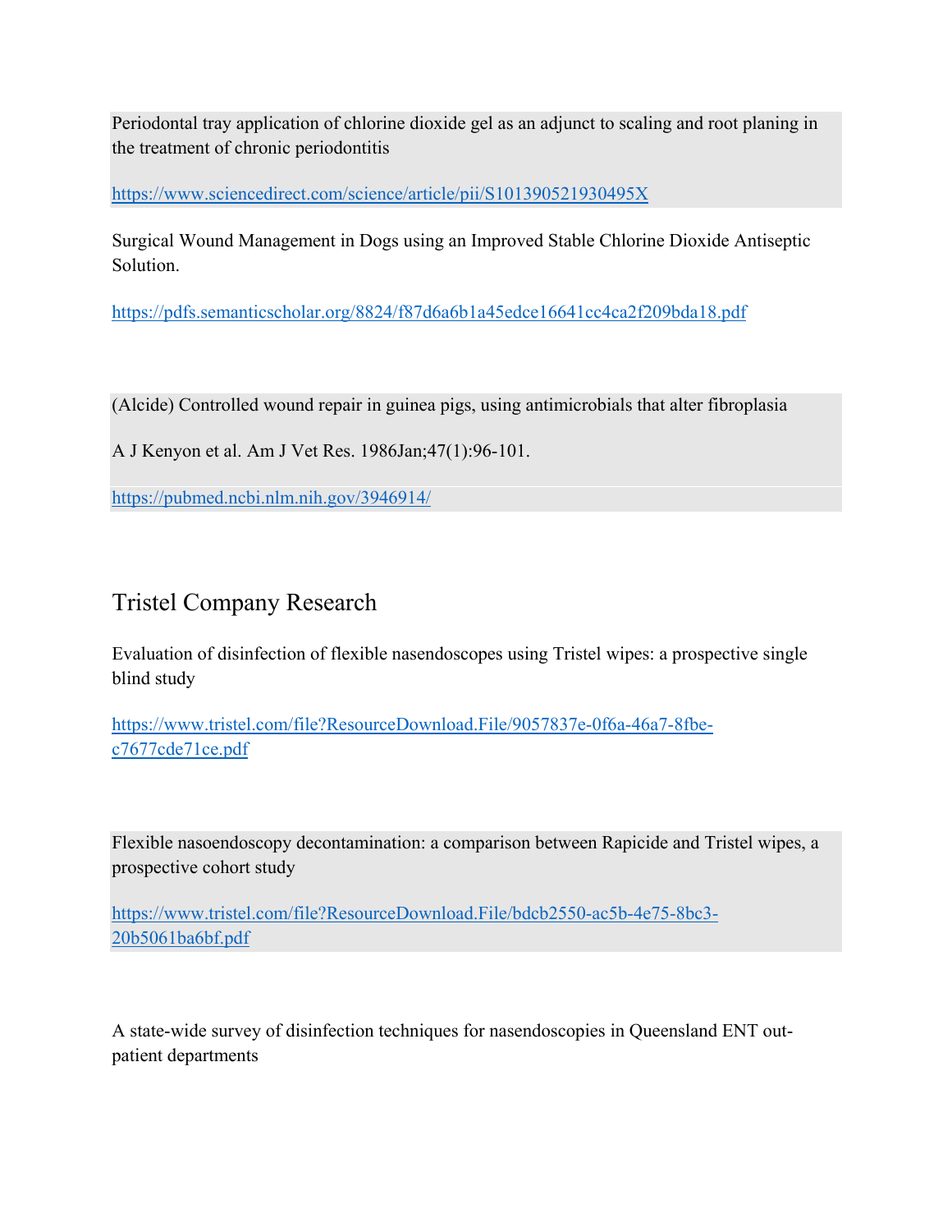Periodontal tray application of chlorine dioxide gel as an adjunct to scaling and root planing in the treatment of chronic periodontitis

https://www.sciencedirect.com/science/article/pii/S101390521930495X

Surgical Wound Management in Dogs using an Improved Stable Chlorine Dioxide Antiseptic Solution.

https://pdfs.semanticscholar.org/8824/f87d6a6b1a45edce16641cc4ca2f209bda18.pdf

(Alcide) Controlled wound repair in guinea pigs, using antimicrobials that alter fibroplasia

A J Kenyon et al. Am J Vet Res. 1986Jan;47(1):96-101.

https://pubmed.ncbi.nlm.nih.gov/3946914/

## Tristel Company Research

Evaluation of disinfection of flexible nasendoscopes using Tristel wipes: a prospective single blind study

https://www.tristel.com/file?ResourceDownload.File/9057837e-0f6a-46a7-8fbe-c7677cde71ce.pdf

Flexible nasoendoscopy decontamination: a comparison between Rapicide and Tristel wipes, a prospective cohort study

https://www.tristel.com/file?ResourceDownload.File/bdcb2550-ac5b-4e75-8bc3-20b5061ba6bf.pdf

A state-wide survey of disinfection techniques for nasendoscopies in Queensland ENT out-patient departments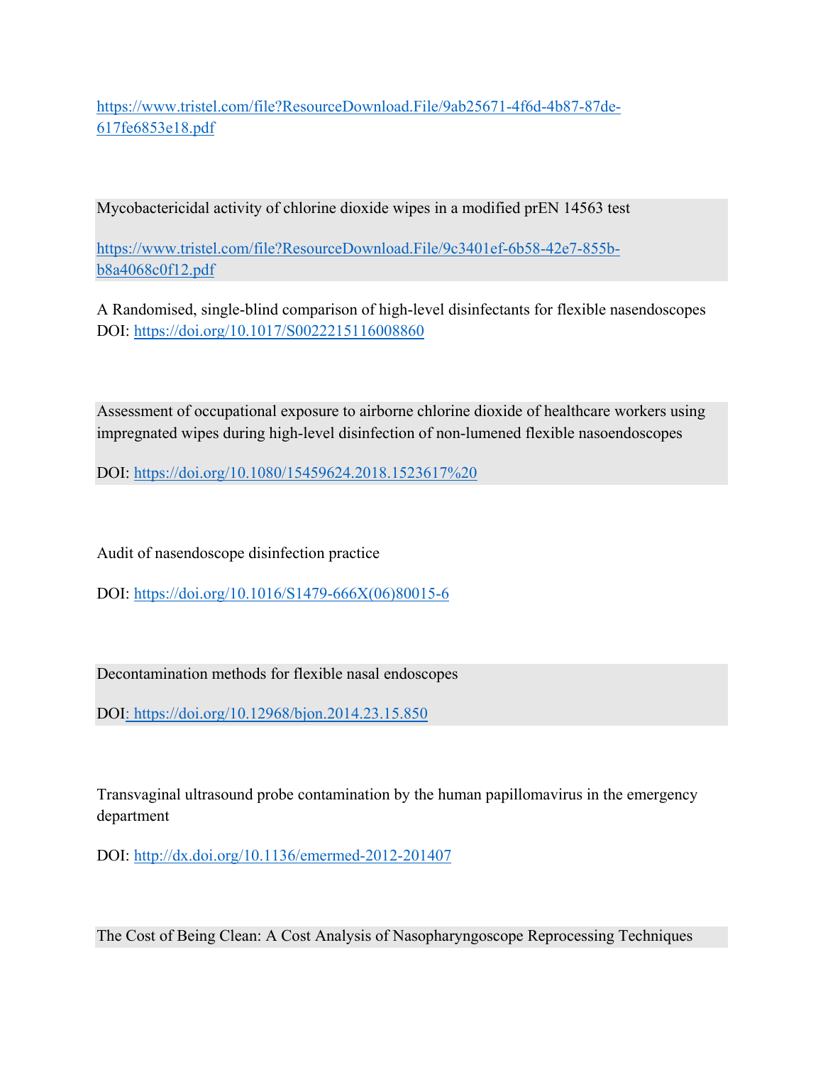https://www.tristel.com/file?ResourceDownload.File/9ab25671-4f6d-4b87-87de-617fe6853e18.pdf

Mycobactericidal activity of chlorine dioxide wipes in a modified prEN 14563 test

https://www.tristel.com/file?ResourceDownload.File/9c3401ef-6b58-42e7-855b-b8a4068c0f12.pdf

A Randomised, single-blind comparison of high-level disinfectants for flexible nasendoscopes
DOI: https://doi.org/10.1017/S0022215116008860

Assessment of occupational exposure to airborne chlorine dioxide of healthcare workers using impregnated wipes during high-level disinfection of non-lumened flexible nasoendoscopes

DOI: https://doi.org/10.1080/15459624.2018.1523617%20

Audit of nasendoscope disinfection practice

DOI: https://doi.org/10.1016/S1479-666X(06)80015-6

Decontamination methods for flexible nasal endoscopes

DOI: https://doi.org/10.12968/bjon.2014.23.15.850

Transvaginal ultrasound probe contamination by the human papillomavirus in the emergency department

DOI: http://dx.doi.org/10.1136/emermed-2012-201407

The Cost of Being Clean: A Cost Analysis of Nasopharyngoscope Reprocessing Techniques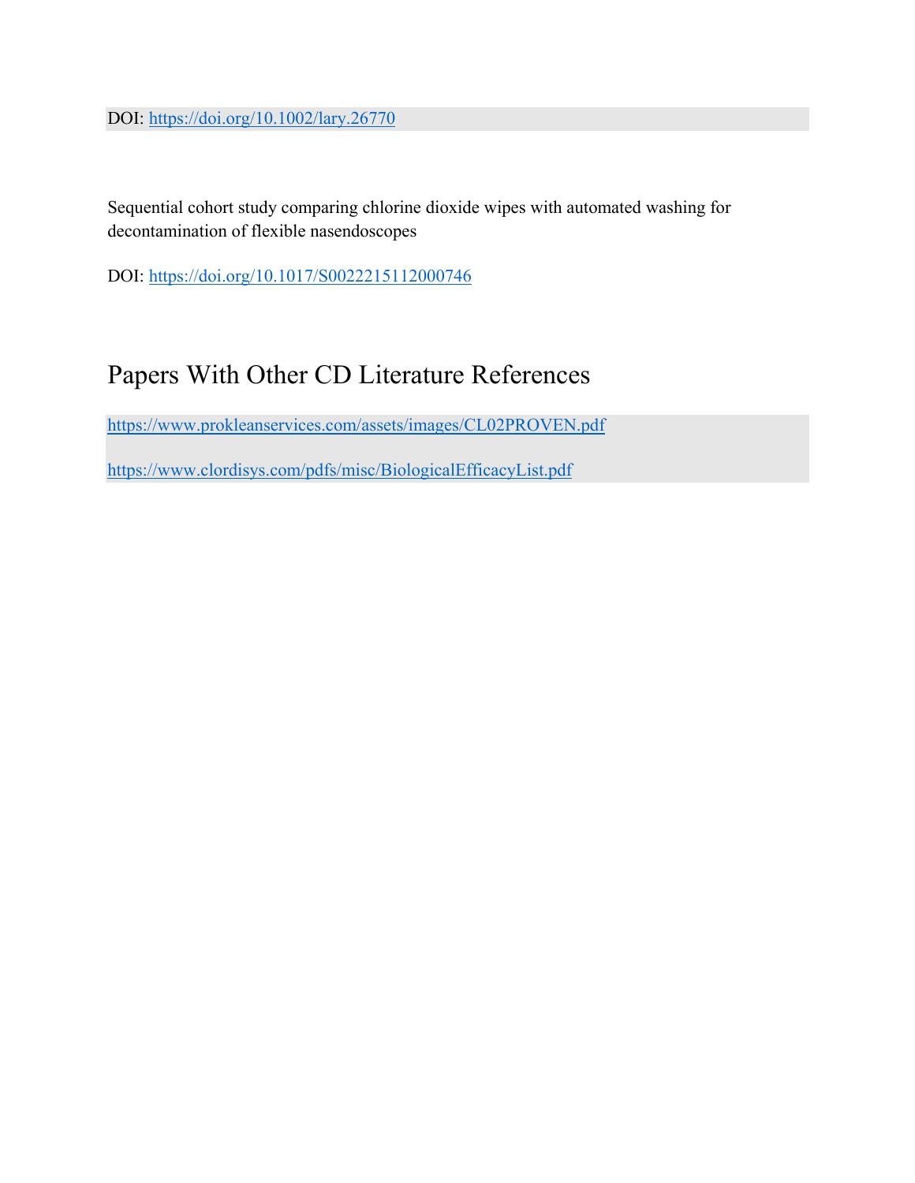DOI: https://doi.org/10.1002/lary.26770

Sequential cohort study comparing chlorine dioxide wipes with automated washing for decontamination of flexible nasendoscopes

DOI: https://doi.org/10.1017/S0022215112000746

# Papers With Other CD Literature References

https://www.prokleanservices.com/assets/images/CL02PROVEN.pdf

https://www.clordisys.com/pdfs/misc/BiologicalEfficacyList.pdf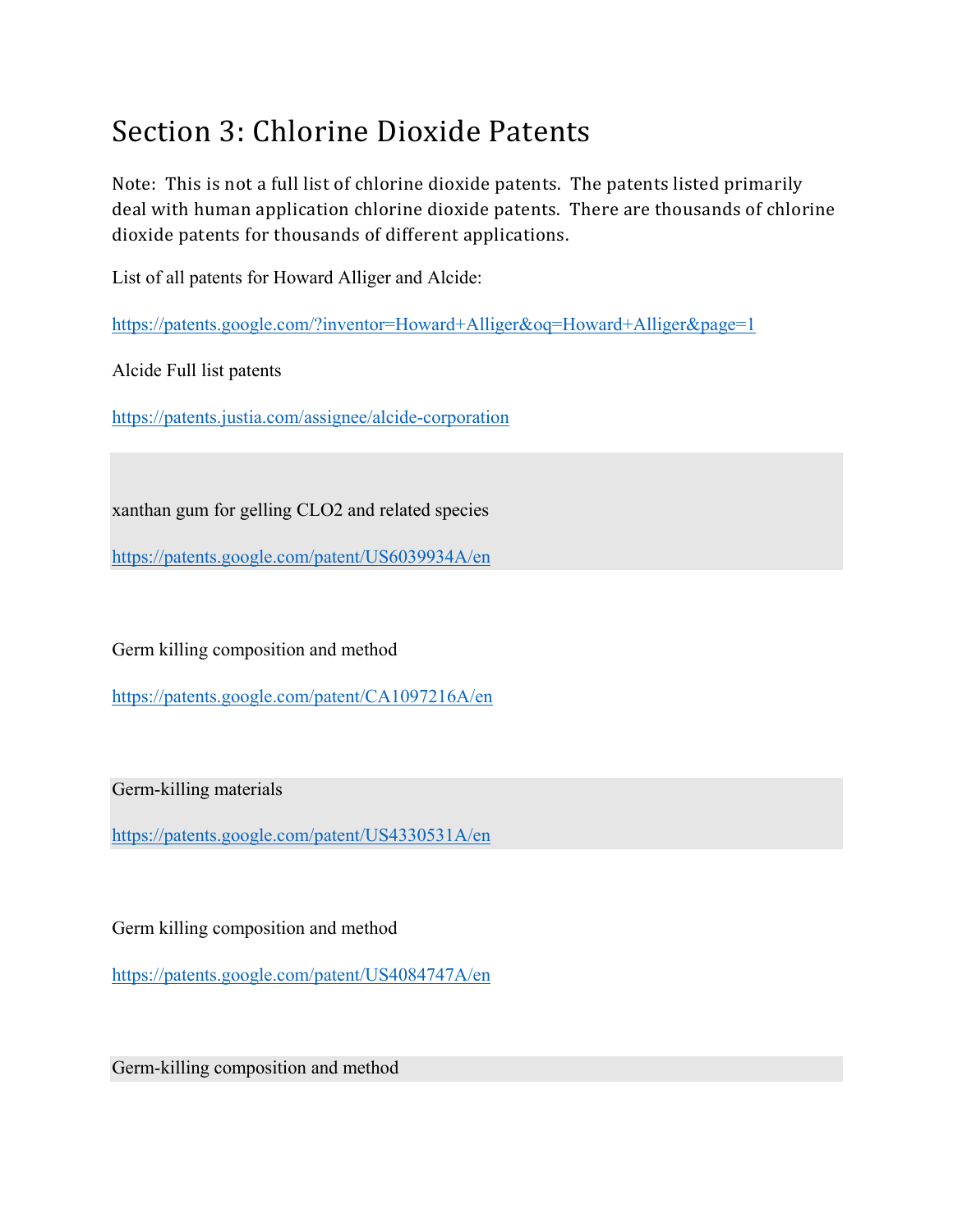# Section 3: Chlorine Dioxide Patents

Note: This is not a full list of chlorine dioxide patents. The patents listed primarily deal with human application chlorine dioxide patents. There are thousands of chlorine dioxide patents for thousands of different applications.

List of all patents for Howard Alliger and Alcide:

https://patents.google.com/?inventor=Howard+Alliger&oq=Howard+Alliger&page=1

Alcide Full list patents

https://patents.justia.com/assignee/alcide-corporation

xanthan gum for gelling CLO2 and related species

https://patents.google.com/patent/US6039934A/en

Germ killing composition and method

https://patents.google.com/patent/CA1097216A/en

Germ-killing materials

https://patents.google.com/patent/US4330531A/en

Germ killing composition and method

https://patents.google.com/patent/US4084747A/en

Germ-killing composition and method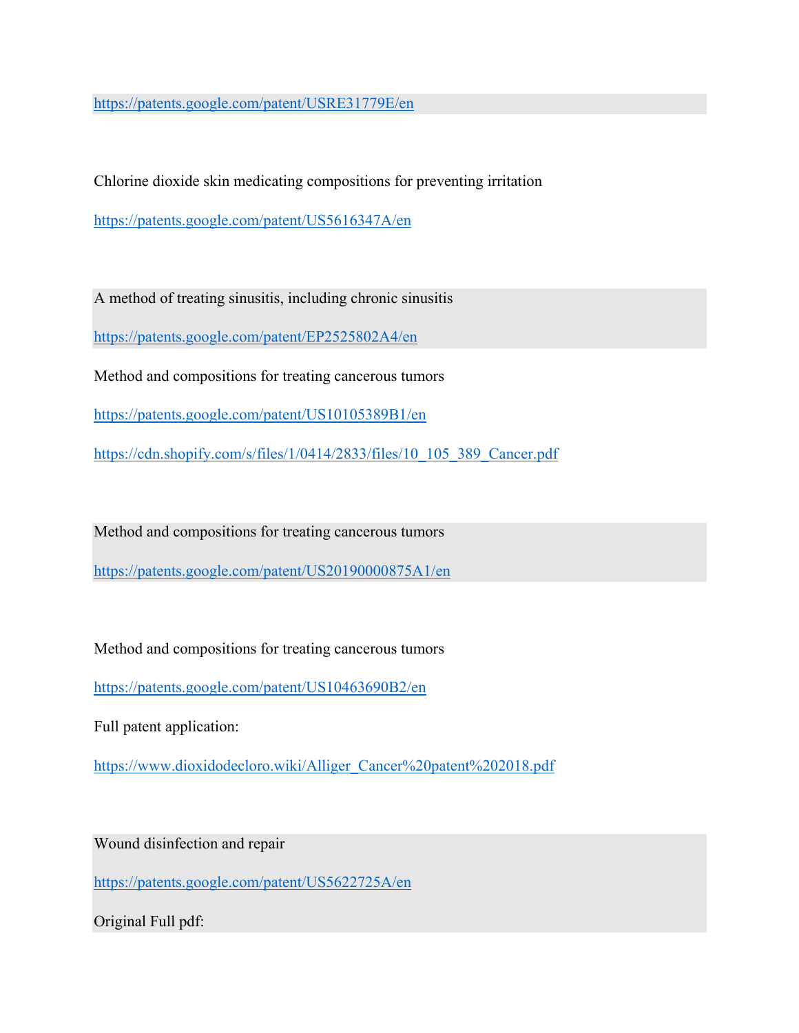https://patents.google.com/patent/USRE31779E/en

Chlorine dioxide skin medicating compositions for preventing irritation

https://patents.google.com/patent/US5616347A/en

A method of treating sinusitis, including chronic sinusitis

https://patents.google.com/patent/EP2525802A4/en

Method and compositions for treating cancerous tumors

https://patents.google.com/patent/US10105389B1/en

https://cdn.shopify.com/s/files/1/0414/2833/files/10_105_389_Cancer.pdf

Method and compositions for treating cancerous tumors

https://patents.google.com/patent/US20190000875A1/en

Method and compositions for treating cancerous tumors

https://patents.google.com/patent/US10463690B2/en

Full patent application:

https://www.dioxidodecloro.wiki/Alliger_Cancer%20patent%202018.pdf

Wound disinfection and repair

https://patents.google.com/patent/US5622725A/en

Original Full pdf: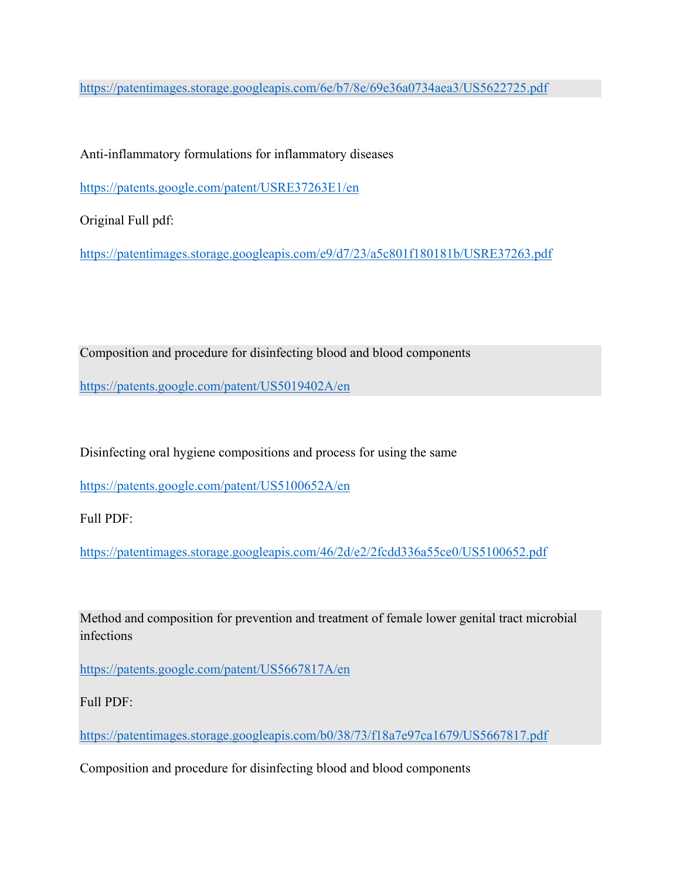https://patentimages.storage.googleapis.com/6e/b7/8e/69e36a0734aea3/US5622725.pdf

Anti-inflammatory formulations for inflammatory diseases

https://patents.google.com/patent/USRE37263E1/en

Original Full pdf:

https://patentimages.storage.googleapis.com/e9/d7/23/a5c801f180181b/USRE37263.pdf

Composition and procedure for disinfecting blood and blood components

https://patents.google.com/patent/US5019402A/en

Disinfecting oral hygiene compositions and process for using the same

https://patents.google.com/patent/US5100652A/en

Full PDF:

https://patentimages.storage.googleapis.com/46/2d/e2/2fcdd336a55ce0/US5100652.pdf

Method and composition for prevention and treatment of female lower genital tract microbial infections

https://patents.google.com/patent/US5667817A/en

Full PDF:

https://patentimages.storage.googleapis.com/b0/38/73/f18a7e97ca1679/US5667817.pdf

Composition and procedure for disinfecting blood and blood components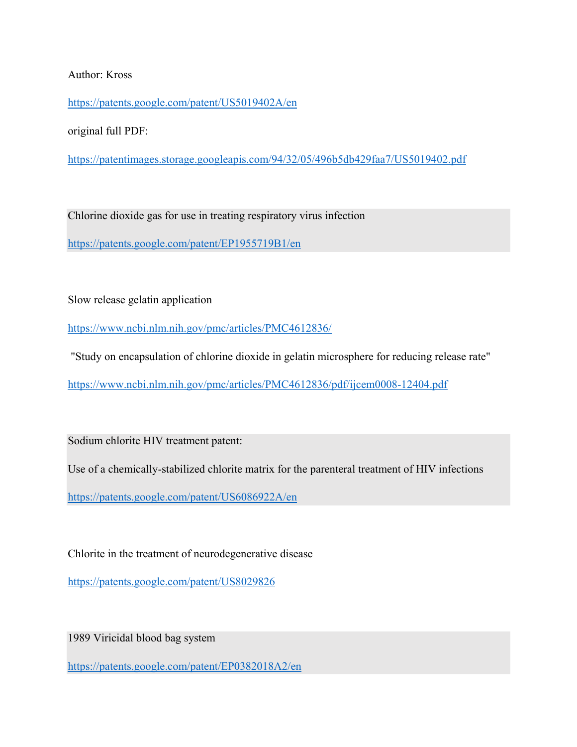Author: Kross

https://patents.google.com/patent/US5019402A/en

original full PDF:

https://patentimages.storage.googleapis.com/94/32/05/496b5db429faa7/US5019402.pdf

Chlorine dioxide gas for use in treating respiratory virus infection

https://patents.google.com/patent/EP1955719B1/en

Slow release gelatin application

https://www.ncbi.nlm.nih.gov/pmc/articles/PMC4612836/

"Study on encapsulation of chlorine dioxide in gelatin microsphere for reducing release rate"

https://www.ncbi.nlm.nih.gov/pmc/articles/PMC4612836/pdf/ijcem0008-12404.pdf

Sodium chlorite HIV treatment patent:

Use of a chemically-stabilized chlorite matrix for the parenteral treatment of HIV infections

https://patents.google.com/patent/US6086922A/en

Chlorite in the treatment of neurodegenerative disease

https://patents.google.com/patent/US8029826

1989 Viricidal blood bag system

https://patents.google.com/patent/EP0382018A2/en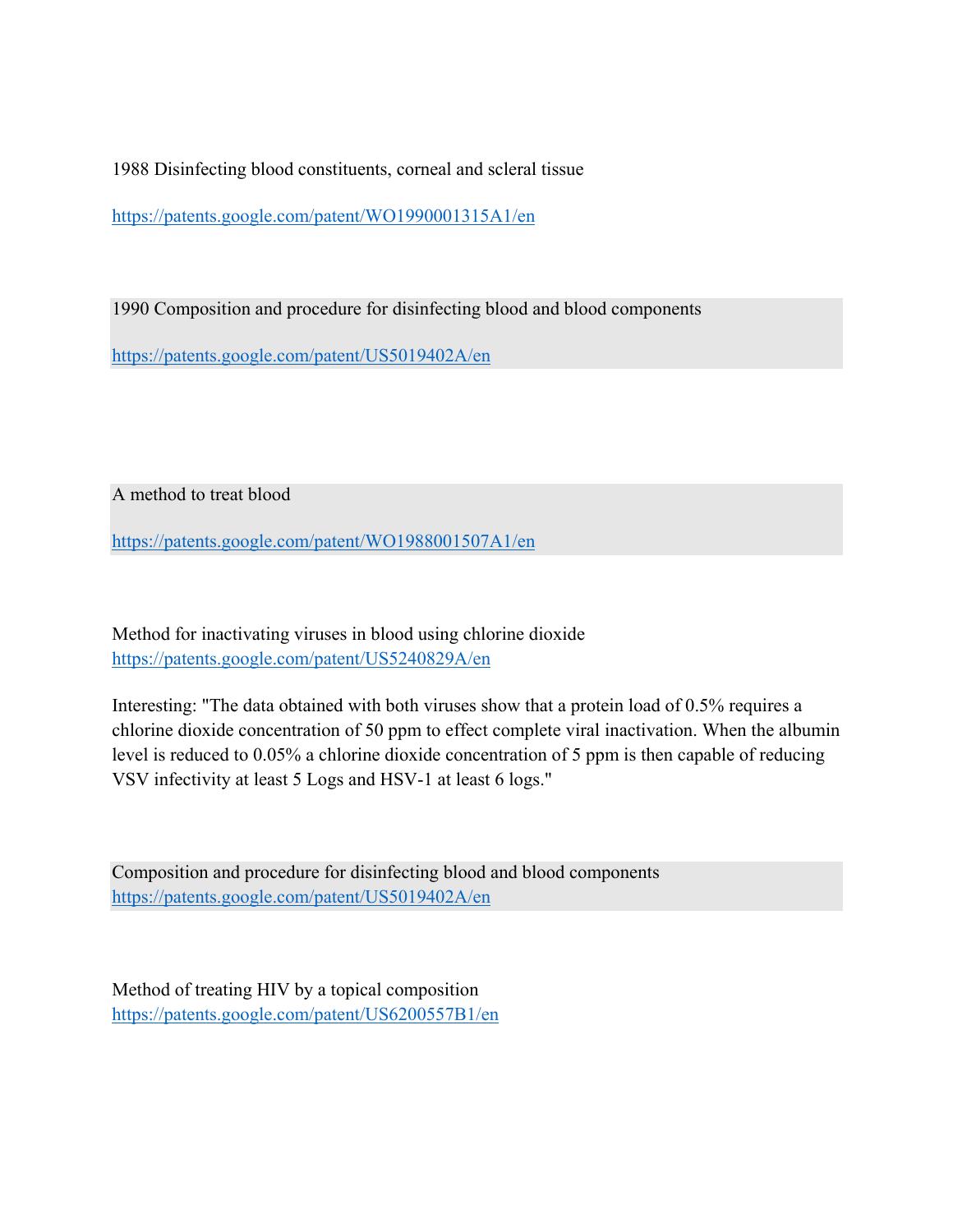1988 Disinfecting blood constituents, corneal and scleral tissue

https://patents.google.com/patent/WO1990001315A1/en

1990 Composition and procedure for disinfecting blood and blood components

https://patents.google.com/patent/US5019402A/en

A method to treat blood

https://patents.google.com/patent/WO1988001507A1/en

Method for inactivating viruses in blood using chlorine dioxide
https://patents.google.com/patent/US5240829A/en

Interesting: "The data obtained with both viruses show that a protein load of 0.5% requires a chlorine dioxide concentration of 50 ppm to effect complete viral inactivation. When the albumin level is reduced to 0.05% a chlorine dioxide concentration of 5 ppm is then capable of reducing VSV infectivity at least 5 Logs and HSV-1 at least 6 logs."

Composition and procedure for disinfecting blood and blood components
https://patents.google.com/patent/US5019402A/en

Method of treating HIV by a topical composition
https://patents.google.com/patent/US6200557B1/en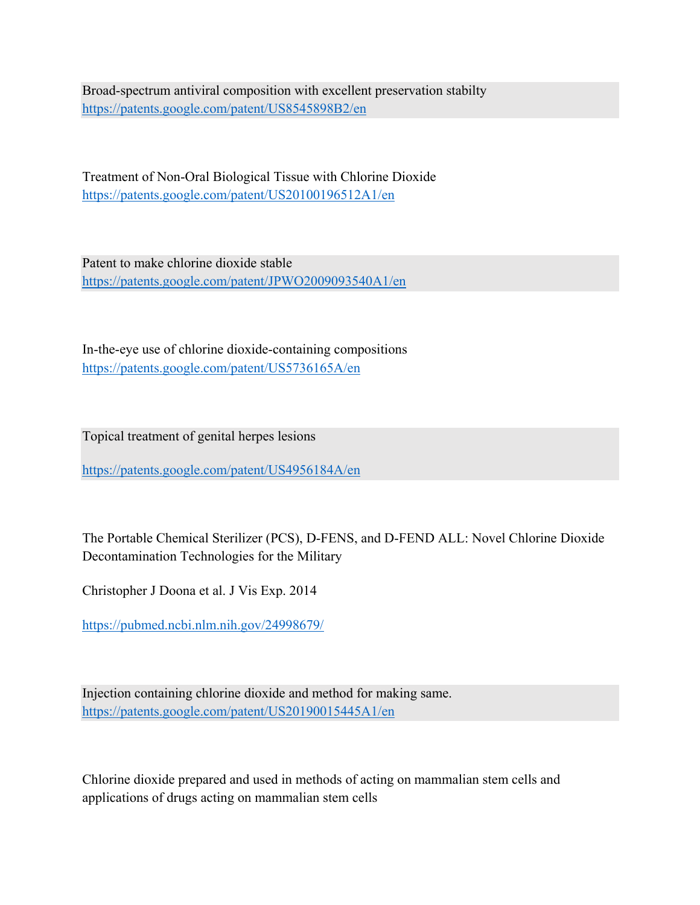Broad-spectrum antiviral composition with excellent preservation stabilty
https://patents.google.com/patent/US8545898B2/en

Treatment of Non-Oral Biological Tissue with Chlorine Dioxide
https://patents.google.com/patent/US20100196512A1/en

Patent to make chlorine dioxide stable
https://patents.google.com/patent/JPWO2009093540A1/en

In-the-eye use of chlorine dioxide-containing compositions
https://patents.google.com/patent/US5736165A/en

Topical treatment of genital herpes lesions

https://patents.google.com/patent/US4956184A/en

The Portable Chemical Sterilizer (PCS), D-FENS, and D-FEND ALL: Novel Chlorine Dioxide Decontamination Technologies for the Military

Christopher J Doona et al. J Vis Exp. 2014

https://pubmed.ncbi.nlm.nih.gov/24998679/

Injection containing chlorine dioxide and method for making same.
https://patents.google.com/patent/US20190015445A1/en

Chlorine dioxide prepared and used in methods of acting on mammalian stem cells and applications of drugs acting on mammalian stem cells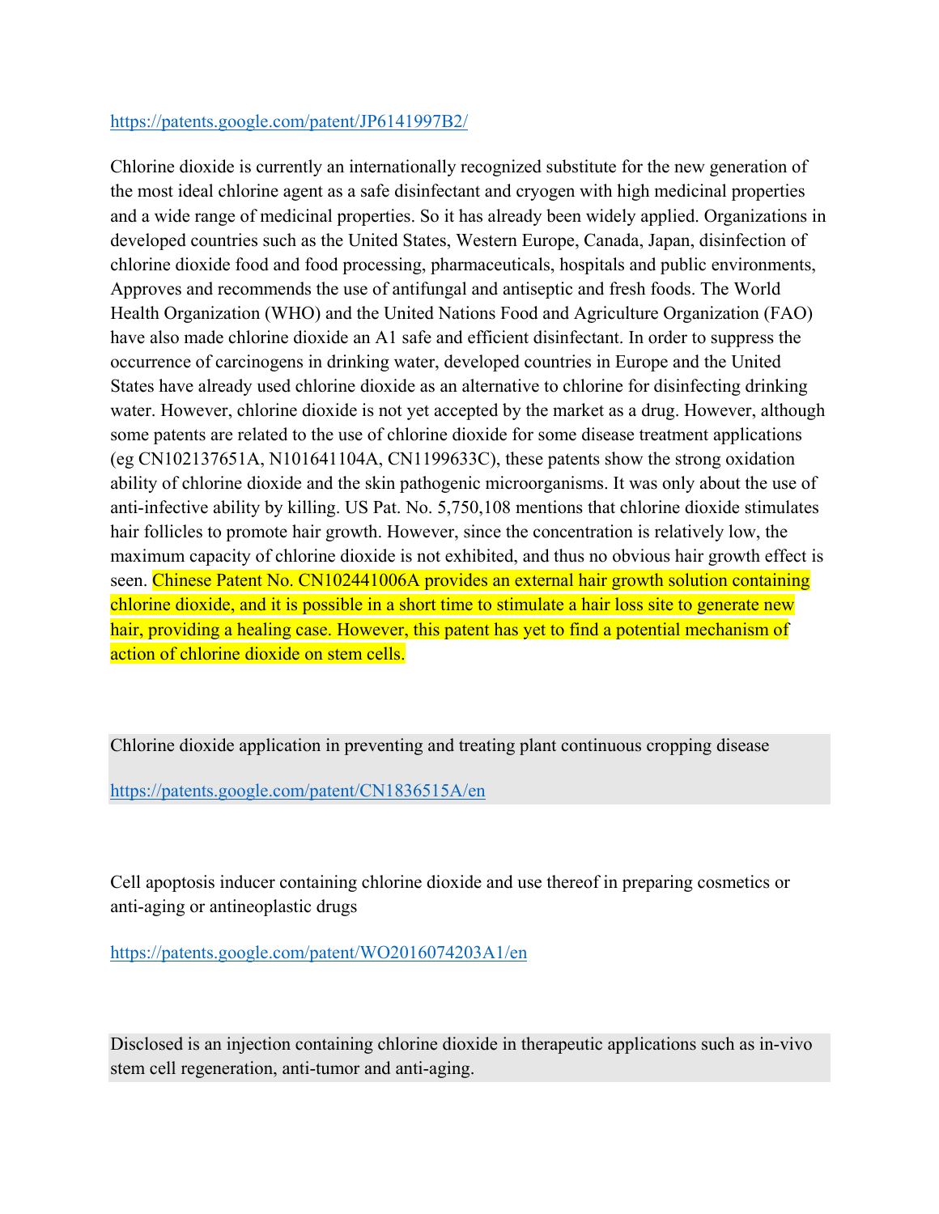https://patents.google.com/patent/JP6141997B2/

Chlorine dioxide is currently an internationally recognized substitute for the new generation of the most ideal chlorine agent as a safe disinfectant and cryogen with high medicinal properties and a wide range of medicinal properties. So it has already been widely applied. Organizations in developed countries such as the United States, Western Europe, Canada, Japan, disinfection of chlorine dioxide food and food processing, pharmaceuticals, hospitals and public environments, Approves and recommends the use of antifungal and antiseptic and fresh foods. The World Health Organization (WHO) and the United Nations Food and Agriculture Organization (FAO) have also made chlorine dioxide an A1 safe and efficient disinfectant. In order to suppress the occurrence of carcinogens in drinking water, developed countries in Europe and the United States have already used chlorine dioxide as an alternative to chlorine for disinfecting drinking water. However, chlorine dioxide is not yet accepted by the market as a drug. However, although some patents are related to the use of chlorine dioxide for some disease treatment applications (eg CN102137651A, N101641104A, CN1199633C), these patents show the strong oxidation ability of chlorine dioxide and the skin pathogenic microorganisms. It was only about the use of anti-infective ability by killing. US Pat. No. 5,750,108 mentions that chlorine dioxide stimulates hair follicles to promote hair growth. However, since the concentration is relatively low, the maximum capacity of chlorine dioxide is not exhibited, and thus no obvious hair growth effect is seen. Chinese Patent No. CN102441006A provides an external hair growth solution containing chlorine dioxide, and it is possible in a short time to stimulate a hair loss site to generate new hair, providing a healing case. However, this patent has yet to find a potential mechanism of action of chlorine dioxide on stem cells.

Chlorine dioxide application in preventing and treating plant continuous cropping disease

https://patents.google.com/patent/CN1836515A/en

Cell apoptosis inducer containing chlorine dioxide and use thereof in preparing cosmetics or anti-aging or antineoplastic drugs

https://patents.google.com/patent/WO2016074203A1/en

Disclosed is an injection containing chlorine dioxide in therapeutic applications such as in-vivo stem cell regeneration, anti-tumor and anti-aging.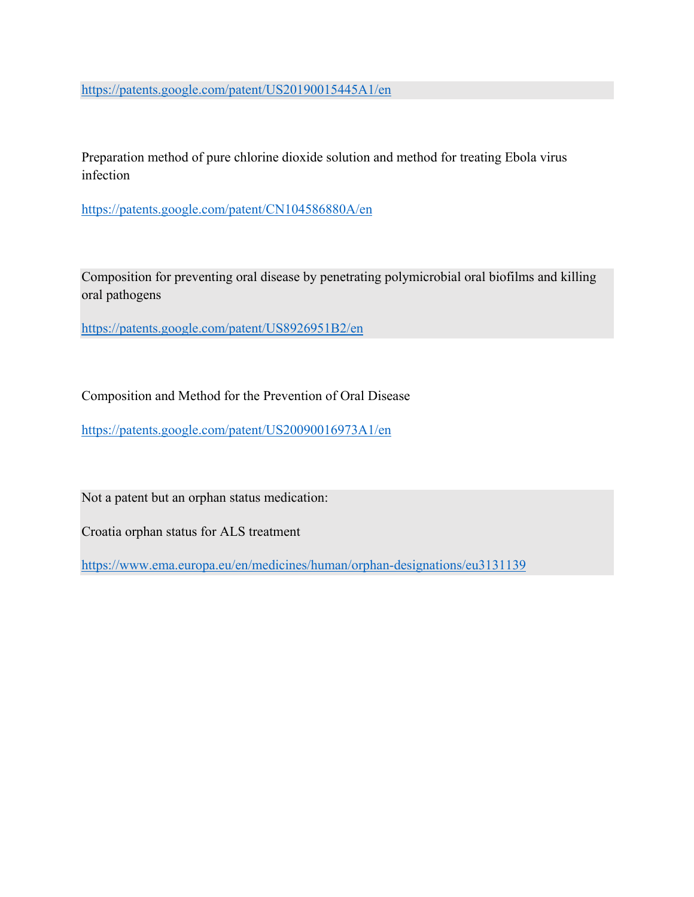https://patents.google.com/patent/US20190015445A1/en

Preparation method of pure chlorine dioxide solution and method for treating Ebola virus infection

https://patents.google.com/patent/CN104586880A/en

Composition for preventing oral disease by penetrating polymicrobial oral biofilms and killing oral pathogens

https://patents.google.com/patent/US8926951B2/en

Composition and Method for the Prevention of Oral Disease

https://patents.google.com/patent/US20090016973A1/en

Not a patent but an orphan status medication:

Croatia orphan status for ALS treatment

https://www.ema.europa.eu/en/medicines/human/orphan-designations/eu3131139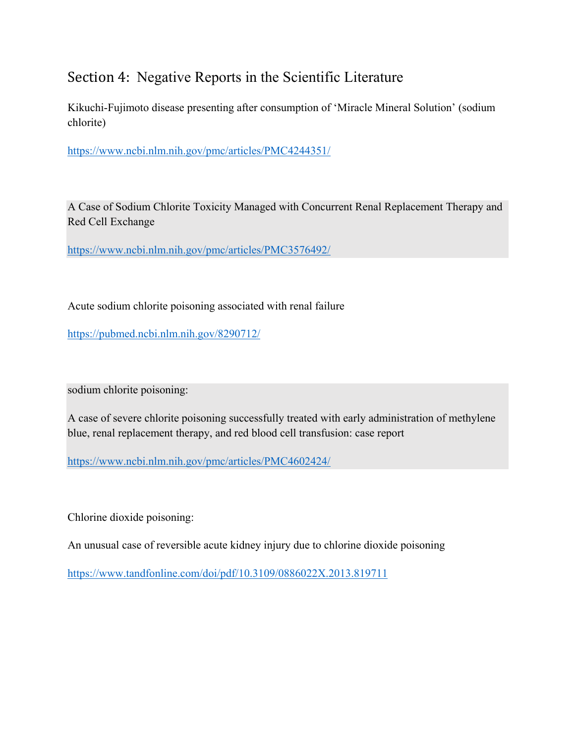## Section 4: Negative Reports in the Scientific Literature

Kikuchi-Fujimoto disease presenting after consumption of ‘Miracle Mineral Solution’ (sodium chlorite)

https://www.ncbi.nlm.nih.gov/pmc/articles/PMC4244351/

A Case of Sodium Chlorite Toxicity Managed with Concurrent Renal Replacement Therapy and Red Cell Exchange

https://www.ncbi.nlm.nih.gov/pmc/articles/PMC3576492/

Acute sodium chlorite poisoning associated with renal failure

https://pubmed.ncbi.nlm.nih.gov/8290712/

sodium chlorite poisoning:

A case of severe chlorite poisoning successfully treated with early administration of methylene blue, renal replacement therapy, and red blood cell transfusion: case report

https://www.ncbi.nlm.nih.gov/pmc/articles/PMC4602424/

Chlorine dioxide poisoning:

An unusual case of reversible acute kidney injury due to chlorine dioxide poisoning

https://www.tandfonline.com/doi/pdf/10.3109/0886022X.2013.819711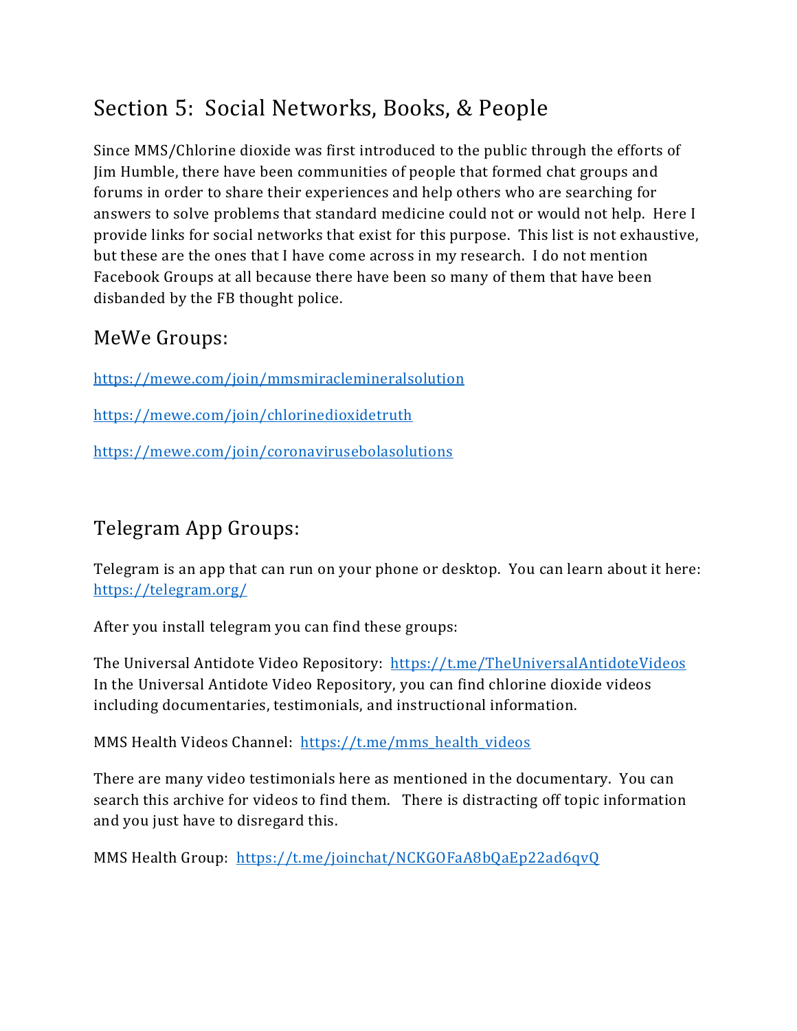## Section 5: Social Networks, Books, & People

Since MMS/Chlorine dioxide was first introduced to the public through the efforts of Jim Humble, there have been communities of people that formed chat groups and forums in order to share their experiences and help others who are searching for answers to solve problems that standard medicine could not or would not help. Here I provide links for social networks that exist for this purpose. This list is not exhaustive, but these are the ones that I have come across in my research. I do not mention Facebook Groups at all because there have been so many of them that have been disbanded by the FB thought police.

### MeWe Groups:

https://mewe.com/join/mmsmiraclemineralsolution

https://mewe.com/join/chlorinedioxidetruth

https://mewe.com/join/coronavirusebolasolutions

### Telegram App Groups:

Telegram is an app that can run on your phone or desktop. You can learn about it here: https://telegram.org/

After you install telegram you can find these groups:

The Universal Antidote Video Repository: https://t.me/TheUniversalAntidoteVideos
In the Universal Antidote Video Repository, you can find chlorine dioxide videos including documentaries, testimonials, and instructional information.

MMS Health Videos Channel: https://t.me/mms_health_videos

There are many video testimonials here as mentioned in the documentary. You can search this archive for videos to find them. There is distracting off topic information and you just have to disregard this.

MMS Health Group: https://t.me/joinchat/NCKGOFaA8bQaEp22ad6qvQ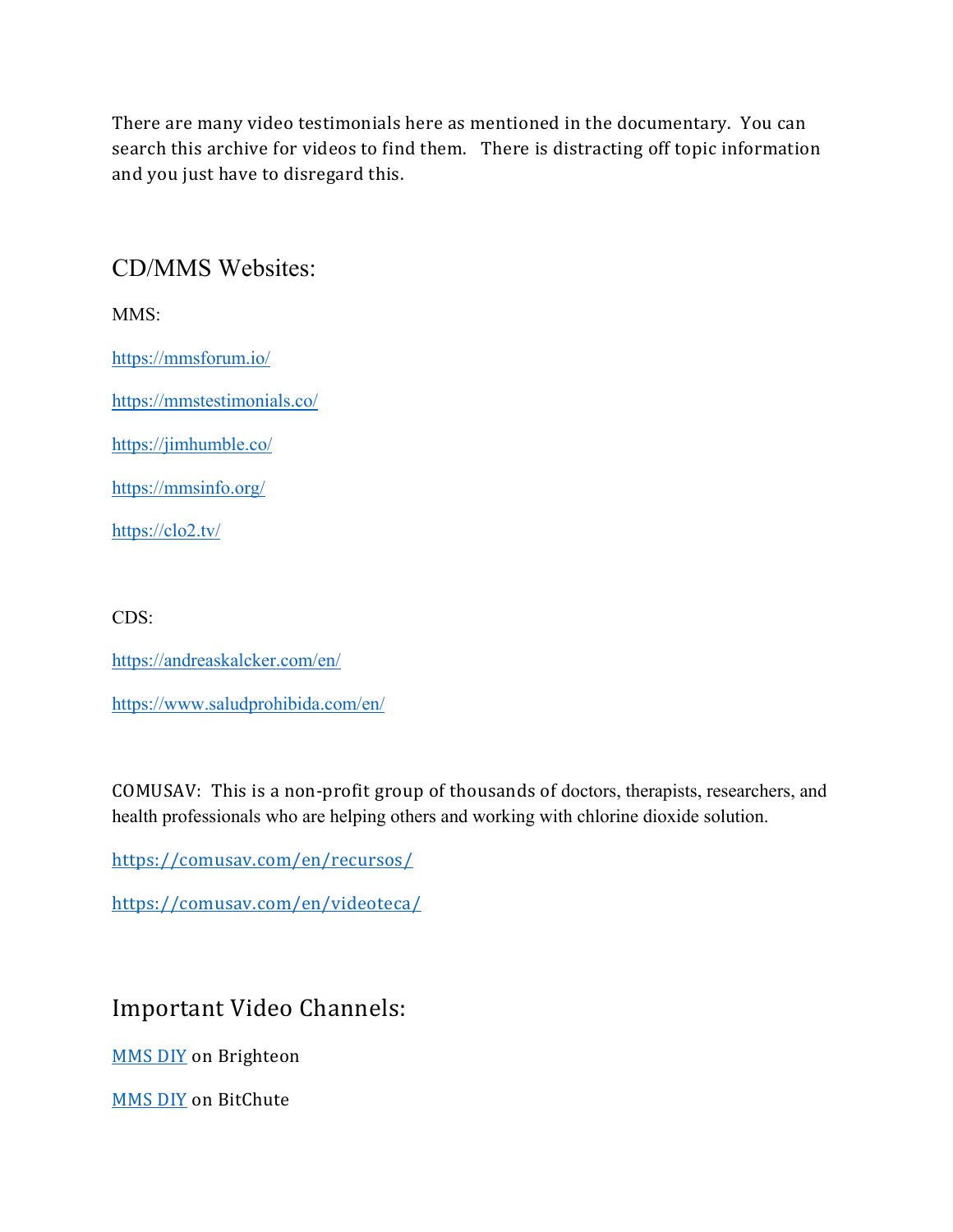There are many video testimonials here as mentioned in the documentary. You can search this archive for videos to find them. There is distracting off topic information and you just have to disregard this.

## CD/MMS Websites:

MMS:

https://mmsforum.io/

https://mmstestimonials.co/

https://jimhumble.co/

https://mmsinfo.org/

https://clo2.tv/

CDS:

https://andreaskalcker.com/en/

https://www.saludprohibida.com/en/

COMUSAV: This is a non-profit group of thousands of doctors, therapists, researchers, and health professionals who are helping others and working with chlorine dioxide solution.

https://comusav.com/en/recursos/

https://comusav.com/en/videoteca/

## Important Video Channels:

MMS DIY on Brighteon

MMS DIY on BitChute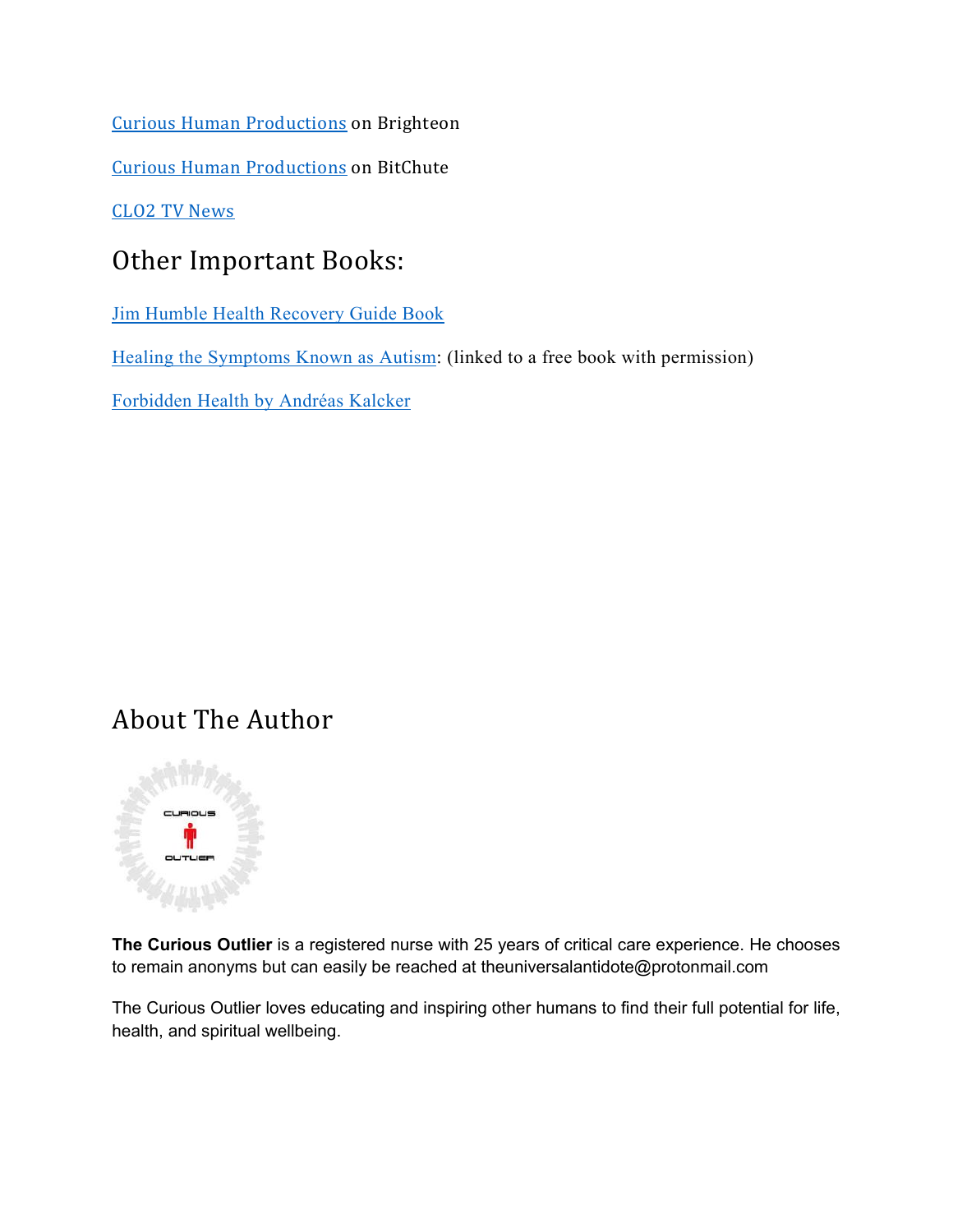[Curious Human Productions](#) on Brighteon

[Curious Human Productions](#) on BitChute

[CLO2 TV News](#)

## Other Important Books:

[Jim Humble Health Recovery Guide Book](#)

[Healing the Symptoms Known as Autism](#): (linked to a free book with permission)

[Forbidden Health by Andréas Kalcker](#)

## About The Author

**The Curious Outlier** is a registered nurse with 25 years of critical care experience. He chooses to remain anonyms but can easily be reached at theuniversalantidote@protonmail.com

The Curious Outlier loves educating and inspiring other humans to find their full potential for life, health, and spiritual wellbeing.